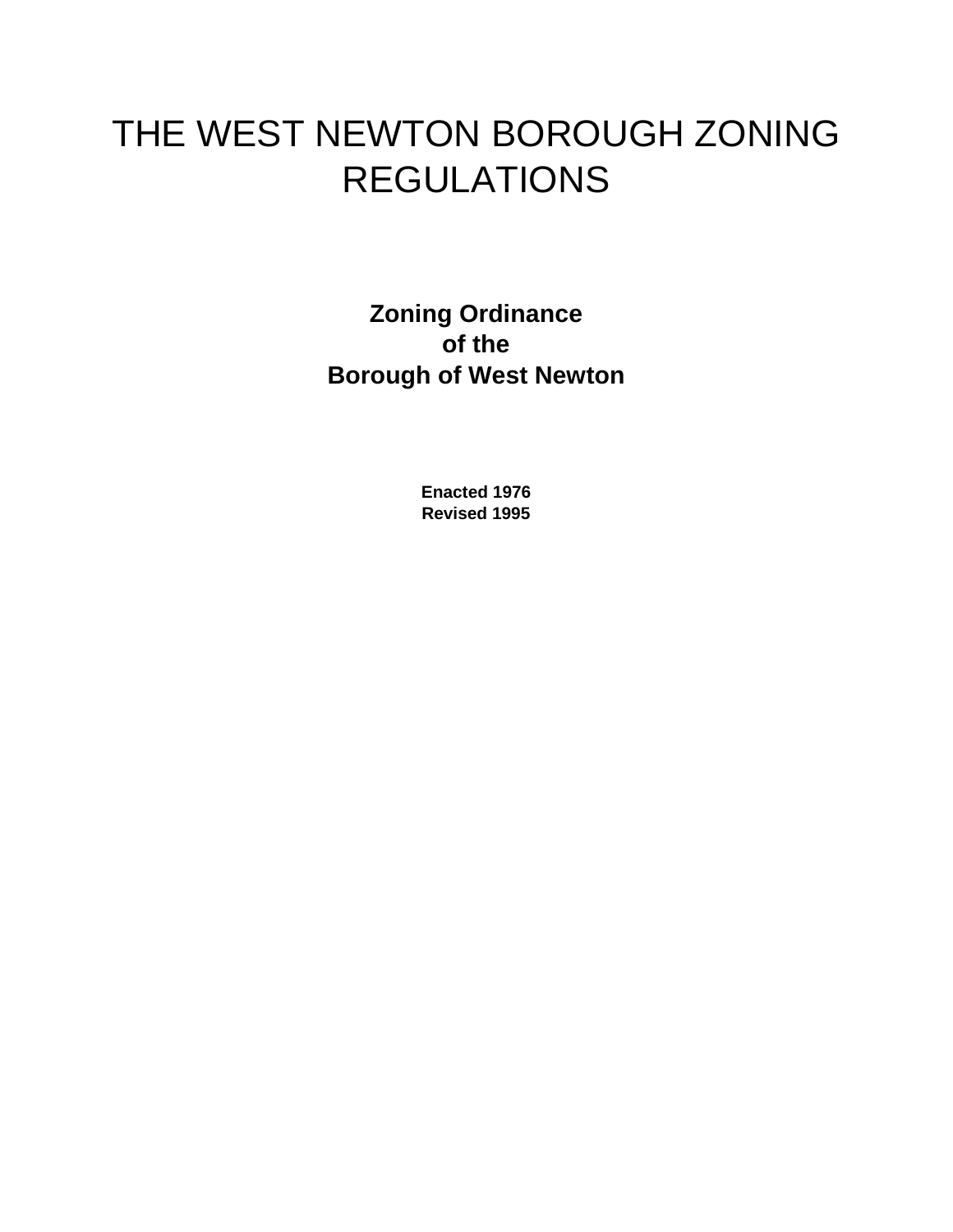# THE WEST NEWTON BOROUGH ZONING REGULATIONS

**Zoning Ordinance**
**of the**
**Borough of West Newton**

**Enacted 1976**
**Revised 1995**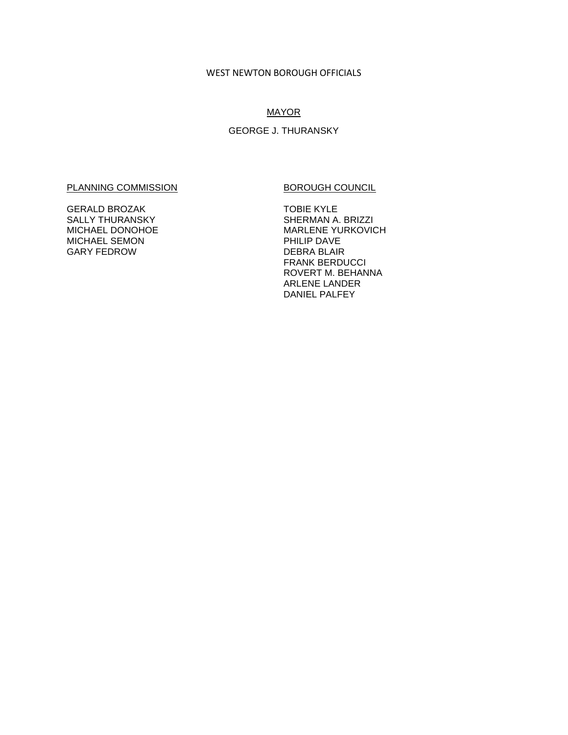# WEST NEWTON BOROUGH OFFICIALS

## MAYOR

GEORGE J. THURANSKY

## PLANNING COMMISSION

GERALD BROZAK
SALLY THURANSKY
MICHAEL DONOHOE
MICHAEL SEMON
GARY FEDROW

## BOROUGH COUNCIL

TOBIE KYLE
SHERMAN A. BRIZZI
MARLENE YURKOVICH
PHILIP DAVE
DEBRA BLAIR
FRANK BERDUCCI
ROVERT M. BEHANNA
ARLENE LANDER
DANIEL PALFEY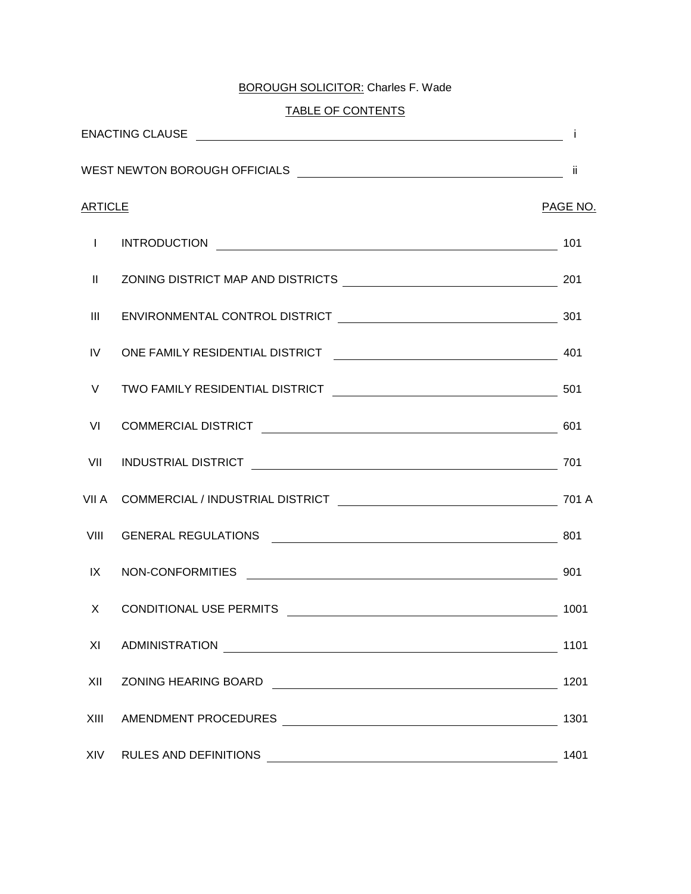BOROUGH SOLICITOR: Charles F. Wade

TABLE OF CONTENTS

| | | |
|---|---|---|
| ENACTING CLAUSE | | i |
| WEST NEWTON BOROUGH OFFICIALS | | ii |
| ARTICLE | | PAGE NO. |
| I | INTRODUCTION | 101 |
| II | ZONING DISTRICT MAP AND DISTRICTS | 201 |
| III | ENVIRONMENTAL CONTROL DISTRICT | 301 |
| IV | ONE FAMILY RESIDENTIAL DISTRICT | 401 |
| V | TWO FAMILY RESIDENTIAL DISTRICT | 501 |
| VI | COMMERCIAL DISTRICT | 601 |
| VII | INDUSTRIAL DISTRICT | 701 |
| VII A | COMMERCIAL / INDUSTRIAL DISTRICT | 701 A |
| VIII | GENERAL REGULATIONS | 801 |
| IX | NON-CONFORMITIES | 901 |
| X | CONDITIONAL USE PERMITS | 1001 |
| XI | ADMINISTRATION | 1101 |
| XII | ZONING HEARING BOARD | 1201 |
| XIII | AMENDMENT PROCEDURES | 1301 |
| XIV | RULES AND DEFINITIONS | 1401 |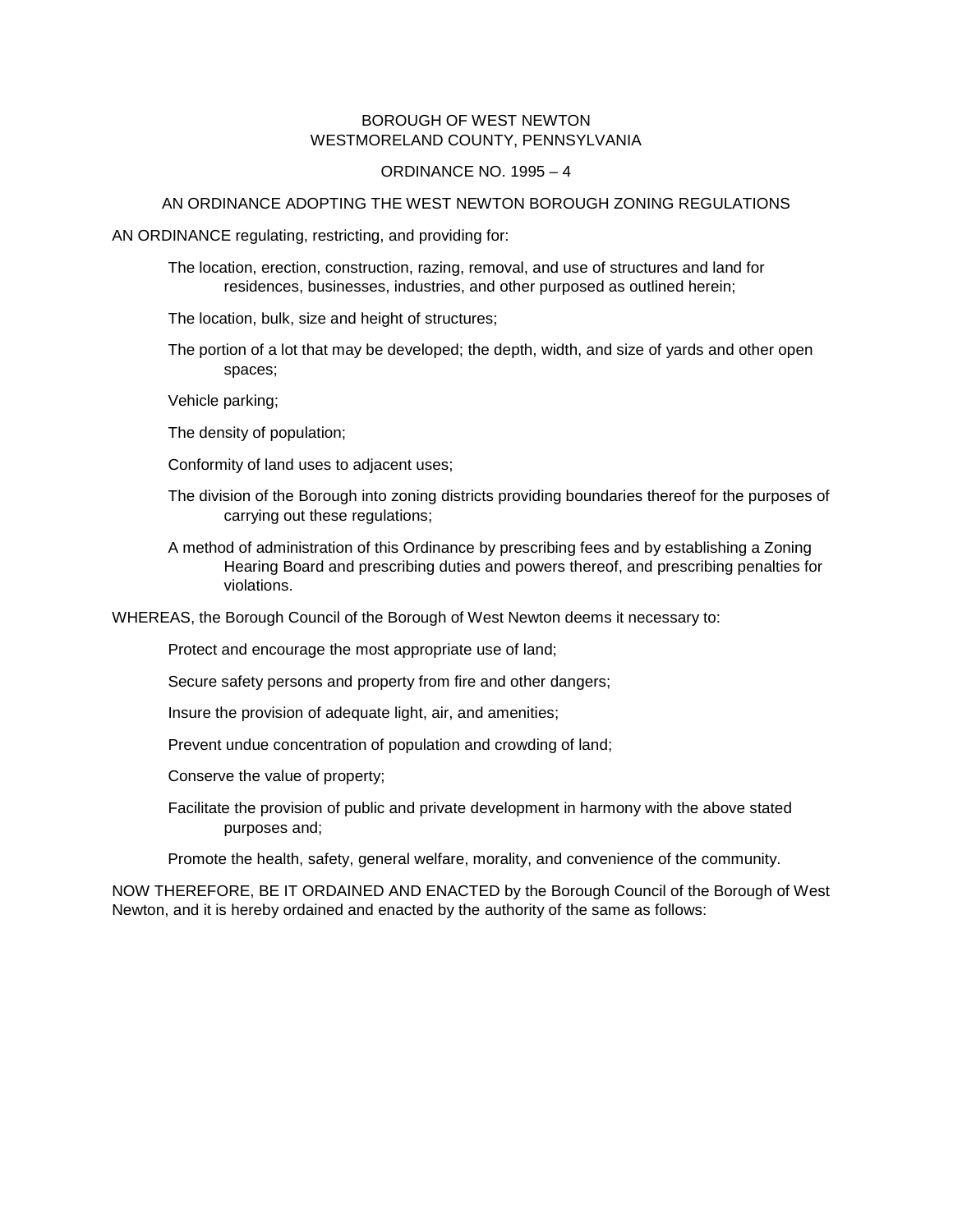BOROUGH OF WEST NEWTON
WESTMORELAND COUNTY, PENNSYLVANIA

ORDINANCE NO. 1995 – 4

AN ORDINANCE ADOPTING THE WEST NEWTON BOROUGH ZONING REGULATIONS

AN ORDINANCE regulating, restricting, and providing for:

The location, erection, construction, razing, removal, and use of structures and land for residences, businesses, industries, and other purposed as outlined herein;

The location, bulk, size and height of structures;

The portion of a lot that may be developed; the depth, width, and size of yards and other open spaces;

Vehicle parking;

The density of population;

Conformity of land uses to adjacent uses;

The division of the Borough into zoning districts providing boundaries thereof for the purposes of carrying out these regulations;

A method of administration of this Ordinance by prescribing fees and by establishing a Zoning Hearing Board and prescribing duties and powers thereof, and prescribing penalties for violations.

WHEREAS, the Borough Council of the Borough of West Newton deems it necessary to:

Protect and encourage the most appropriate use of land;

Secure safety persons and property from fire and other dangers;

Insure the provision of adequate light, air, and amenities;

Prevent undue concentration of population and crowding of land;

Conserve the value of property;

Facilitate the provision of public and private development in harmony with the above stated purposes and;

Promote the health, safety, general welfare, morality, and convenience of the community.

NOW THEREFORE, BE IT ORDAINED AND ENACTED by the Borough Council of the Borough of West Newton, and it is hereby ordained and enacted by the authority of the same as follows: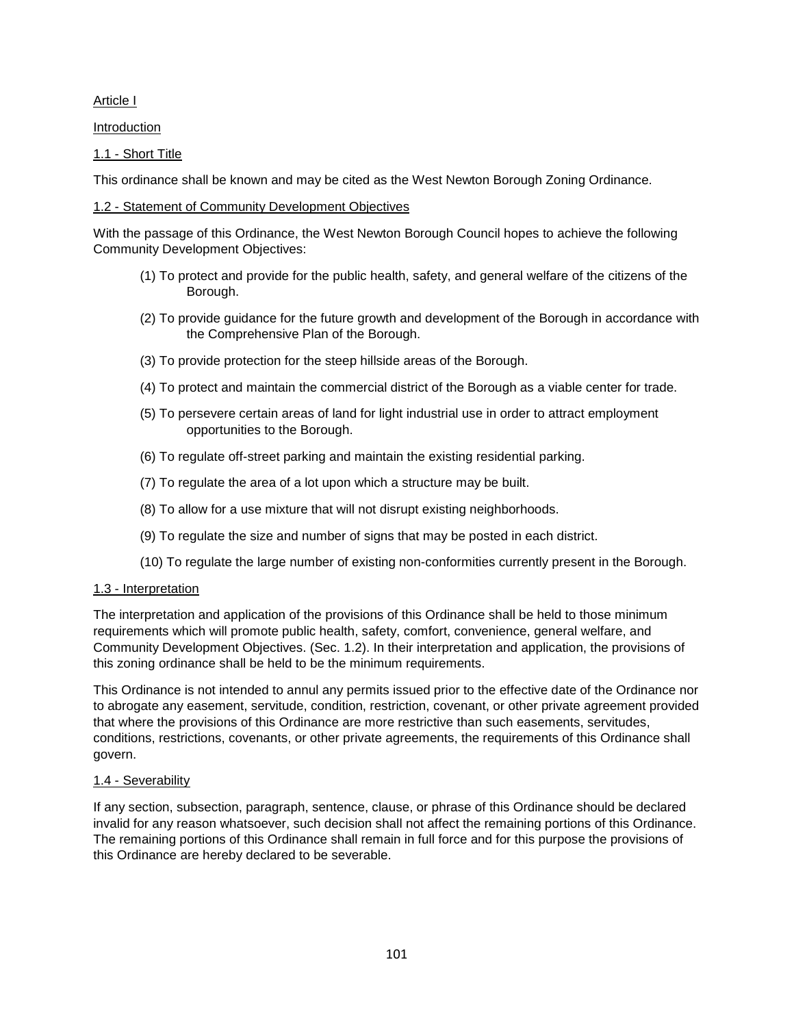# Article I

## Introduction

### 1.1 - Short Title

This ordinance shall be known and may be cited as the West Newton Borough Zoning Ordinance.

### 1.2 - Statement of Community Development Objectives

With the passage of this Ordinance, the West Newton Borough Council hopes to achieve the following Community Development Objectives:

(1) To protect and provide for the public health, safety, and general welfare of the citizens of the Borough.

(2) To provide guidance for the future growth and development of the Borough in accordance with the Comprehensive Plan of the Borough.

(3) To provide protection for the steep hillside areas of the Borough.

(4) To protect and maintain the commercial district of the Borough as a viable center for trade.

(5) To persevere certain areas of land for light industrial use in order to attract employment opportunities to the Borough.

(6) To regulate off-street parking and maintain the existing residential parking.

(7) To regulate the area of a lot upon which a structure may be built.

(8) To allow for a use mixture that will not disrupt existing neighborhoods.

(9) To regulate the size and number of signs that may be posted in each district.

(10) To regulate the large number of existing non-conformities currently present in the Borough.

### 1.3 - Interpretation

The interpretation and application of the provisions of this Ordinance shall be held to those minimum requirements which will promote public health, safety, comfort, convenience, general welfare, and Community Development Objectives. (Sec. 1.2). In their interpretation and application, the provisions of this zoning ordinance shall be held to be the minimum requirements.

This Ordinance is not intended to annul any permits issued prior to the effective date of the Ordinance nor to abrogate any easement, servitude, condition, restriction, covenant, or other private agreement provided that where the provisions of this Ordinance are more restrictive than such easements, servitudes, conditions, restrictions, covenants, or other private agreements, the requirements of this Ordinance shall govern.

### 1.4 - Severability

If any section, subsection, paragraph, sentence, clause, or phrase of this Ordinance should be declared invalid for any reason whatsoever, such decision shall not affect the remaining portions of this Ordinance. The remaining portions of this Ordinance shall remain in full force and for this purpose the provisions of this Ordinance are hereby declared to be severable.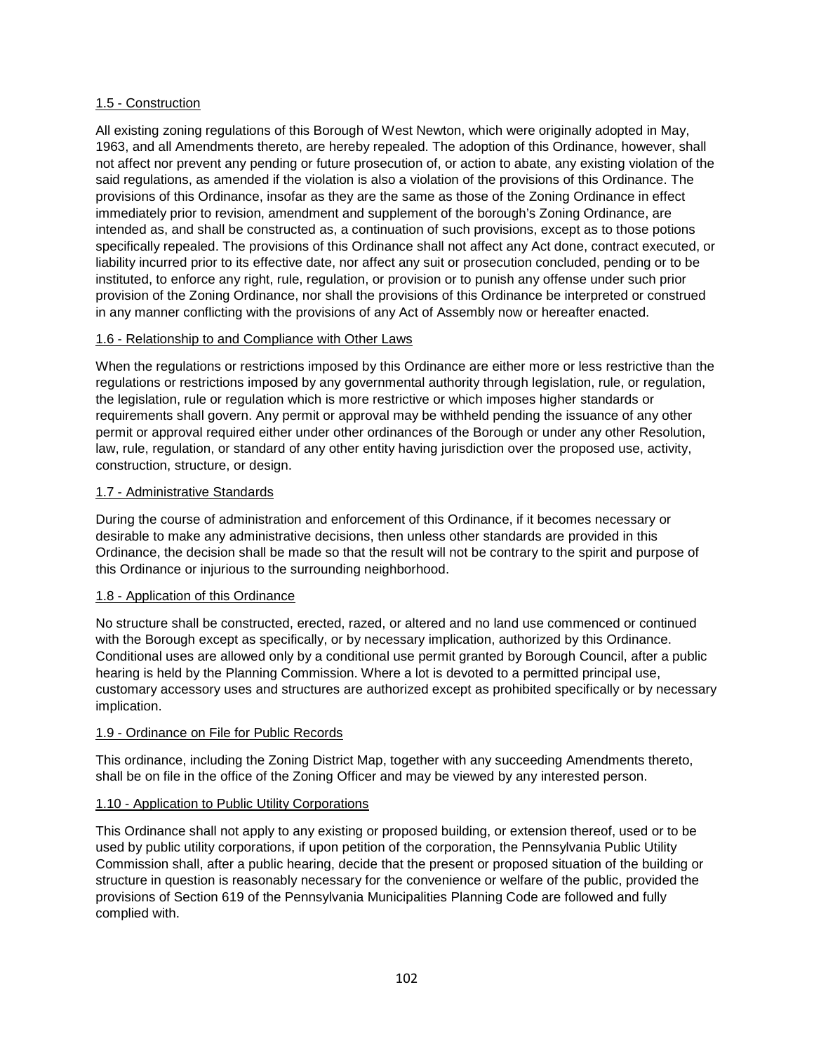## 1.5 - Construction

All existing zoning regulations of this Borough of West Newton, which were originally adopted in May, 1963, and all Amendments thereto, are hereby repealed. The adoption of this Ordinance, however, shall not affect nor prevent any pending or future prosecution of, or action to abate, any existing violation of the said regulations, as amended if the violation is also a violation of the provisions of this Ordinance. The provisions of this Ordinance, insofar as they are the same as those of the Zoning Ordinance in effect immediately prior to revision, amendment and supplement of the borough's Zoning Ordinance, are intended as, and shall be constructed as, a continuation of such provisions, except as to those potions specifically repealed. The provisions of this Ordinance shall not affect any Act done, contract executed, or liability incurred prior to its effective date, nor affect any suit or prosecution concluded, pending or to be instituted, to enforce any right, rule, regulation, or provision or to punish any offense under such prior provision of the Zoning Ordinance, nor shall the provisions of this Ordinance be interpreted or construed in any manner conflicting with the provisions of any Act of Assembly now or hereafter enacted.

## 1.6 - Relationship to and Compliance with Other Laws

When the regulations or restrictions imposed by this Ordinance are either more or less restrictive than the regulations or restrictions imposed by any governmental authority through legislation, rule, or regulation, the legislation, rule or regulation which is more restrictive or which imposes higher standards or requirements shall govern. Any permit or approval may be withheld pending the issuance of any other permit or approval required either under other ordinances of the Borough or under any other Resolution, law, rule, regulation, or standard of any other entity having jurisdiction over the proposed use, activity, construction, structure, or design.

## 1.7 - Administrative Standards

During the course of administration and enforcement of this Ordinance, if it becomes necessary or desirable to make any administrative decisions, then unless other standards are provided in this Ordinance, the decision shall be made so that the result will not be contrary to the spirit and purpose of this Ordinance or injurious to the surrounding neighborhood.

## 1.8 - Application of this Ordinance

No structure shall be constructed, erected, razed, or altered and no land use commenced or continued with the Borough except as specifically, or by necessary implication, authorized by this Ordinance. Conditional uses are allowed only by a conditional use permit granted by Borough Council, after a public hearing is held by the Planning Commission. Where a lot is devoted to a permitted principal use, customary accessory uses and structures are authorized except as prohibited specifically or by necessary implication.

## 1.9 - Ordinance on File for Public Records

This ordinance, including the Zoning District Map, together with any succeeding Amendments thereto, shall be on file in the office of the Zoning Officer and may be viewed by any interested person.

## 1.10 - Application to Public Utility Corporations

This Ordinance shall not apply to any existing or proposed building, or extension thereof, used or to be used by public utility corporations, if upon petition of the corporation, the Pennsylvania Public Utility Commission shall, after a public hearing, decide that the present or proposed situation of the building or structure in question is reasonably necessary for the convenience or welfare of the public, provided the provisions of Section 619 of the Pennsylvania Municipalities Planning Code are followed and fully complied with.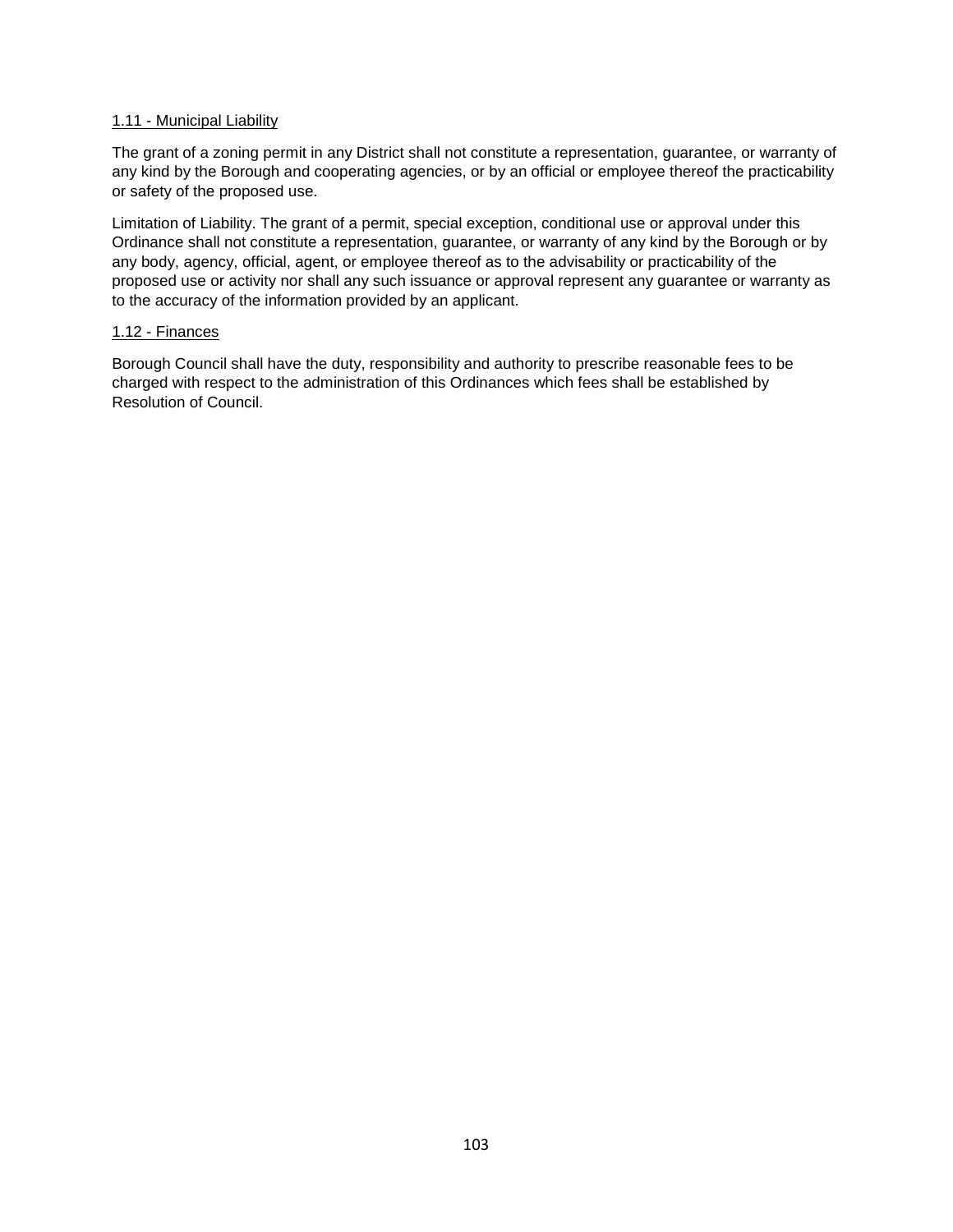1.11 - Municipal Liability

The grant of a zoning permit in any District shall not constitute a representation, guarantee, or warranty of any kind by the Borough and cooperating agencies, or by an official or employee thereof the practicability or safety of the proposed use.

Limitation of Liability. The grant of a permit, special exception, conditional use or approval under this Ordinance shall not constitute a representation, guarantee, or warranty of any kind by the Borough or by any body, agency, official, agent, or employee thereof as to the advisability or practicability of the proposed use or activity nor shall any such issuance or approval represent any guarantee or warranty as to the accuracy of the information provided by an applicant.

1.12 - Finances

Borough Council shall have the duty, responsibility and authority to prescribe reasonable fees to be charged with respect to the administration of this Ordinances which fees shall be established by Resolution of Council.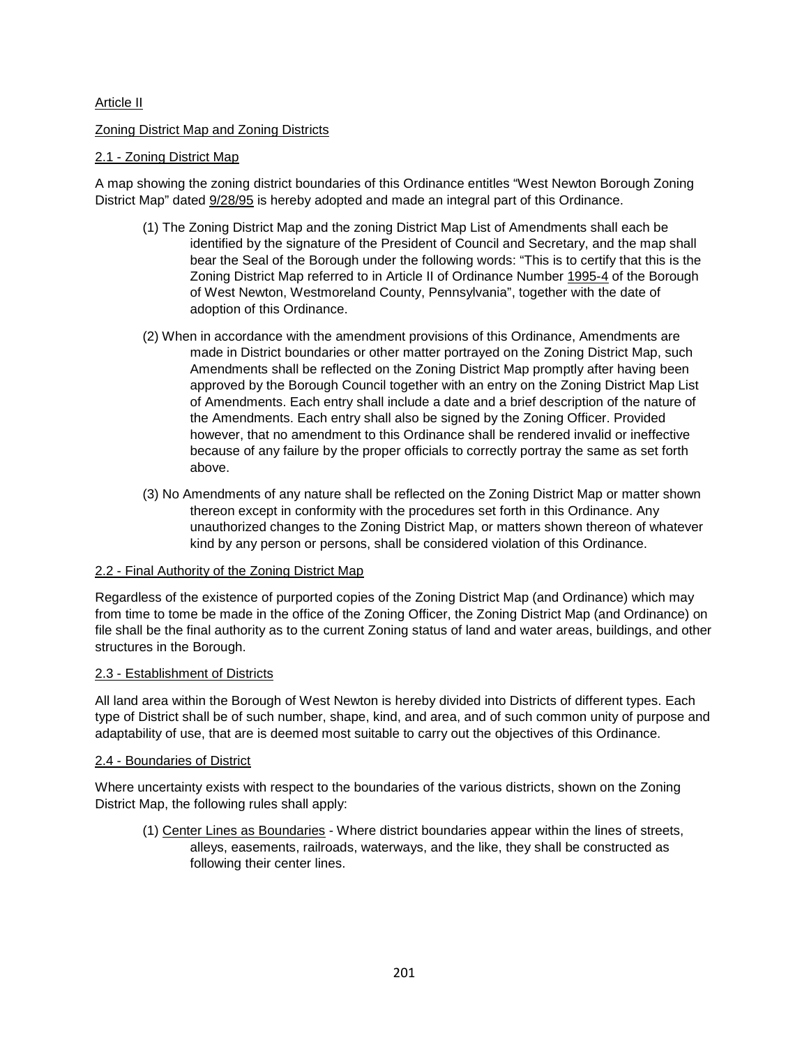## Article II

## Zoning District Map and Zoning Districts

### 2.1 - Zoning District Map

A map showing the zoning district boundaries of this Ordinance entitles "West Newton Borough Zoning District Map" dated 9/28/95 is hereby adopted and made an integral part of this Ordinance.

(1) The Zoning District Map and the zoning District Map List of Amendments shall each be identified by the signature of the President of Council and Secretary, and the map shall bear the Seal of the Borough under the following words: "This is to certify that this is the Zoning District Map referred to in Article II of Ordinance Number 1995-4 of the Borough of West Newton, Westmoreland County, Pennsylvania", together with the date of adoption of this Ordinance.

(2) When in accordance with the amendment provisions of this Ordinance, Amendments are made in District boundaries or other matter portrayed on the Zoning District Map, such Amendments shall be reflected on the Zoning District Map promptly after having been approved by the Borough Council together with an entry on the Zoning District Map List of Amendments. Each entry shall include a date and a brief description of the nature of the Amendments. Each entry shall also be signed by the Zoning Officer. Provided however, that no amendment to this Ordinance shall be rendered invalid or ineffective because of any failure by the proper officials to correctly portray the same as set forth above.

(3) No Amendments of any nature shall be reflected on the Zoning District Map or matter shown thereon except in conformity with the procedures set forth in this Ordinance. Any unauthorized changes to the Zoning District Map, or matters shown thereon of whatever kind by any person or persons, shall be considered violation of this Ordinance.

### 2.2 - Final Authority of the Zoning District Map

Regardless of the existence of purported copies of the Zoning District Map (and Ordinance) which may from time to tome be made in the office of the Zoning Officer, the Zoning District Map (and Ordinance) on file shall be the final authority as to the current Zoning status of land and water areas, buildings, and other structures in the Borough.

### 2.3 - Establishment of Districts

All land area within the Borough of West Newton is hereby divided into Districts of different types. Each type of District shall be of such number, shape, kind, and area, and of such common unity of purpose and adaptability of use, that are is deemed most suitable to carry out the objectives of this Ordinance.

### 2.4 - Boundaries of District

Where uncertainty exists with respect to the boundaries of the various districts, shown on the Zoning District Map, the following rules shall apply:

(1) Center Lines as Boundaries - Where district boundaries appear within the lines of streets, alleys, easements, railroads, waterways, and the like, they shall be constructed as following their center lines.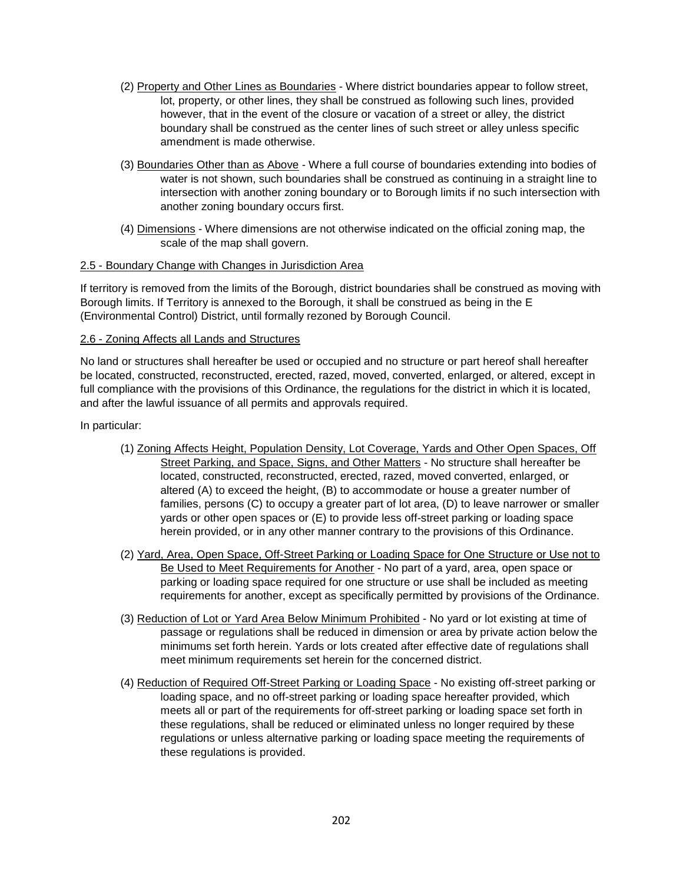(2) Property and Other Lines as Boundaries - Where district boundaries appear to follow street, lot, property, or other lines, they shall be construed as following such lines, provided however, that in the event of the closure or vacation of a street or alley, the district boundary shall be construed as the center lines of such street or alley unless specific amendment is made otherwise.

(3) Boundaries Other than as Above - Where a full course of boundaries extending into bodies of water is not shown, such boundaries shall be construed as continuing in a straight line to intersection with another zoning boundary or to Borough limits if no such intersection with another zoning boundary occurs first.

(4) Dimensions - Where dimensions are not otherwise indicated on the official zoning map, the scale of the map shall govern.

## 2.5 - Boundary Change with Changes in Jurisdiction Area

If territory is removed from the limits of the Borough, district boundaries shall be construed as moving with Borough limits. If Territory is annexed to the Borough, it shall be construed as being in the E (Environmental Control) District, until formally rezoned by Borough Council.

## 2.6 - Zoning Affects all Lands and Structures

No land or structures shall hereafter be used or occupied and no structure or part hereof shall hereafter be located, constructed, reconstructed, erected, razed, moved, converted, enlarged, or altered, except in full compliance with the provisions of this Ordinance, the regulations for the district in which it is located, and after the lawful issuance of all permits and approvals required.

In particular:

(1) Zoning Affects Height, Population Density, Lot Coverage, Yards and Other Open Spaces, Off Street Parking, and Space, Signs, and Other Matters - No structure shall hereafter be located, constructed, reconstructed, erected, razed, moved converted, enlarged, or altered (A) to exceed the height, (B) to accommodate or house a greater number of families, persons (C) to occupy a greater part of lot area, (D) to leave narrower or smaller yards or other open spaces or (E) to provide less off-street parking or loading space herein provided, or in any other manner contrary to the provisions of this Ordinance.

(2) Yard, Area, Open Space, Off-Street Parking or Loading Space for One Structure or Use not to Be Used to Meet Requirements for Another - No part of a yard, area, open space or parking or loading space required for one structure or use shall be included as meeting requirements for another, except as specifically permitted by provisions of the Ordinance.

(3) Reduction of Lot or Yard Area Below Minimum Prohibited - No yard or lot existing at time of passage or regulations shall be reduced in dimension or area by private action below the minimums set forth herein. Yards or lots created after effective date of regulations shall meet minimum requirements set herein for the concerned district.

(4) Reduction of Required Off-Street Parking or Loading Space - No existing off-street parking or loading space, and no off-street parking or loading space hereafter provided, which meets all or part of the requirements for off-street parking or loading space set forth in these regulations, shall be reduced or eliminated unless no longer required by these regulations or unless alternative parking or loading space meeting the requirements of these regulations is provided.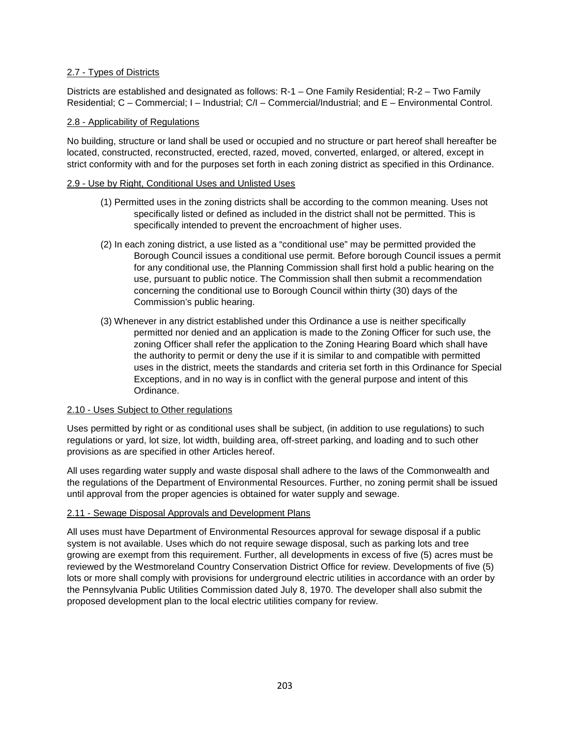## 2.7 - Types of Districts

Districts are established and designated as follows: R-1 – One Family Residential; R-2 – Two Family Residential; C – Commercial; I – Industrial; C/I – Commercial/Industrial; and E – Environmental Control.

## 2.8 - Applicability of Regulations

No building, structure or land shall be used or occupied and no structure or part hereof shall hereafter be located, constructed, reconstructed, erected, razed, moved, converted, enlarged, or altered, except in strict conformity with and for the purposes set forth in each zoning district as specified in this Ordinance.

## 2.9 - Use by Right, Conditional Uses and Unlisted Uses

(1) Permitted uses in the zoning districts shall be according to the common meaning. Uses not specifically listed or defined as included in the district shall not be permitted. This is specifically intended to prevent the encroachment of higher uses.

(2) In each zoning district, a use listed as a "conditional use" may be permitted provided the Borough Council issues a conditional use permit. Before borough Council issues a permit for any conditional use, the Planning Commission shall first hold a public hearing on the use, pursuant to public notice. The Commission shall then submit a recommendation concerning the conditional use to Borough Council within thirty (30) days of the Commission's public hearing.

(3) Whenever in any district established under this Ordinance a use is neither specifically permitted nor denied and an application is made to the Zoning Officer for such use, the zoning Officer shall refer the application to the Zoning Hearing Board which shall have the authority to permit or deny the use if it is similar to and compatible with permitted uses in the district, meets the standards and criteria set forth in this Ordinance for Special Exceptions, and in no way is in conflict with the general purpose and intent of this Ordinance.

## 2.10 - Uses Subject to Other regulations

Uses permitted by right or as conditional uses shall be subject, (in addition to use regulations) to such regulations or yard, lot size, lot width, building area, off-street parking, and loading and to such other provisions as are specified in other Articles hereof.

All uses regarding water supply and waste disposal shall adhere to the laws of the Commonwealth and the regulations of the Department of Environmental Resources. Further, no zoning permit shall be issued until approval from the proper agencies is obtained for water supply and sewage.

## 2.11 - Sewage Disposal Approvals and Development Plans

All uses must have Department of Environmental Resources approval for sewage disposal if a public system is not available. Uses which do not require sewage disposal, such as parking lots and tree growing are exempt from this requirement. Further, all developments in excess of five (5) acres must be reviewed by the Westmoreland Country Conservation District Office for review. Developments of five (5) lots or more shall comply with provisions for underground electric utilities in accordance with an order by the Pennsylvania Public Utilities Commission dated July 8, 1970. The developer shall also submit the proposed development plan to the local electric utilities company for review.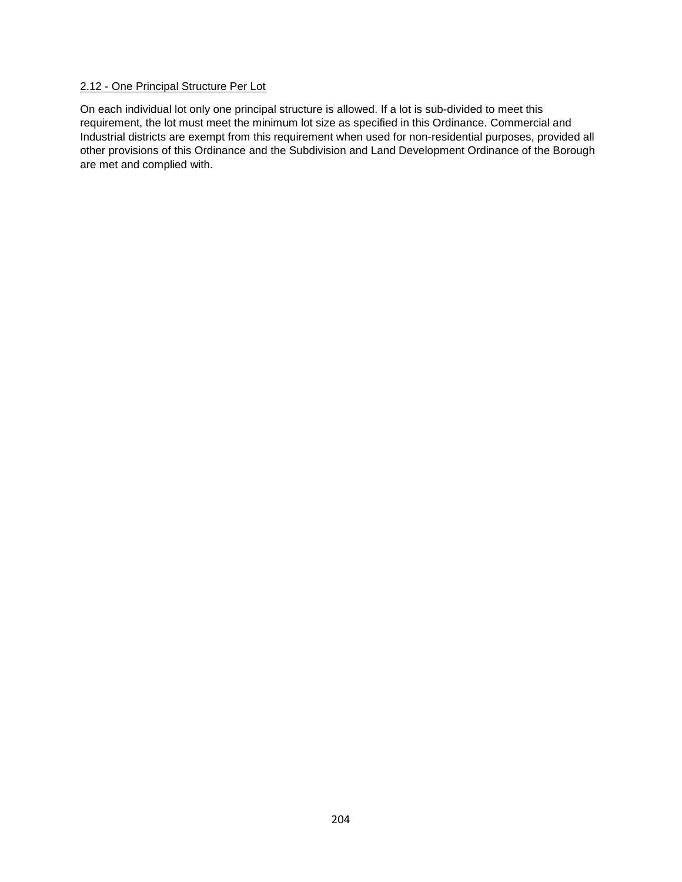<u>2.12 - One Principal Structure Per Lot</u>

On each individual lot only one principal structure is allowed. If a lot is sub-divided to meet this requirement, the lot must meet the minimum lot size as specified in this Ordinance. Commercial and Industrial districts are exempt from this requirement when used for non-residential purposes, provided all other provisions of this Ordinance and the Subdivision and Land Development Ordinance of the Borough are met and complied with.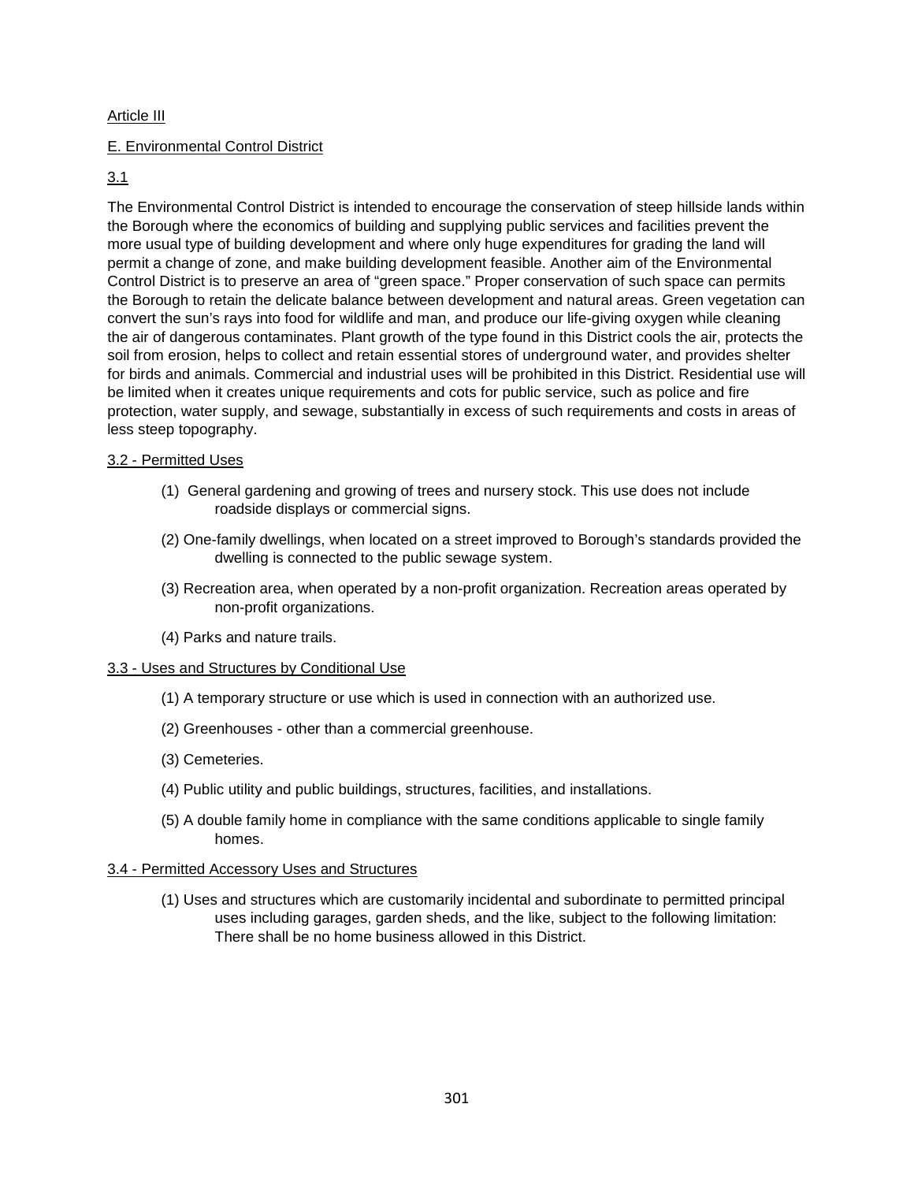Article III

E. Environmental Control District

3.1

The Environmental Control District is intended to encourage the conservation of steep hillside lands within the Borough where the economics of building and supplying public services and facilities prevent the more usual type of building development and where only huge expenditures for grading the land will permit a change of zone, and make building development feasible. Another aim of the Environmental Control District is to preserve an area of "green space." Proper conservation of such space can permits the Borough to retain the delicate balance between development and natural areas. Green vegetation can convert the sun's rays into food for wildlife and man, and produce our life-giving oxygen while cleaning the air of dangerous contaminates. Plant growth of the type found in this District cools the air, protects the soil from erosion, helps to collect and retain essential stores of underground water, and provides shelter for birds and animals. Commercial and industrial uses will be prohibited in this District. Residential use will be limited when it creates unique requirements and cots for public service, such as police and fire protection, water supply, and sewage, substantially in excess of such requirements and costs in areas of less steep topography.

3.2 - Permitted Uses

(1) General gardening and growing of trees and nursery stock. This use does not include roadside displays or commercial signs.

(2) One-family dwellings, when located on a street improved to Borough's standards provided the dwelling is connected to the public sewage system.

(3) Recreation area, when operated by a non-profit organization. Recreation areas operated by non-profit organizations.

(4) Parks and nature trails.

3.3 - Uses and Structures by Conditional Use

(1) A temporary structure or use which is used in connection with an authorized use.

(2) Greenhouses - other than a commercial greenhouse.

(3) Cemeteries.

(4) Public utility and public buildings, structures, facilities, and installations.

(5) A double family home in compliance with the same conditions applicable to single family homes.

3.4 - Permitted Accessory Uses and Structures

(1) Uses and structures which are customarily incidental and subordinate to permitted principal uses including garages, garden sheds, and the like, subject to the following limitation: There shall be no home business allowed in this District.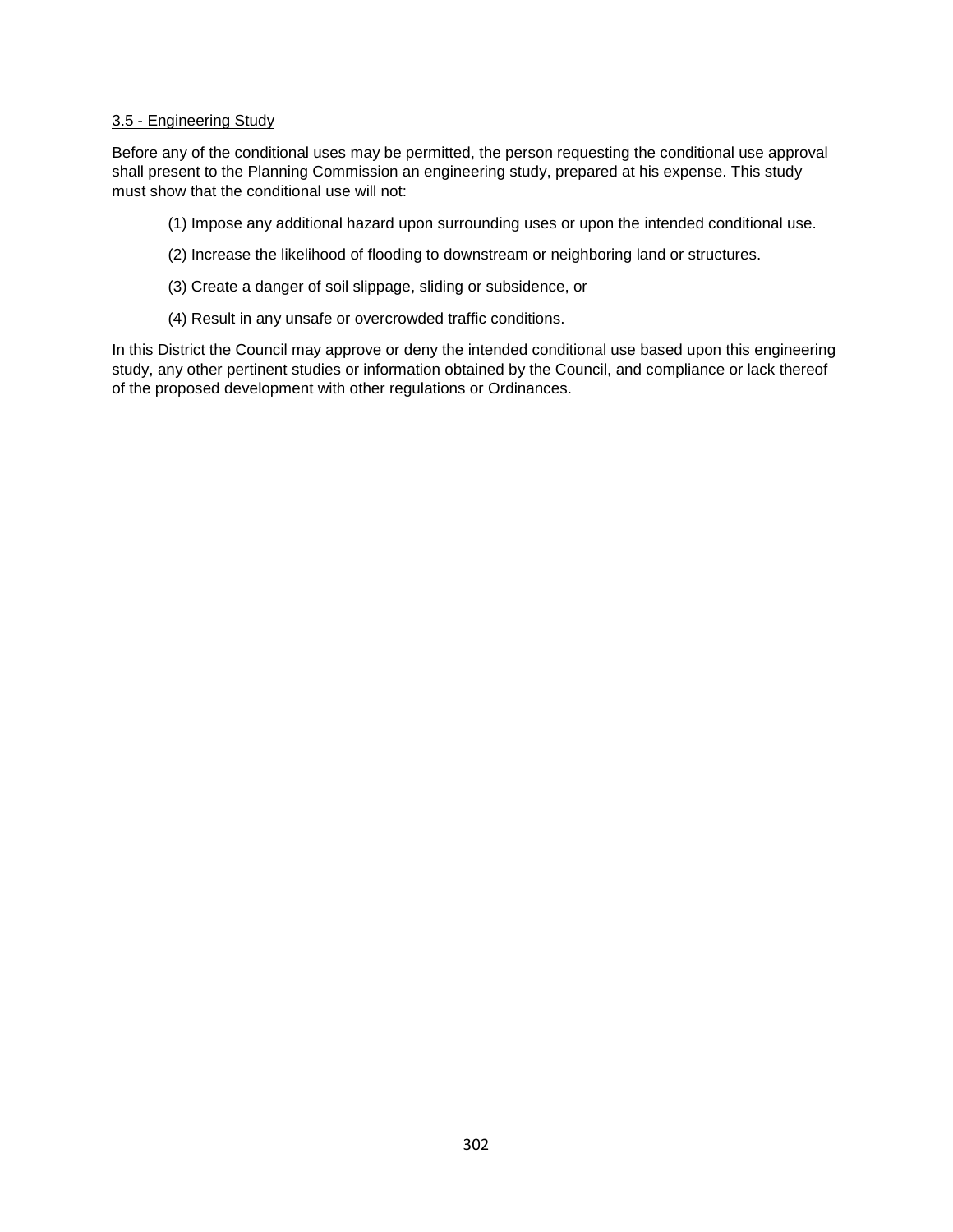<u>3.5 - Engineering Study</u>

Before any of the conditional uses may be permitted, the person requesting the conditional use approval shall present to the Planning Commission an engineering study, prepared at his expense. This study must show that the conditional use will not:

(1) Impose any additional hazard upon surrounding uses or upon the intended conditional use.

(2) Increase the likelihood of flooding to downstream or neighboring land or structures.

(3) Create a danger of soil slippage, sliding or subsidence, or

(4) Result in any unsafe or overcrowded traffic conditions.

In this District the Council may approve or deny the intended conditional use based upon this engineering study, any other pertinent studies or information obtained by the Council, and compliance or lack thereof of the proposed development with other regulations or Ordinances.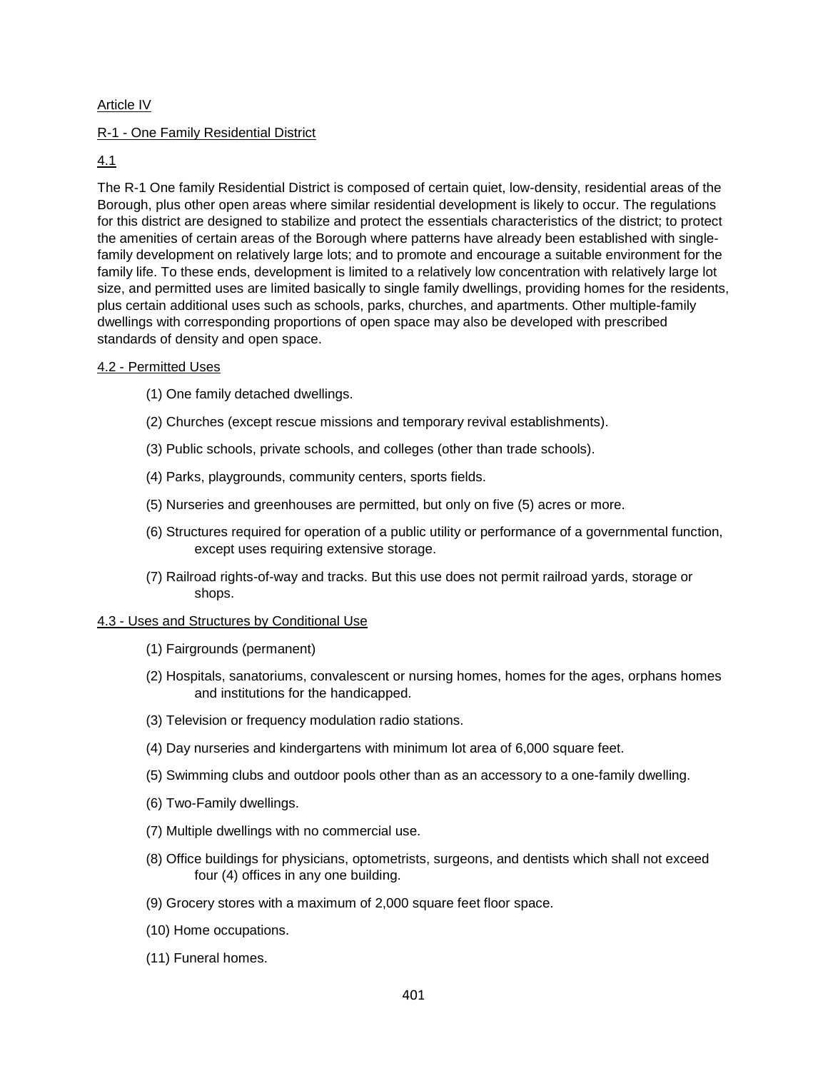Article IV

R-1 - One Family Residential District

4.1

The R-1 One family Residential District is composed of certain quiet, low-density, residential areas of the Borough, plus other open areas where similar residential development is likely to occur. The regulations for this district are designed to stabilize and protect the essentials characteristics of the district; to protect the amenities of certain areas of the Borough where patterns have already been established with single-family development on relatively large lots; and to promote and encourage a suitable environment for the family life. To these ends, development is limited to a relatively low concentration with relatively large lot size, and permitted uses are limited basically to single family dwellings, providing homes for the residents, plus certain additional uses such as schools, parks, churches, and apartments. Other multiple-family dwellings with corresponding proportions of open space may also be developed with prescribed standards of density and open space.

4.2 - Permitted Uses

(1) One family detached dwellings.

(2) Churches (except rescue missions and temporary revival establishments).

(3) Public schools, private schools, and colleges (other than trade schools).

(4) Parks, playgrounds, community centers, sports fields.

(5) Nurseries and greenhouses are permitted, but only on five (5) acres or more.

(6) Structures required for operation of a public utility or performance of a governmental function, except uses requiring extensive storage.

(7) Railroad rights-of-way and tracks. But this use does not permit railroad yards, storage or shops.

4.3 - Uses and Structures by Conditional Use

(1) Fairgrounds (permanent)

(2) Hospitals, sanatoriums, convalescent or nursing homes, homes for the ages, orphans homes and institutions for the handicapped.

(3) Television or frequency modulation radio stations.

(4) Day nurseries and kindergartens with minimum lot area of 6,000 square feet.

(5) Swimming clubs and outdoor pools other than as an accessory to a one-family dwelling.

(6) Two-Family dwellings.

(7) Multiple dwellings with no commercial use.

(8) Office buildings for physicians, optometrists, surgeons, and dentists which shall not exceed four (4) offices in any one building.

(9) Grocery stores with a maximum of 2,000 square feet floor space.

(10) Home occupations.

(11) Funeral homes.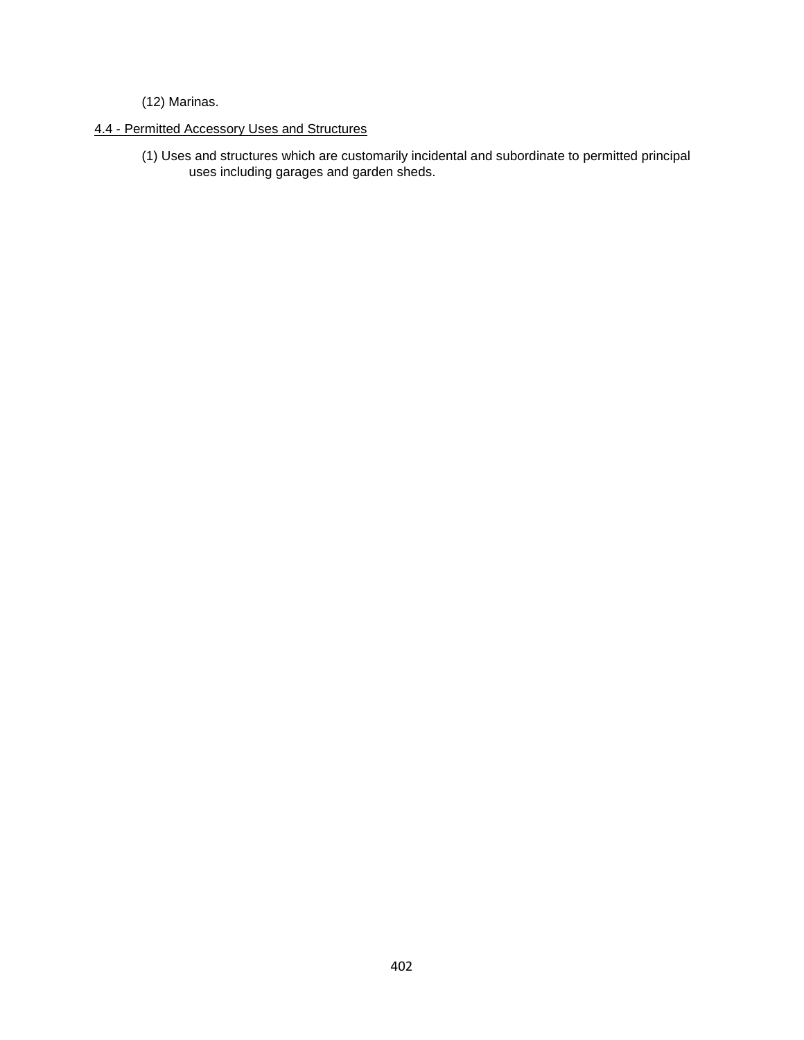(12) Marinas.

4.4 - Permitted Accessory Uses and Structures

(1) Uses and structures which are customarily incidental and subordinate to permitted principal uses including garages and garden sheds.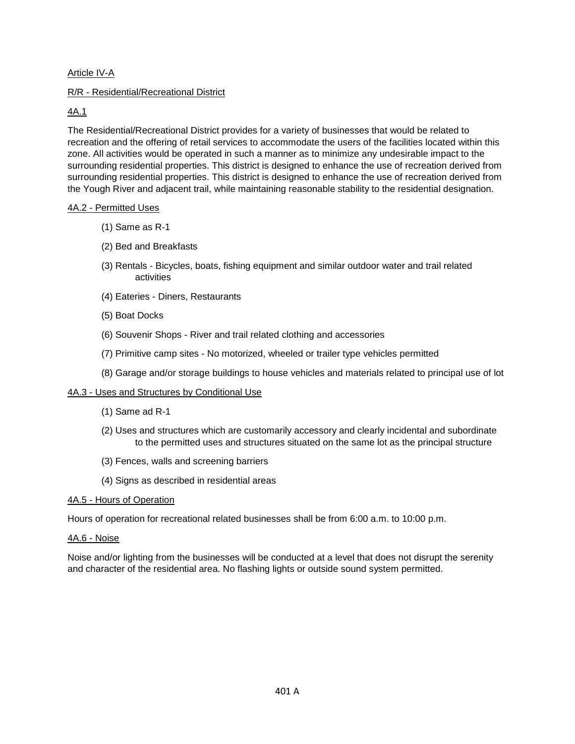## Article IV-A

## R/R - Residential/Recreational District

### 4A.1

The Residential/Recreational District provides for a variety of businesses that would be related to recreation and the offering of retail services to accommodate the users of the facilities located within this zone. All activities would be operated in such a manner as to minimize any undesirable impact to the surrounding residential properties. This district is designed to enhance the use of recreation derived from surrounding residential properties. This district is designed to enhance the use of recreation derived from the Yough River and adjacent trail, while maintaining reasonable stability to the residential designation.

### 4A.2 - Permitted Uses

(1) Same as R-1

(2) Bed and Breakfasts

(3) Rentals - Bicycles, boats, fishing equipment and similar outdoor water and trail related activities

(4) Eateries - Diners, Restaurants

(5) Boat Docks

(6) Souvenir Shops - River and trail related clothing and accessories

(7) Primitive camp sites - No motorized, wheeled or trailer type vehicles permitted

(8) Garage and/or storage buildings to house vehicles and materials related to principal use of lot

### 4A.3 - Uses and Structures by Conditional Use

(1) Same ad R-1

(2) Uses and structures which are customarily accessory and clearly incidental and subordinate to the permitted uses and structures situated on the same lot as the principal structure

(3) Fences, walls and screening barriers

(4) Signs as described in residential areas

### 4A.5 - Hours of Operation

Hours of operation for recreational related businesses shall be from 6:00 a.m. to 10:00 p.m.

### 4A.6 - Noise

Noise and/or lighting from the businesses will be conducted at a level that does not disrupt the serenity and character of the residential area. No flashing lights or outside sound system permitted.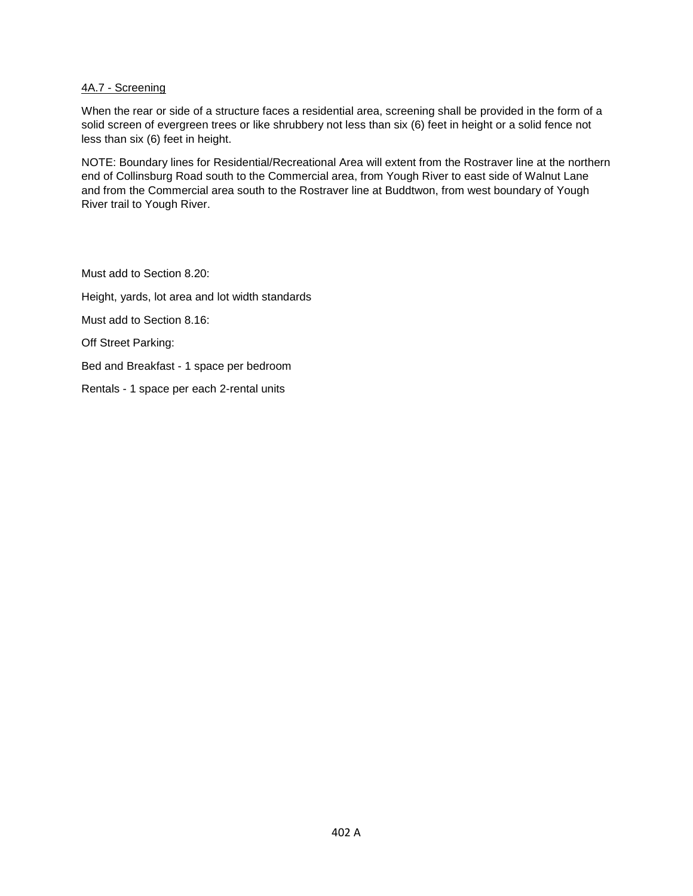4A.7 - Screening

When the rear or side of a structure faces a residential area, screening shall be provided in the form of a solid screen of evergreen trees or like shrubbery not less than six (6) feet in height or a solid fence not less than six (6) feet in height.

NOTE: Boundary lines for Residential/Recreational Area will extent from the Rostraver line at the northern end of Collinsburg Road south to the Commercial area, from Yough River to east side of Walnut Lane and from the Commercial area south to the Rostraver line at Buddtwon, from west boundary of Yough River trail to Yough River.

Must add to Section 8.20:

Height, yards, lot area and lot width standards

Must add to Section 8.16:

Off Street Parking:

Bed and Breakfast - 1 space per bedroom

Rentals - 1 space per each 2-rental units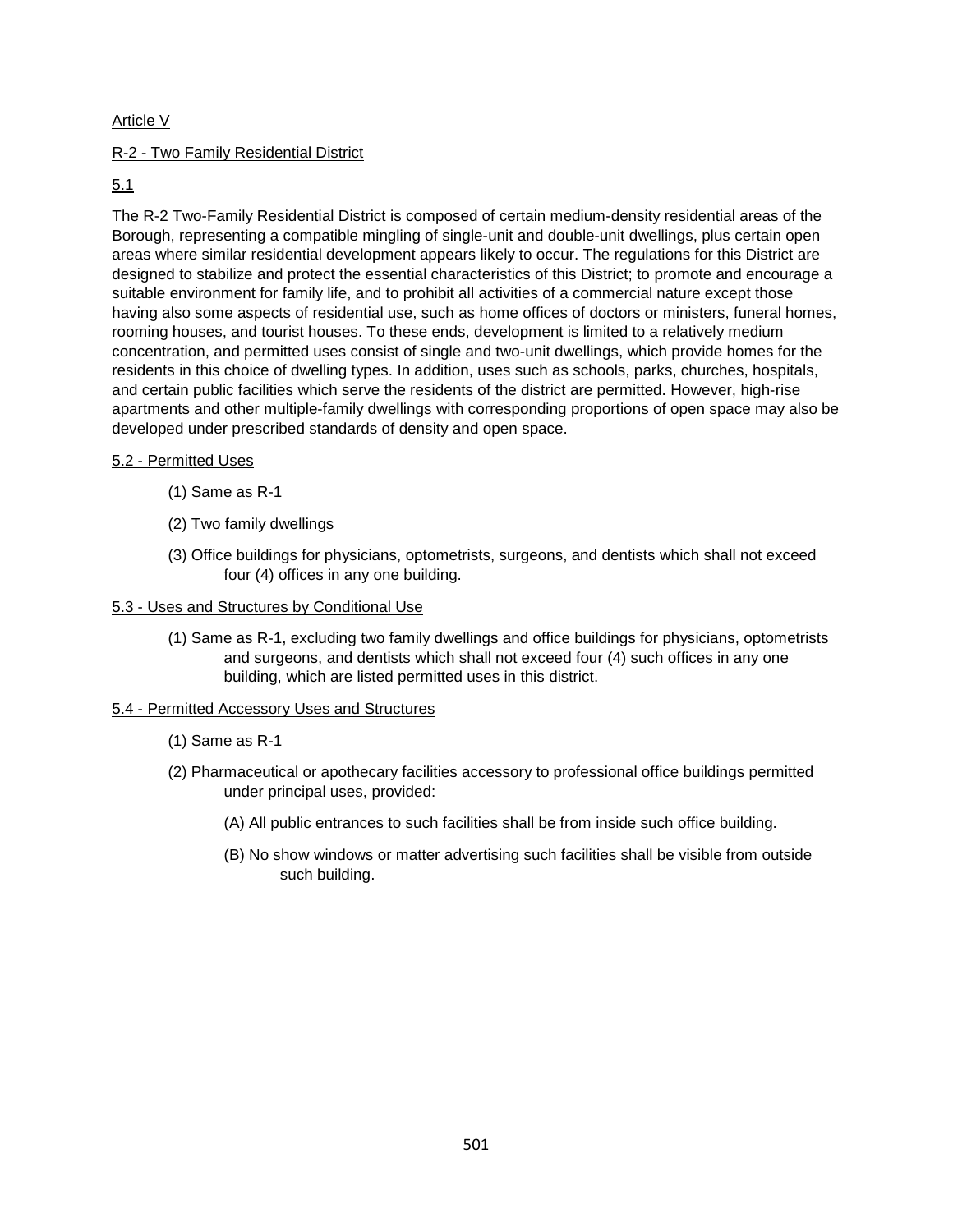## Article V

## R-2 - Two Family Residential District

### 5.1

The R-2 Two-Family Residential District is composed of certain medium-density residential areas of the Borough, representing a compatible mingling of single-unit and double-unit dwellings, plus certain open areas where similar residential development appears likely to occur. The regulations for this District are designed to stabilize and protect the essential characteristics of this District; to promote and encourage a suitable environment for family life, and to prohibit all activities of a commercial nature except those having also some aspects of residential use, such as home offices of doctors or ministers, funeral homes, rooming houses, and tourist houses. To these ends, development is limited to a relatively medium concentration, and permitted uses consist of single and two-unit dwellings, which provide homes for the residents in this choice of dwelling types. In addition, uses such as schools, parks, churches, hospitals, and certain public facilities which serve the residents of the district are permitted. However, high-rise apartments and other multiple-family dwellings with corresponding proportions of open space may also be developed under prescribed standards of density and open space.

### 5.2 - Permitted Uses

(1) Same as R-1

(2) Two family dwellings

(3) Office buildings for physicians, optometrists, surgeons, and dentists which shall not exceed four (4) offices in any one building.

### 5.3 - Uses and Structures by Conditional Use

(1) Same as R-1, excluding two family dwellings and office buildings for physicians, optometrists and surgeons, and dentists which shall not exceed four (4) such offices in any one building, which are listed permitted uses in this district.

### 5.4 - Permitted Accessory Uses and Structures

(1) Same as R-1

(2) Pharmaceutical or apothecary facilities accessory to professional office buildings permitted under principal uses, provided:

(A) All public entrances to such facilities shall be from inside such office building.

(B) No show windows or matter advertising such facilities shall be visible from outside such building.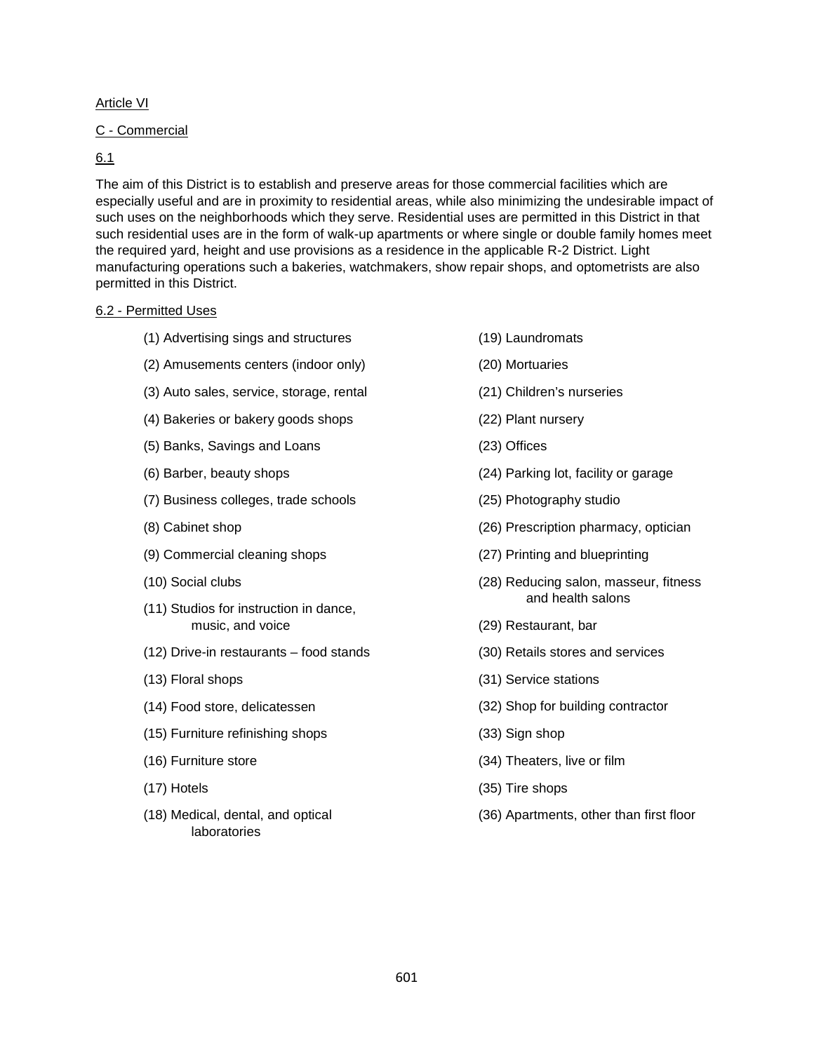Article VI

C - Commercial

6.1

The aim of this District is to establish and preserve areas for those commercial facilities which are especially useful and are in proximity to residential areas, while also minimizing the undesirable impact of such uses on the neighborhoods which they serve. Residential uses are permitted in this District in that such residential uses are in the form of walk-up apartments or where single or double family homes meet the required yard, height and use provisions as a residence in the applicable R-2 District. Light manufacturing operations such a bakeries, watchmakers, show repair shops, and optometrists are also permitted in this District.

6.2 - Permitted Uses

(1) Advertising sings and structures

(2) Amusements centers (indoor only)

(3) Auto sales, service, storage, rental

(4) Bakeries or bakery goods shops

(5) Banks, Savings and Loans

(6) Barber, beauty shops

(7) Business colleges, trade schools

(8) Cabinet shop

(9) Commercial cleaning shops

(10) Social clubs

(11) Studios for instruction in dance, music, and voice

(12) Drive-in restaurants – food stands

(13) Floral shops

(14) Food store, delicatessen

(15) Furniture refinishing shops

(16) Furniture store

(17) Hotels

(18) Medical, dental, and optical laboratories

(19) Laundromats

(20) Mortuaries

(21) Children's nurseries

(22) Plant nursery

(23) Offices

(24) Parking lot, facility or garage

(25) Photography studio

(26) Prescription pharmacy, optician

(27) Printing and blueprinting

(28) Reducing salon, masseur, fitness and health salons

(29) Restaurant, bar

(30) Retails stores and services

(31) Service stations

(32) Shop for building contractor

(33) Sign shop

(34) Theaters, live or film

(35) Tire shops

(36) Apartments, other than first floor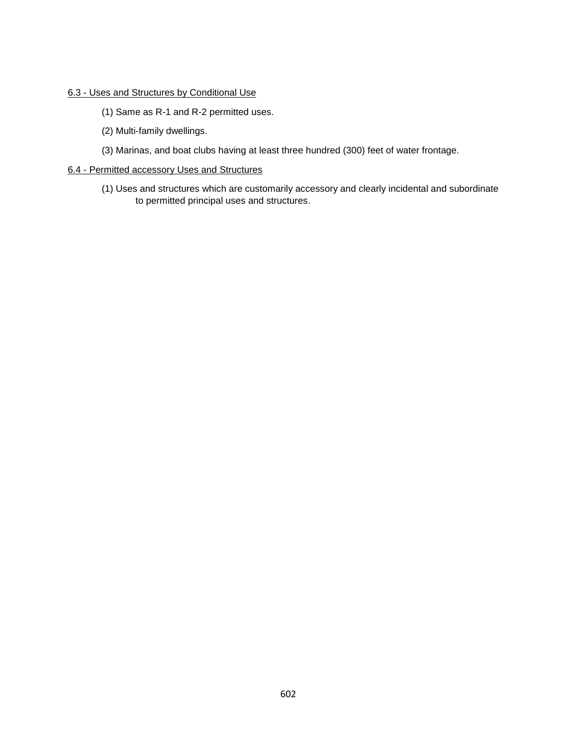6.3 - Uses and Structures by Conditional Use

(1) Same as R-1 and R-2 permitted uses.

(2) Multi-family dwellings.

(3) Marinas, and boat clubs having at least three hundred (300) feet of water frontage.

6.4 - Permitted accessory Uses and Structures

(1) Uses and structures which are customarily accessory and clearly incidental and subordinate to permitted principal uses and structures.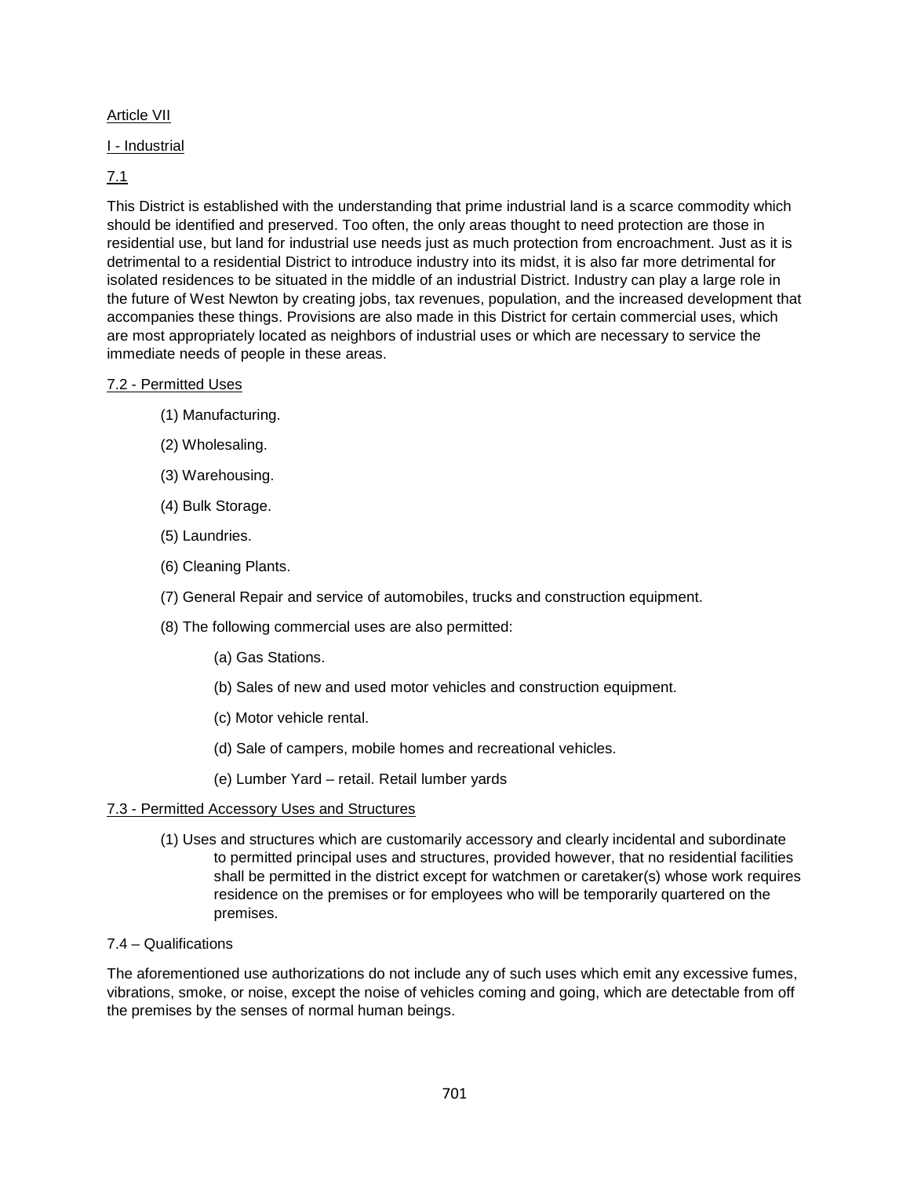## Article VII

## I - Industrial

### 7.1

This District is established with the understanding that prime industrial land is a scarce commodity which should be identified and preserved. Too often, the only areas thought to need protection are those in residential use, but land for industrial use needs just as much protection from encroachment. Just as it is detrimental to a residential District to introduce industry into its midst, it is also far more detrimental for isolated residences to be situated in the middle of an industrial District. Industry can play a large role in the future of West Newton by creating jobs, tax revenues, population, and the increased development that accompanies these things. Provisions are also made in this District for certain commercial uses, which are most appropriately located as neighbors of industrial uses or which are necessary to service the immediate needs of people in these areas.

### 7.2 - Permitted Uses

- (1) Manufacturing.
- (2) Wholesaling.
- (3) Warehousing.
- (4) Bulk Storage.
- (5) Laundries.
- (6) Cleaning Plants.
- (7) General Repair and service of automobiles, trucks and construction equipment.
- (8) The following commercial uses are also permitted:
  - (a) Gas Stations.
  - (b) Sales of new and used motor vehicles and construction equipment.
  - (c) Motor vehicle rental.
  - (d) Sale of campers, mobile homes and recreational vehicles.
  - (e) Lumber Yard – retail. Retail lumber yards

### 7.3 - Permitted Accessory Uses and Structures

- (1) Uses and structures which are customarily accessory and clearly incidental and subordinate to permitted principal uses and structures, provided however, that no residential facilities shall be permitted in the district except for watchmen or caretaker(s) whose work requires residence on the premises or for employees who will be temporarily quartered on the premises.

### 7.4 – Qualifications

The aforementioned use authorizations do not include any of such uses which emit any excessive fumes, vibrations, smoke, or noise, except the noise of vehicles coming and going, which are detectable from off the premises by the senses of normal human beings.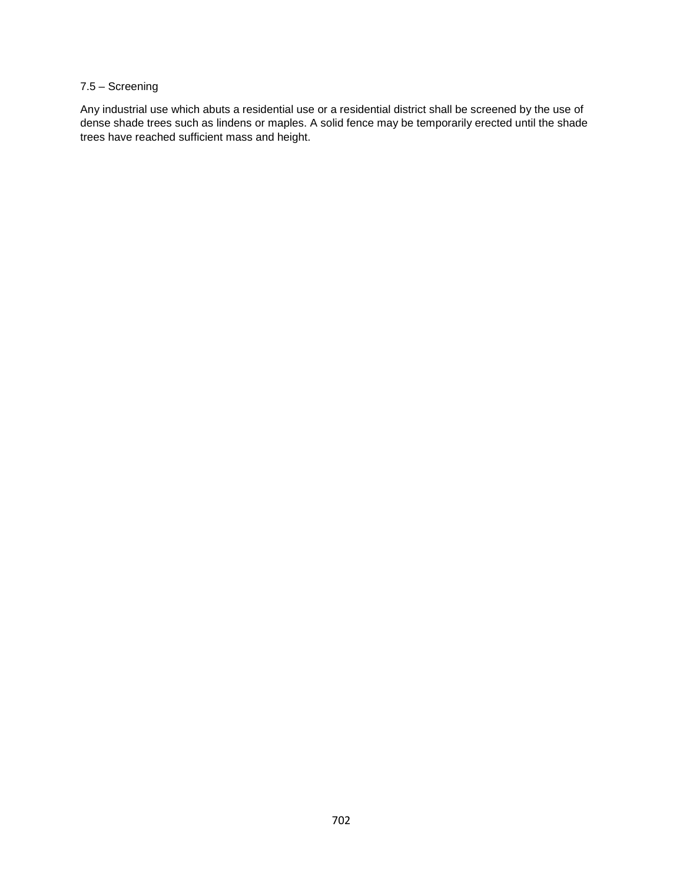7.5 – Screening

Any industrial use which abuts a residential use or a residential district shall be screened by the use of dense shade trees such as lindens or maples. A solid fence may be temporarily erected until the shade trees have reached sufficient mass and height.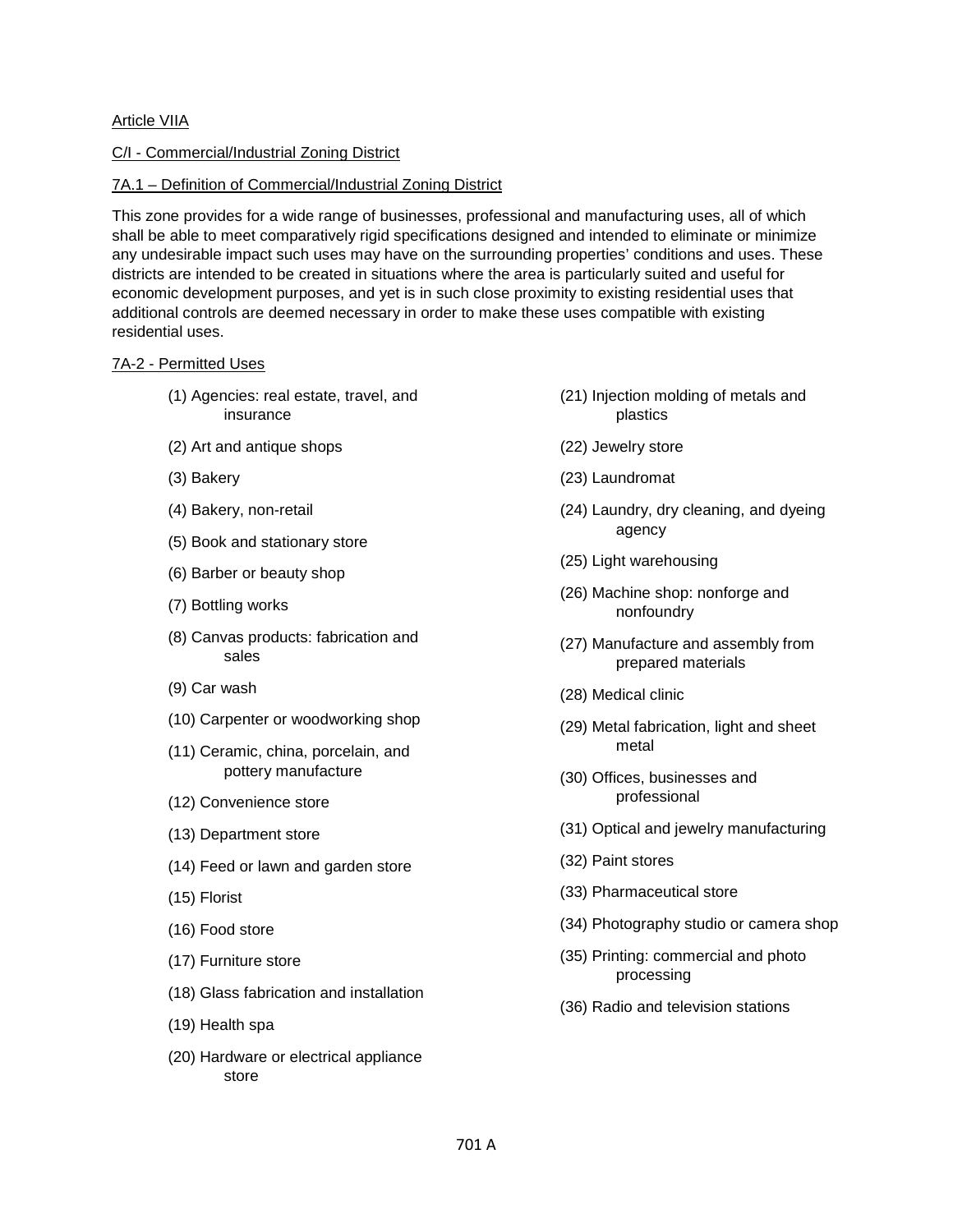Article VIIA

C/I - Commercial/Industrial Zoning District

7A.1 – Definition of Commercial/Industrial Zoning District

This zone provides for a wide range of businesses, professional and manufacturing uses, all of which shall be able to meet comparatively rigid specifications designed and intended to eliminate or minimize any undesirable impact such uses may have on the surrounding properties' conditions and uses. These districts are intended to be created in situations where the area is particularly suited and useful for economic development purposes, and yet is in such close proximity to existing residential uses that additional controls are deemed necessary in order to make these uses compatible with existing residential uses.

7A-2 - Permitted Uses

(1) Agencies: real estate, travel, and insurance

(2) Art and antique shops

(3) Bakery

(4) Bakery, non-retail

(5) Book and stationary store

(6) Barber or beauty shop

(7) Bottling works

(8) Canvas products: fabrication and sales

(9) Car wash

(10) Carpenter or woodworking shop

(11) Ceramic, china, porcelain, and pottery manufacture

(12) Convenience store

(13) Department store

(14) Feed or lawn and garden store

(15) Florist

(16) Food store

(17) Furniture store

(18) Glass fabrication and installation

(19) Health spa

(20) Hardware or electrical appliance store

(21) Injection molding of metals and plastics

(22) Jewelry store

(23) Laundromat

(24) Laundry, dry cleaning, and dyeing agency

(25) Light warehousing

(26) Machine shop: nonforge and nonfoundry

(27) Manufacture and assembly from prepared materials

(28) Medical clinic

(29) Metal fabrication, light and sheet metal

(30) Offices, businesses and professional

(31) Optical and jewelry manufacturing

(32) Paint stores

(33) Pharmaceutical store

(34) Photography studio or camera shop

(35) Printing: commercial and photo processing

(36) Radio and television stations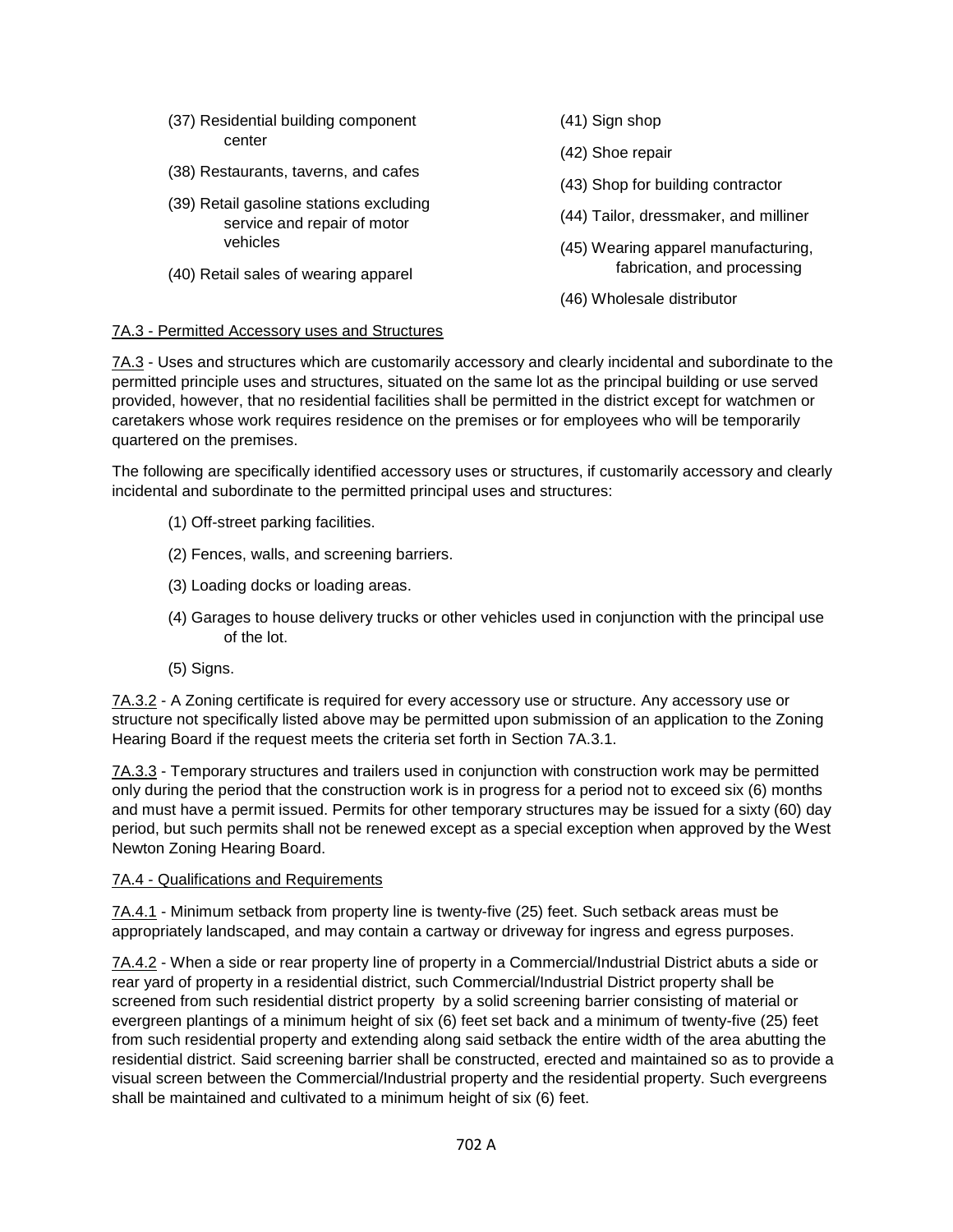(37) Residential building component center

(38) Restaurants, taverns, and cafes

(39) Retail gasoline stations excluding service and repair of motor vehicles

(40) Retail sales of wearing apparel

(41) Sign shop

(42) Shoe repair

(43) Shop for building contractor

(44) Tailor, dressmaker, and milliner

(45) Wearing apparel manufacturing, fabrication, and processing

(46) Wholesale distributor

7A.3 - Permitted Accessory uses and Structures

7A.3 - Uses and structures which are customarily accessory and clearly incidental and subordinate to the permitted principle uses and structures, situated on the same lot as the principal building or use served provided, however, that no residential facilities shall be permitted in the district except for watchmen or caretakers whose work requires residence on the premises or for employees who will be temporarily quartered on the premises.

The following are specifically identified accessory uses or structures, if customarily accessory and clearly incidental and subordinate to the permitted principal uses and structures:

(1) Off-street parking facilities.

(2) Fences, walls, and screening barriers.

(3) Loading docks or loading areas.

(4) Garages to house delivery trucks or other vehicles used in conjunction with the principal use of the lot.

(5) Signs.

7A.3.2 - A Zoning certificate is required for every accessory use or structure. Any accessory use or structure not specifically listed above may be permitted upon submission of an application to the Zoning Hearing Board if the request meets the criteria set forth in Section 7A.3.1.

7A.3.3 - Temporary structures and trailers used in conjunction with construction work may be permitted only during the period that the construction work is in progress for a period not to exceed six (6) months and must have a permit issued. Permits for other temporary structures may be issued for a sixty (60) day period, but such permits shall not be renewed except as a special exception when approved by the West Newton Zoning Hearing Board.

7A.4 - Qualifications and Requirements

7A.4.1 - Minimum setback from property line is twenty-five (25) feet. Such setback areas must be appropriately landscaped, and may contain a cartway or driveway for ingress and egress purposes.

7A.4.2 - When a side or rear property line of property in a Commercial/Industrial District abuts a side or rear yard of property in a residential district, such Commercial/Industrial District property shall be screened from such residential district property by a solid screening barrier consisting of material or evergreen plantings of a minimum height of six (6) feet set back and a minimum of twenty-five (25) feet from such residential property and extending along said setback the entire width of the area abutting the residential district. Said screening barrier shall be constructed, erected and maintained so as to provide a visual screen between the Commercial/Industrial property and the residential property. Such evergreens shall be maintained and cultivated to a minimum height of six (6) feet.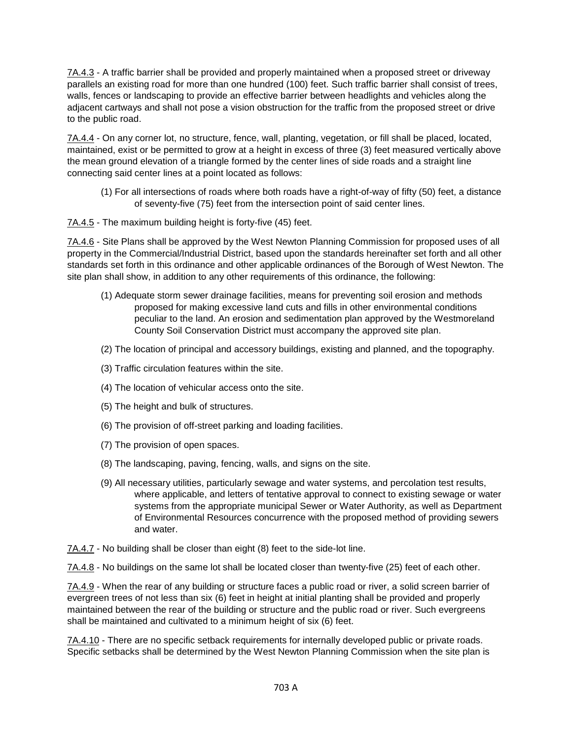7A.4.3 - A traffic barrier shall be provided and properly maintained when a proposed street or driveway parallels an existing road for more than one hundred (100) feet. Such traffic barrier shall consist of trees, walls, fences or landscaping to provide an effective barrier between headlights and vehicles along the adjacent cartways and shall not pose a vision obstruction for the traffic from the proposed street or drive to the public road.

7A.4.4 - On any corner lot, no structure, fence, wall, planting, vegetation, or fill shall be placed, located, maintained, exist or be permitted to grow at a height in excess of three (3) feet measured vertically above the mean ground elevation of a triangle formed by the center lines of side roads and a straight line connecting said center lines at a point located as follows:

(1) For all intersections of roads where both roads have a right-of-way of fifty (50) feet, a distance of seventy-five (75) feet from the intersection point of said center lines.

7A.4.5 - The maximum building height is forty-five (45) feet.

7A.4.6 - Site Plans shall be approved by the West Newton Planning Commission for proposed uses of all property in the Commercial/Industrial District, based upon the standards hereinafter set forth and all other standards set forth in this ordinance and other applicable ordinances of the Borough of West Newton. The site plan shall show, in addition to any other requirements of this ordinance, the following:

(1) Adequate storm sewer drainage facilities, means for preventing soil erosion and methods proposed for making excessive land cuts and fills in other environmental conditions peculiar to the land. An erosion and sedimentation plan approved by the Westmoreland County Soil Conservation District must accompany the approved site plan.

(2) The location of principal and accessory buildings, existing and planned, and the topography.

(3) Traffic circulation features within the site.

(4) The location of vehicular access onto the site.

(5) The height and bulk of structures.

(6) The provision of off-street parking and loading facilities.

(7) The provision of open spaces.

(8) The landscaping, paving, fencing, walls, and signs on the site.

(9) All necessary utilities, particularly sewage and water systems, and percolation test results, where applicable, and letters of tentative approval to connect to existing sewage or water systems from the appropriate municipal Sewer or Water Authority, as well as Department of Environmental Resources concurrence with the proposed method of providing sewers and water.

7A.4.7 - No building shall be closer than eight (8) feet to the side-lot line.

7A.4.8 - No buildings on the same lot shall be located closer than twenty-five (25) feet of each other.

7A.4.9 - When the rear of any building or structure faces a public road or river, a solid screen barrier of evergreen trees of not less than six (6) feet in height at initial planting shall be provided and properly maintained between the rear of the building or structure and the public road or river. Such evergreens shall be maintained and cultivated to a minimum height of six (6) feet.

7A.4.10 - There are no specific setback requirements for internally developed public or private roads. Specific setbacks shall be determined by the West Newton Planning Commission when the site plan is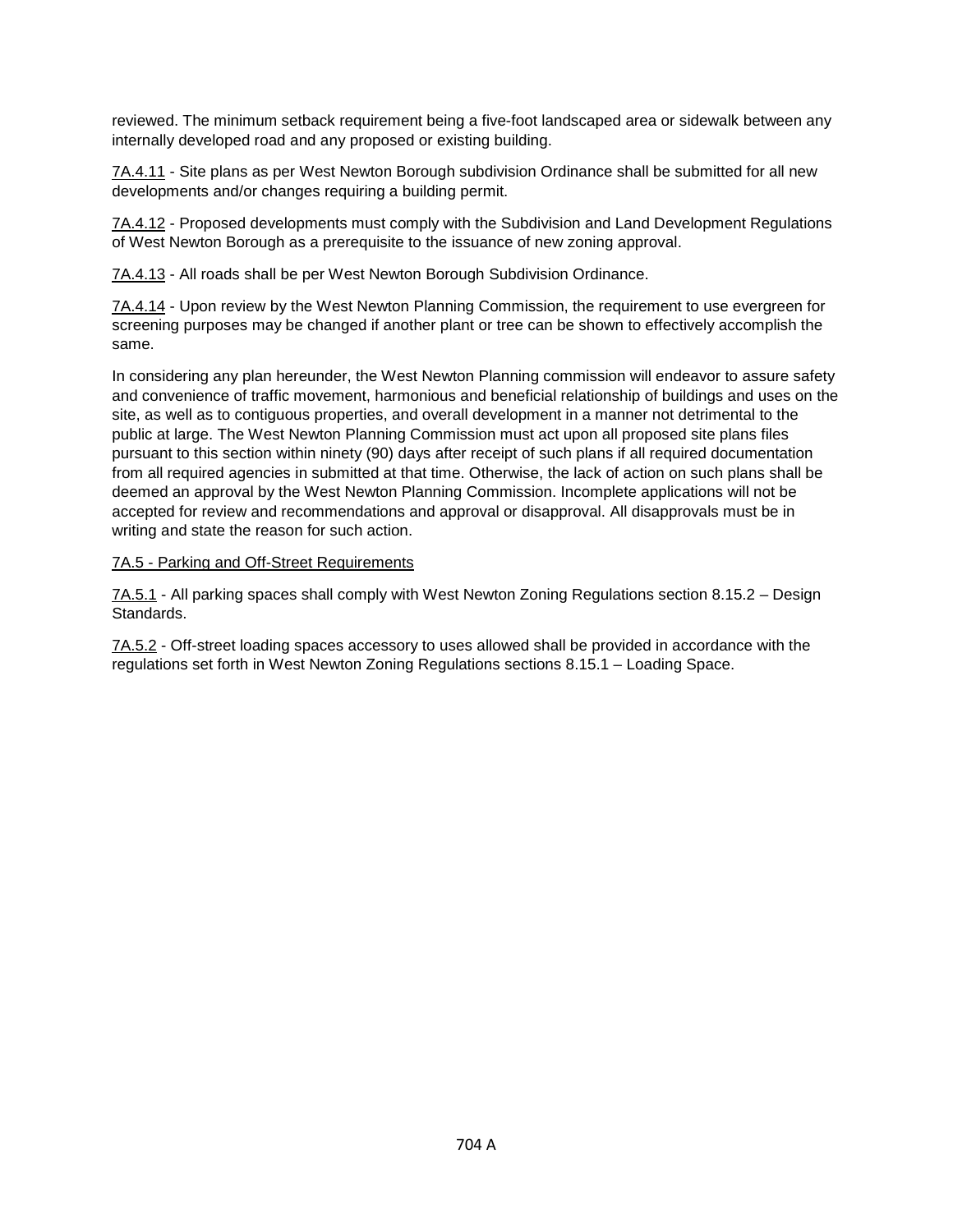reviewed. The minimum setback requirement being a five-foot landscaped area or sidewalk between any internally developed road and any proposed or existing building.

7A.4.11 - Site plans as per West Newton Borough subdivision Ordinance shall be submitted for all new developments and/or changes requiring a building permit.

7A.4.12 - Proposed developments must comply with the Subdivision and Land Development Regulations of West Newton Borough as a prerequisite to the issuance of new zoning approval.

7A.4.13 - All roads shall be per West Newton Borough Subdivision Ordinance.

7A.4.14 - Upon review by the West Newton Planning Commission, the requirement to use evergreen for screening purposes may be changed if another plant or tree can be shown to effectively accomplish the same.

In considering any plan hereunder, the West Newton Planning commission will endeavor to assure safety and convenience of traffic movement, harmonious and beneficial relationship of buildings and uses on the site, as well as to contiguous properties, and overall development in a manner not detrimental to the public at large. The West Newton Planning Commission must act upon all proposed site plans files pursuant to this section within ninety (90) days after receipt of such plans if all required documentation from all required agencies in submitted at that time. Otherwise, the lack of action on such plans shall be deemed an approval by the West Newton Planning Commission. Incomplete applications will not be accepted for review and recommendations and approval or disapproval. All disapprovals must be in writing and state the reason for such action.

7A.5 - Parking and Off-Street Requirements

7A.5.1 - All parking spaces shall comply with West Newton Zoning Regulations section 8.15.2 – Design Standards.

7A.5.2 - Off-street loading spaces accessory to uses allowed shall be provided in accordance with the regulations set forth in West Newton Zoning Regulations sections 8.15.1 – Loading Space.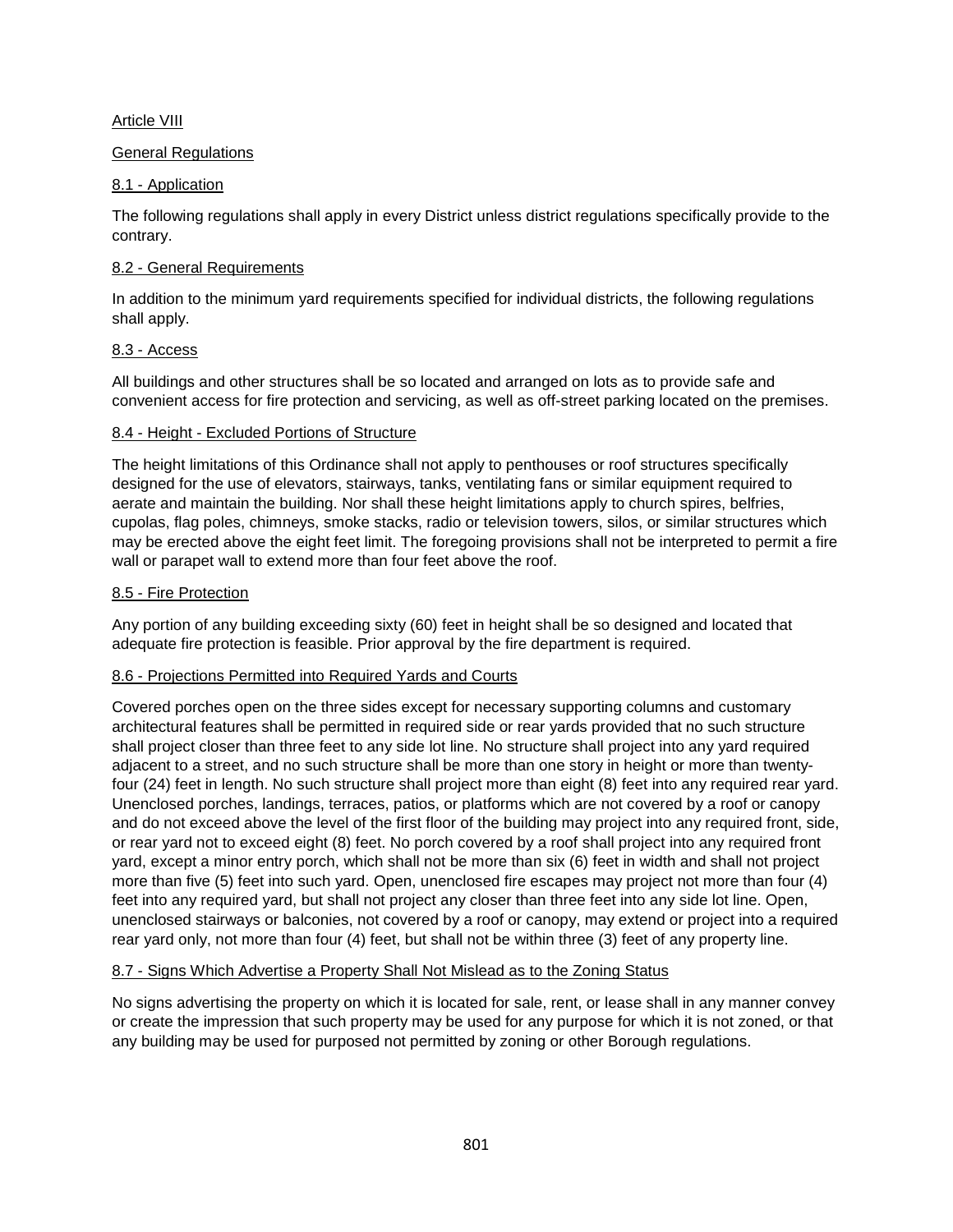## Article VIII

## General Regulations

### 8.1 - Application

The following regulations shall apply in every District unless district regulations specifically provide to the contrary.

### 8.2 - General Requirements

In addition to the minimum yard requirements specified for individual districts, the following regulations shall apply.

### 8.3 - Access

All buildings and other structures shall be so located and arranged on lots as to provide safe and convenient access for fire protection and servicing, as well as off-street parking located on the premises.

### 8.4 - Height - Excluded Portions of Structure

The height limitations of this Ordinance shall not apply to penthouses or roof structures specifically designed for the use of elevators, stairways, tanks, ventilating fans or similar equipment required to aerate and maintain the building. Nor shall these height limitations apply to church spires, belfries, cupolas, flag poles, chimneys, smoke stacks, radio or television towers, silos, or similar structures which may be erected above the eight feet limit. The foregoing provisions shall not be interpreted to permit a fire wall or parapet wall to extend more than four feet above the roof.

### 8.5 - Fire Protection

Any portion of any building exceeding sixty (60) feet in height shall be so designed and located that adequate fire protection is feasible. Prior approval by the fire department is required.

### 8.6 - Projections Permitted into Required Yards and Courts

Covered porches open on the three sides except for necessary supporting columns and customary architectural features shall be permitted in required side or rear yards provided that no such structure shall project closer than three feet to any side lot line. No structure shall project into any yard required adjacent to a street, and no such structure shall be more than one story in height or more than twenty-four (24) feet in length. No such structure shall project more than eight (8) feet into any required rear yard. Unenclosed porches, landings, terraces, patios, or platforms which are not covered by a roof or canopy and do not exceed above the level of the first floor of the building may project into any required front, side, or rear yard not to exceed eight (8) feet. No porch covered by a roof shall project into any required front yard, except a minor entry porch, which shall not be more than six (6) feet in width and shall not project more than five (5) feet into such yard. Open, unenclosed fire escapes may project not more than four (4) feet into any required yard, but shall not project any closer than three feet into any side lot line. Open, unenclosed stairways or balconies, not covered by a roof or canopy, may extend or project into a required rear yard only, not more than four (4) feet, but shall not be within three (3) feet of any property line.

### 8.7 - Signs Which Advertise a Property Shall Not Mislead as to the Zoning Status

No signs advertising the property on which it is located for sale, rent, or lease shall in any manner convey or create the impression that such property may be used for any purpose for which it is not zoned, or that any building may be used for purposed not permitted by zoning or other Borough regulations.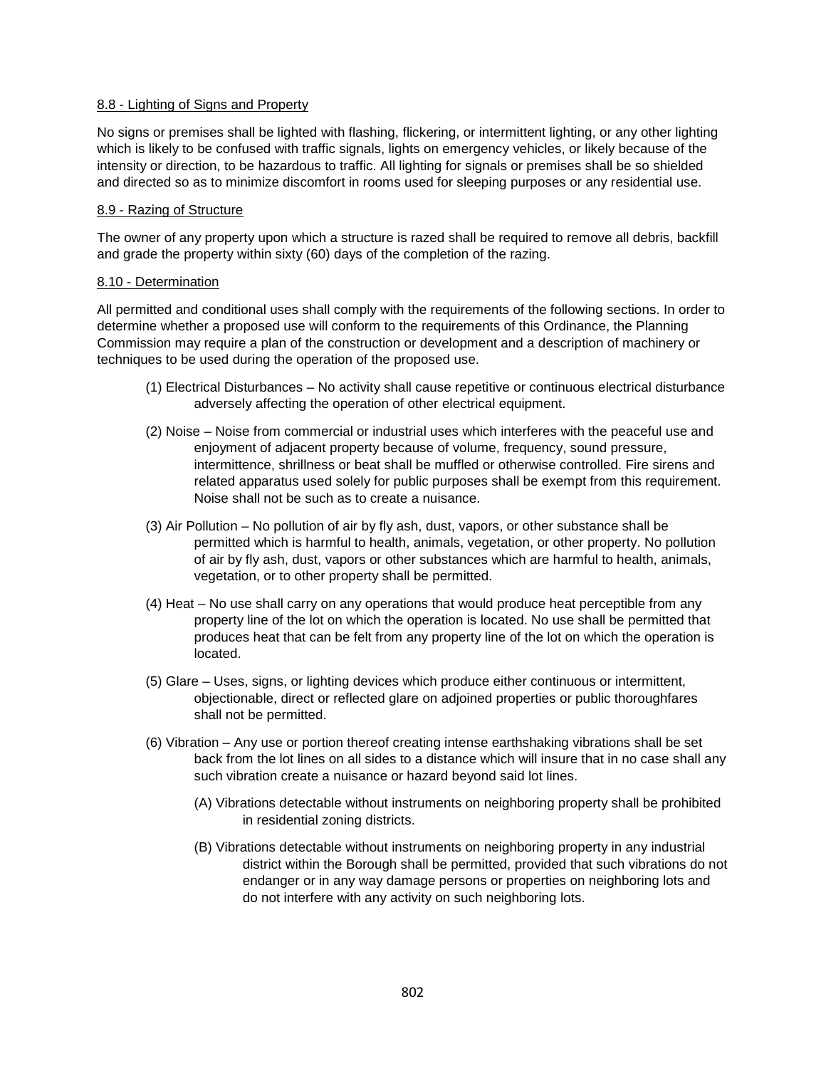### 8.8 - Lighting of Signs and Property

No signs or premises shall be lighted with flashing, flickering, or intermittent lighting, or any other lighting which is likely to be confused with traffic signals, lights on emergency vehicles, or likely because of the intensity or direction, to be hazardous to traffic. All lighting for signals or premises shall be so shielded and directed so as to minimize discomfort in rooms used for sleeping purposes or any residential use.

### 8.9 - Razing of Structure

The owner of any property upon which a structure is razed shall be required to remove all debris, backfill and grade the property within sixty (60) days of the completion of the razing.

### 8.10 - Determination

All permitted and conditional uses shall comply with the requirements of the following sections. In order to determine whether a proposed use will conform to the requirements of this Ordinance, the Planning Commission may require a plan of the construction or development and a description of machinery or techniques to be used during the operation of the proposed use.

(1) Electrical Disturbances – No activity shall cause repetitive or continuous electrical disturbance adversely affecting the operation of other electrical equipment.

(2) Noise – Noise from commercial or industrial uses which interferes with the peaceful use and enjoyment of adjacent property because of volume, frequency, sound pressure, intermittence, shrillness or beat shall be muffled or otherwise controlled. Fire sirens and related apparatus used solely for public purposes shall be exempt from this requirement. Noise shall not be such as to create a nuisance.

(3) Air Pollution – No pollution of air by fly ash, dust, vapors, or other substance shall be permitted which is harmful to health, animals, vegetation, or other property. No pollution of air by fly ash, dust, vapors or other substances which are harmful to health, animals, vegetation, or to other property shall be permitted.

(4) Heat – No use shall carry on any operations that would produce heat perceptible from any property line of the lot on which the operation is located. No use shall be permitted that produces heat that can be felt from any property line of the lot on which the operation is located.

(5) Glare – Uses, signs, or lighting devices which produce either continuous or intermittent, objectionable, direct or reflected glare on adjoined properties or public thoroughfares shall not be permitted.

(6) Vibration – Any use or portion thereof creating intense earthshaking vibrations shall be set back from the lot lines on all sides to a distance which will insure that in no case shall any such vibration create a nuisance or hazard beyond said lot lines.

(A) Vibrations detectable without instruments on neighboring property shall be prohibited in residential zoning districts.

(B) Vibrations detectable without instruments on neighboring property in any industrial district within the Borough shall be permitted, provided that such vibrations do not endanger or in any way damage persons or properties on neighboring lots and do not interfere with any activity on such neighboring lots.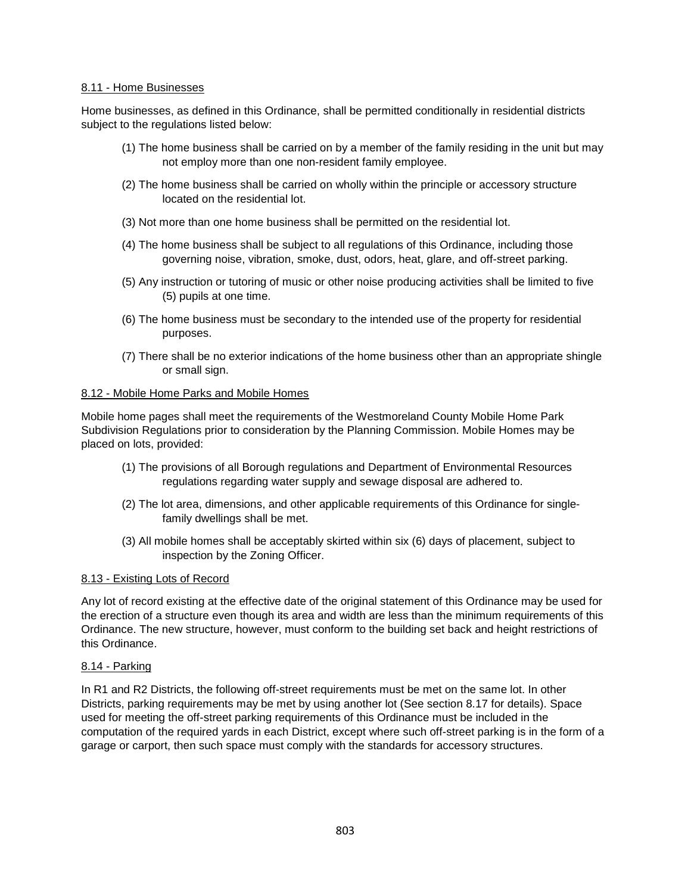8.11 - Home Businesses

Home businesses, as defined in this Ordinance, shall be permitted conditionally in residential districts subject to the regulations listed below:

(1) The home business shall be carried on by a member of the family residing in the unit but may not employ more than one non-resident family employee.

(2) The home business shall be carried on wholly within the principle or accessory structure located on the residential lot.

(3) Not more than one home business shall be permitted on the residential lot.

(4) The home business shall be subject to all regulations of this Ordinance, including those governing noise, vibration, smoke, dust, odors, heat, glare, and off-street parking.

(5) Any instruction or tutoring of music or other noise producing activities shall be limited to five (5) pupils at one time.

(6) The home business must be secondary to the intended use of the property for residential purposes.

(7) There shall be no exterior indications of the home business other than an appropriate shingle or small sign.

8.12 - Mobile Home Parks and Mobile Homes

Mobile home pages shall meet the requirements of the Westmoreland County Mobile Home Park Subdivision Regulations prior to consideration by the Planning Commission. Mobile Homes may be placed on lots, provided:

(1) The provisions of all Borough regulations and Department of Environmental Resources regulations regarding water supply and sewage disposal are adhered to.

(2) The lot area, dimensions, and other applicable requirements of this Ordinance for single-family dwellings shall be met.

(3) All mobile homes shall be acceptably skirted within six (6) days of placement, subject to inspection by the Zoning Officer.

8.13 - Existing Lots of Record

Any lot of record existing at the effective date of the original statement of this Ordinance may be used for the erection of a structure even though its area and width are less than the minimum requirements of this Ordinance. The new structure, however, must conform to the building set back and height restrictions of this Ordinance.

8.14 - Parking

In R1 and R2 Districts, the following off-street requirements must be met on the same lot. In other Districts, parking requirements may be met by using another lot (See section 8.17 for details). Space used for meeting the off-street parking requirements of this Ordinance must be included in the computation of the required yards in each District, except where such off-street parking is in the form of a garage or carport, then such space must comply with the standards for accessory structures.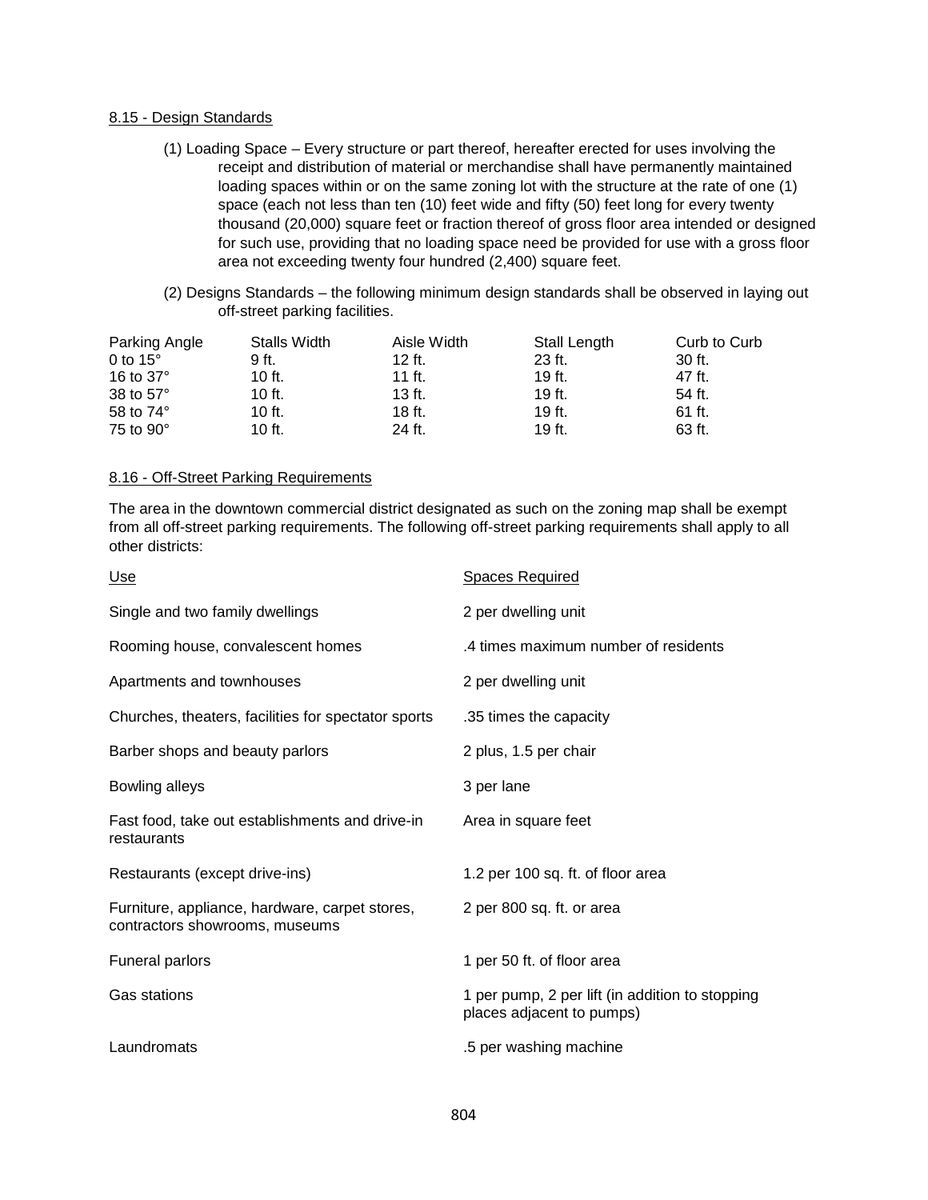8.15 - Design Standards

(1) Loading Space – Every structure or part thereof, hereafter erected for uses involving the receipt and distribution of material or merchandise shall have permanently maintained loading spaces within or on the same zoning lot with the structure at the rate of one (1) space (each not less than ten (10) feet wide and fifty (50) feet long for every twenty thousand (20,000) square feet or fraction thereof of gross floor area intended or designed for such use, providing that no loading space need be provided for use with a gross floor area not exceeding twenty four hundred (2,400) square feet.

(2) Designs Standards – the following minimum design standards shall be observed in laying out off-street parking facilities.

| Parking Angle | Stalls Width | Aisle Width | Stall Length | Curb to Curb |
|---|---|---|---|---|
| 0 to 15° | 9 ft. | 12 ft. | 23 ft. | 30 ft. |
| 16 to 37° | 10 ft. | 11 ft. | 19 ft. | 47 ft. |
| 38 to 57° | 10 ft. | 13 ft. | 19 ft. | 54 ft. |
| 58 to 74° | 10 ft. | 18 ft. | 19 ft. | 61 ft. |
| 75 to 90° | 10 ft. | 24 ft. | 19 ft. | 63 ft. |

8.16 - Off-Street Parking Requirements

The area in the downtown commercial district designated as such on the zoning map shall be exempt from all off-street parking requirements. The following off-street parking requirements shall apply to all other districts:

| Use | Spaces Required |
|---|---|
| Single and two family dwellings | 2 per dwelling unit |
| Rooming house, convalescent homes | .4 times maximum number of residents |
| Apartments and townhouses | 2 per dwelling unit |
| Churches, theaters, facilities for spectator sports | .35 times the capacity |
| Barber shops and beauty parlors | 2 plus, 1.5 per chair |
| Bowling alleys | 3 per lane |
| Fast food, take out establishments and drive-in restaurants | Area in square feet |
| Restaurants (except drive-ins) | 1.2 per 100 sq. ft. of floor area |
| Furniture, appliance, hardware, carpet stores, contractors showrooms, museums | 2 per 800 sq. ft. or area |
| Funeral parlors | 1 per 50 ft. of floor area |
| Gas stations | 1 per pump, 2 per lift (in addition to stopping places adjacent to pumps) |
| Laundromats | .5 per washing machine |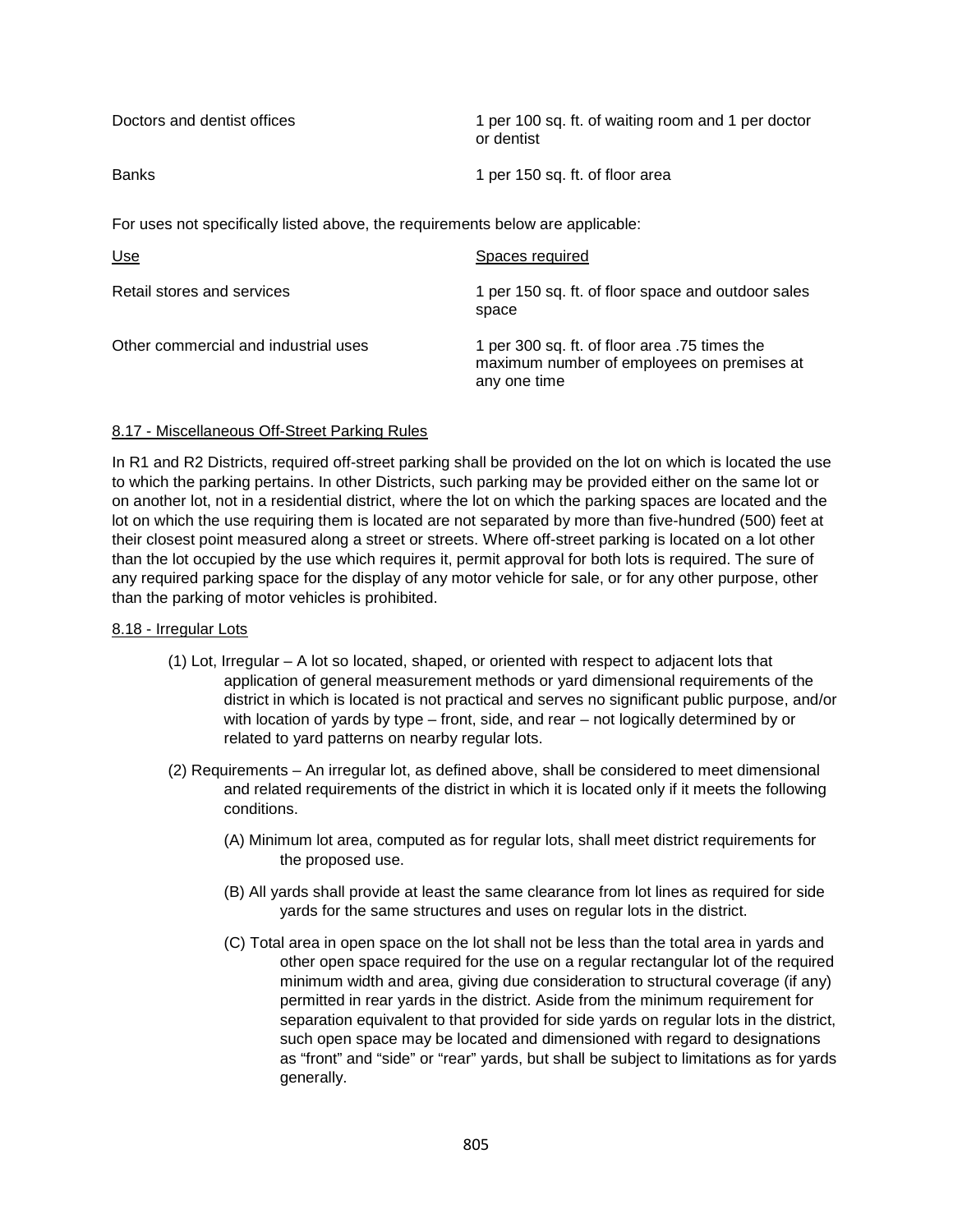| | |
|---|---|
| Doctors and dentist offices | 1 per 100 sq. ft. of waiting room and 1 per doctor or dentist |
| Banks | 1 per 150 sq. ft. of floor area |

For uses not specifically listed above, the requirements below are applicable:

| Use | Spaces required |
|---|---|
| Retail stores and services | 1 per 150 sq. ft. of floor space and outdoor sales space |
| Other commercial and industrial uses | 1 per 300 sq. ft. of floor area .75 times the maximum number of employees on premises at any one time |

8.17 - Miscellaneous Off-Street Parking Rules

In R1 and R2 Districts, required off-street parking shall be provided on the lot on which is located the use to which the parking pertains. In other Districts, such parking may be provided either on the same lot or on another lot, not in a residential district, where the lot on which the parking spaces are located and the lot on which the use requiring them is located are not separated by more than five-hundred (500) feet at their closest point measured along a street or streets. Where off-street parking is located on a lot other than the lot occupied by the use which requires it, permit approval for both lots is required. The sure of any required parking space for the display of any motor vehicle for sale, or for any other purpose, other than the parking of motor vehicles is prohibited.

8.18 - Irregular Lots

(1) Lot, Irregular – A lot so located, shaped, or oriented with respect to adjacent lots that application of general measurement methods or yard dimensional requirements of the district in which is located is not practical and serves no significant public purpose, and/or with location of yards by type – front, side, and rear – not logically determined by or related to yard patterns on nearby regular lots.

(2) Requirements – An irregular lot, as defined above, shall be considered to meet dimensional and related requirements of the district in which it is located only if it meets the following conditions.

(A) Minimum lot area, computed as for regular lots, shall meet district requirements for the proposed use.

(B) All yards shall provide at least the same clearance from lot lines as required for side yards for the same structures and uses on regular lots in the district.

(C) Total area in open space on the lot shall not be less than the total area in yards and other open space required for the use on a regular rectangular lot of the required minimum width and area, giving due consideration to structural coverage (if any) permitted in rear yards in the district. Aside from the minimum requirement for separation equivalent to that provided for side yards on regular lots in the district, such open space may be located and dimensioned with regard to designations as "front" and "side" or "rear" yards, but shall be subject to limitations as for yards generally.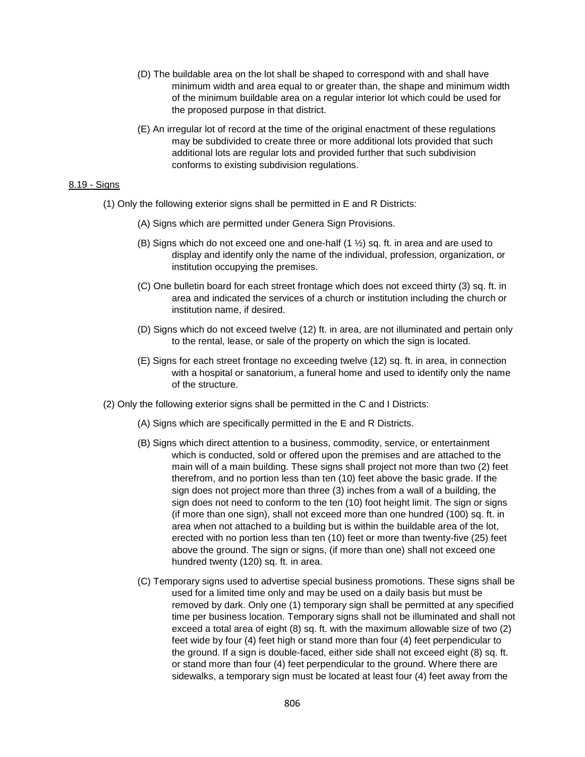(D) The buildable area on the lot shall be shaped to correspond with and shall have minimum width and area equal to or greater than, the shape and minimum width of the minimum buildable area on a regular interior lot which could be used for the proposed purpose in that district.

(E) An irregular lot of record at the time of the original enactment of these regulations may be subdivided to create three or more additional lots provided that such additional lots are regular lots and provided further that such subdivision conforms to existing subdivision regulations.

<u>8.19 - Signs</u>

(1) Only the following exterior signs shall be permitted in E and R Districts:

(A) Signs which are permitted under Genera Sign Provisions.

(B) Signs which do not exceed one and one-half (1 ½) sq. ft. in area and are used to display and identify only the name of the individual, profession, organization, or institution occupying the premises.

(C) One bulletin board for each street frontage which does not exceed thirty (3) sq. ft. in area and indicated the services of a church or institution including the church or institution name, if desired.

(D) Signs which do not exceed twelve (12) ft. in area, are not illuminated and pertain only to the rental, lease, or sale of the property on which the sign is located.

(E) Signs for each street frontage no exceeding twelve (12) sq. ft. in area, in connection with a hospital or sanatorium, a funeral home and used to identify only the name of the structure.

(2) Only the following exterior signs shall be permitted in the C and I Districts:

(A) Signs which are specifically permitted in the E and R Districts.

(B) Signs which direct attention to a business, commodity, service, or entertainment which is conducted, sold or offered upon the premises and are attached to the main will of a main building. These signs shall project not more than two (2) feet therefrom, and no portion less than ten (10) feet above the basic grade. If the sign does not project more than three (3) inches from a wall of a building, the sign does not need to conform to the ten (10) foot height limit. The sign or signs (if more than one sign), shall not exceed more than one hundred (100) sq. ft. in area when not attached to a building but is within the buildable area of the lot, erected with no portion less than ten (10) feet or more than twenty-five (25) feet above the ground. The sign or signs, (if more than one) shall not exceed one hundred twenty (120) sq. ft. in area.

(C) Temporary signs used to advertise special business promotions. These signs shall be used for a limited time only and may be used on a daily basis but must be removed by dark. Only one (1) temporary sign shall be permitted at any specified time per business location. Temporary signs shall not be illuminated and shall not exceed a total area of eight (8) sq. ft. with the maximum allowable size of two (2) feet wide by four (4) feet high or stand more than four (4) feet perpendicular to the ground. If a sign is double-faced, either side shall not exceed eight (8) sq. ft. or stand more than four (4) feet perpendicular to the ground. Where there are sidewalks, a temporary sign must be located at least four (4) feet away from the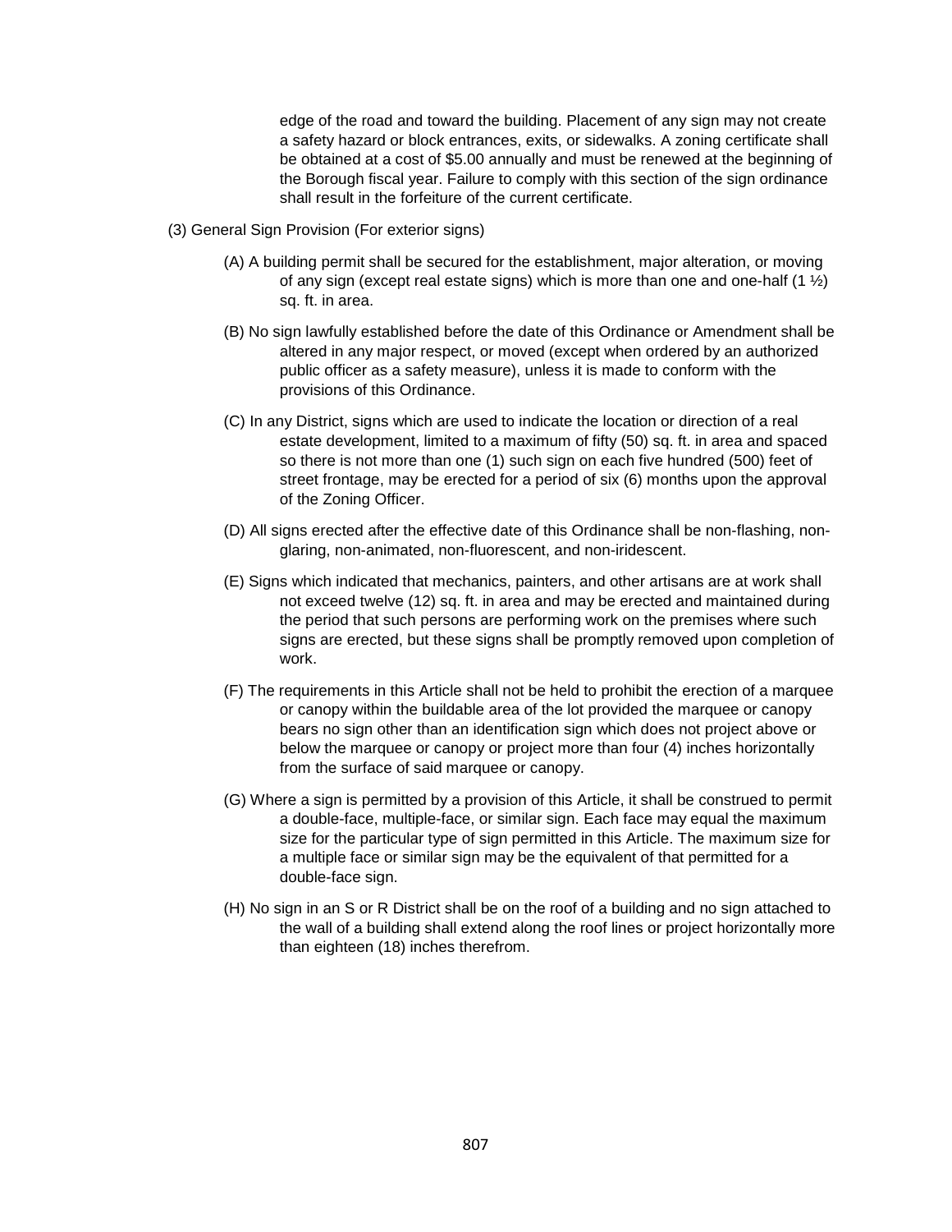edge of the road and toward the building. Placement of any sign may not create a safety hazard or block entrances, exits, or sidewalks. A zoning certificate shall be obtained at a cost of $5.00 annually and must be renewed at the beginning of the Borough fiscal year. Failure to comply with this section of the sign ordinance shall result in the forfeiture of the current certificate.

(3) General Sign Provision (For exterior signs)

(A) A building permit shall be secured for the establishment, major alteration, or moving of any sign (except real estate signs) which is more than one and one-half (1 ½) sq. ft. in area.

(B) No sign lawfully established before the date of this Ordinance or Amendment shall be altered in any major respect, or moved (except when ordered by an authorized public officer as a safety measure), unless it is made to conform with the provisions of this Ordinance.

(C) In any District, signs which are used to indicate the location or direction of a real estate development, limited to a maximum of fifty (50) sq. ft. in area and spaced so there is not more than one (1) such sign on each five hundred (500) feet of street frontage, may be erected for a period of six (6) months upon the approval of the Zoning Officer.

(D) All signs erected after the effective date of this Ordinance shall be non-flashing, non-glaring, non-animated, non-fluorescent, and non-iridescent.

(E) Signs which indicated that mechanics, painters, and other artisans are at work shall not exceed twelve (12) sq. ft. in area and may be erected and maintained during the period that such persons are performing work on the premises where such signs are erected, but these signs shall be promptly removed upon completion of work.

(F) The requirements in this Article shall not be held to prohibit the erection of a marquee or canopy within the buildable area of the lot provided the marquee or canopy bears no sign other than an identification sign which does not project above or below the marquee or canopy or project more than four (4) inches horizontally from the surface of said marquee or canopy.

(G) Where a sign is permitted by a provision of this Article, it shall be construed to permit a double-face, multiple-face, or similar sign. Each face may equal the maximum size for the particular type of sign permitted in this Article. The maximum size for a multiple face or similar sign may be the equivalent of that permitted for a double-face sign.

(H) No sign in an S or R District shall be on the roof of a building and no sign attached to the wall of a building shall extend along the roof lines or project horizontally more than eighteen (18) inches therefrom.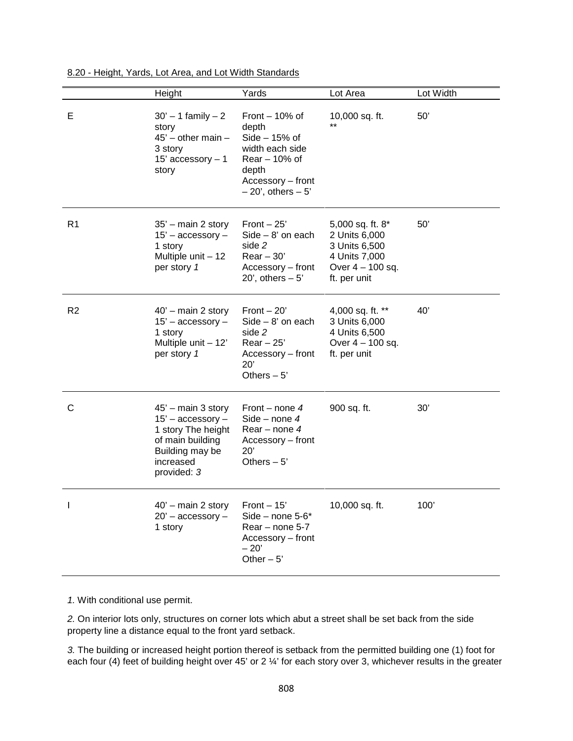8.20 - Height, Yards, Lot Area, and Lot Width Standards

| | Height | Yards | Lot Area | Lot Width |
|---|---|---|---|---|
| E | 30' – 1 family – 2 story<br>45' – other main – 3 story<br>15' accessory – 1 story | Front – 10% of depth<br>Side – 15% of width each side<br>Rear – 10% of depth<br>Accessory – front – 20', others – 5' | 10,000 sq. ft. ** | 50' |
| R1 | 35' – main 2 story<br>15' – accessory – 1 story<br>Multiple unit – 12 per story *1* | Front – 25'<br>Side – 8' on each side *2*<br>Rear – 30'<br>Accessory – front 20', others – 5' | 5,000 sq. ft. 8*<br>2 Units 6,000<br>3 Units 6,500<br>4 Units 7,000<br>Over 4 – 100 sq. ft. per unit | 50' |
| R2 | 40' – main 2 story<br>15' – accessory – 1 story<br>Multiple unit – 12' per story *1* | Front – 20'<br>Side – 8' on each side *2*<br>Rear – 25'<br>Accessory – front 20'<br>Others – 5' | 4,000 sq. ft. **<br>3 Units 6,000<br>4 Units 6,500<br>Over 4 – 100 sq. ft. per unit | 40' |
| C | 45' – main 3 story<br>15' – accessory – 1 story The height of main building Building may be increased provided: *3* | Front – none *4*<br>Side – none *4*<br>Rear – none *4*<br>Accessory – front 20'<br>Others – 5' | 900 sq. ft. | 30' |
| I | 40' – main 2 story<br>20' – accessory – 1 story | Front – 15'<br>Side – none 5-6*<br>Rear – none 5-7<br>Accessory – front – 20'<br>Other – 5' | 10,000 sq. ft. | 100' |

*1.* With conditional use permit.

*2.* On interior lots only, structures on corner lots which abut a street shall be set back from the side property line a distance equal to the front yard setback.

*3.* The building or increased height portion thereof is setback from the permitted building one (1) foot for each four (4) feet of building height over 45' or 2 ¼' for each story over 3, whichever results in the greater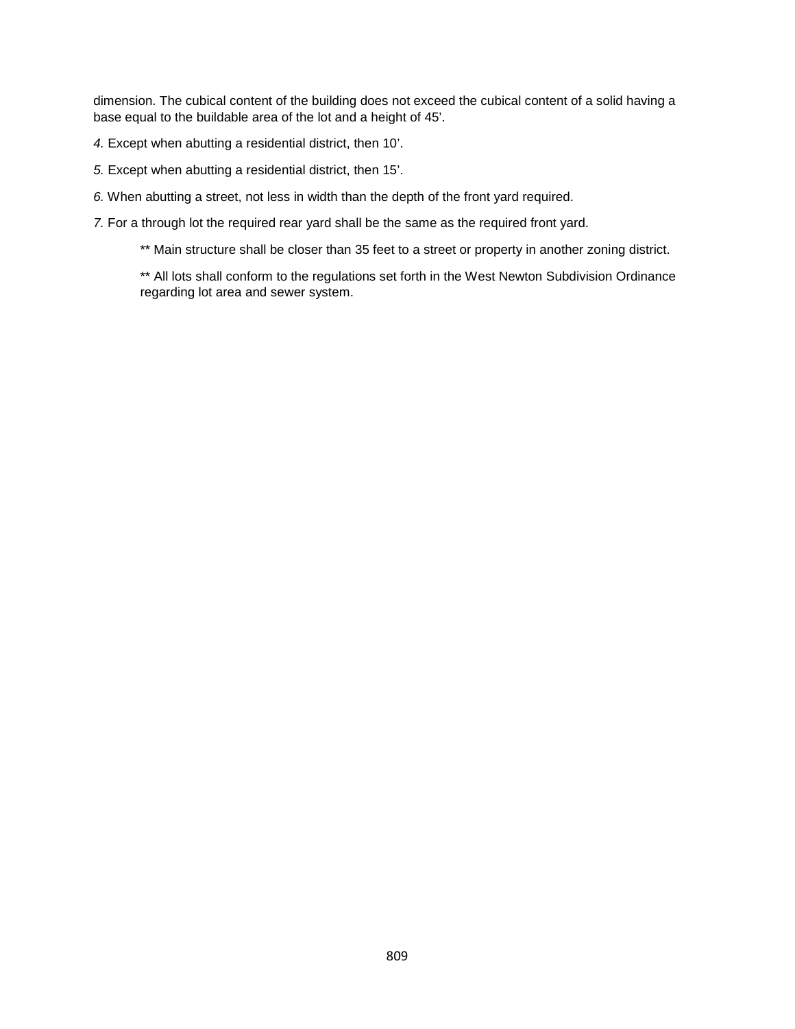dimension. The cubical content of the building does not exceed the cubical content of a solid having a base equal to the buildable area of the lot and a height of 45'.

*4.* Except when abutting a residential district, then 10'.

*5.* Except when abutting a residential district, then 15'.

*6.* When abutting a street, not less in width than the depth of the front yard required.

*7.* For a through lot the required rear yard shall be the same as the required front yard.

> ** Main structure shall be closer than 35 feet to a street or property in another zoning district.
>
> ** All lots shall conform to the regulations set forth in the West Newton Subdivision Ordinance regarding lot area and sewer system.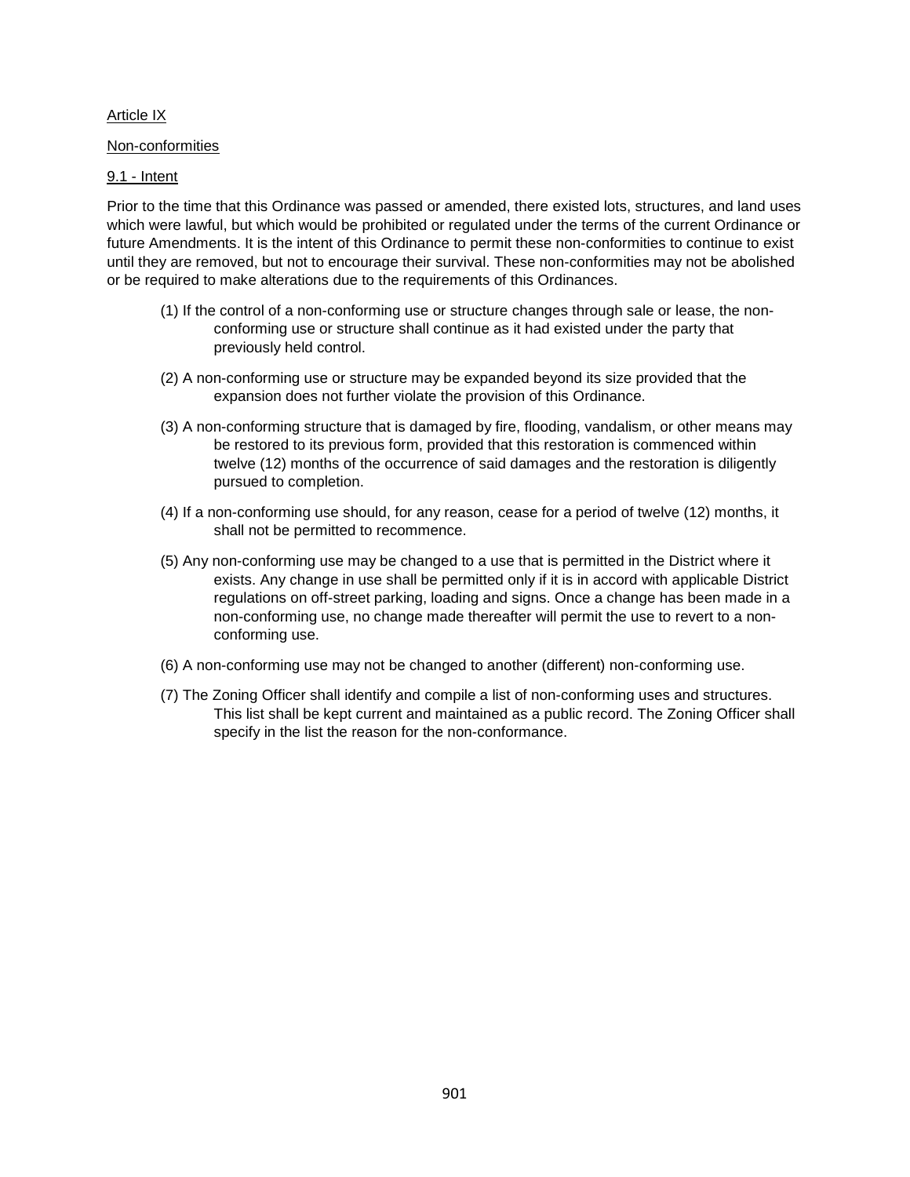## Article IX

### Non-conformities

#### 9.1 - Intent

Prior to the time that this Ordinance was passed or amended, there existed lots, structures, and land uses which were lawful, but which would be prohibited or regulated under the terms of the current Ordinance or future Amendments. It is the intent of this Ordinance to permit these non-conformities to continue to exist until they are removed, but not to encourage their survival. These non-conformities may not be abolished or be required to make alterations due to the requirements of this Ordinances.

(1) If the control of a non-conforming use or structure changes through sale or lease, the non-conforming use or structure shall continue as it had existed under the party that previously held control.

(2) A non-conforming use or structure may be expanded beyond its size provided that the expansion does not further violate the provision of this Ordinance.

(3) A non-conforming structure that is damaged by fire, flooding, vandalism, or other means may be restored to its previous form, provided that this restoration is commenced within twelve (12) months of the occurrence of said damages and the restoration is diligently pursued to completion.

(4) If a non-conforming use should, for any reason, cease for a period of twelve (12) months, it shall not be permitted to recommence.

(5) Any non-conforming use may be changed to a use that is permitted in the District where it exists. Any change in use shall be permitted only if it is in accord with applicable District regulations on off-street parking, loading and signs. Once a change has been made in a non-conforming use, no change made thereafter will permit the use to revert to a non-conforming use.

(6) A non-conforming use may not be changed to another (different) non-conforming use.

(7) The Zoning Officer shall identify and compile a list of non-conforming uses and structures. This list shall be kept current and maintained as a public record. The Zoning Officer shall specify in the list the reason for the non-conformance.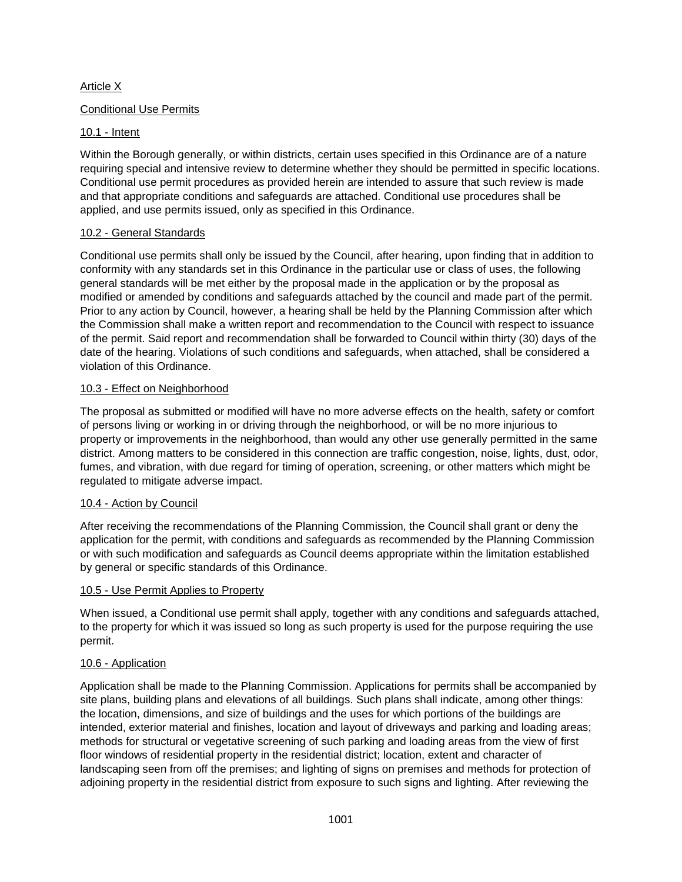## Article X

## Conditional Use Permits

### 10.1 - Intent

Within the Borough generally, or within districts, certain uses specified in this Ordinance are of a nature requiring special and intensive review to determine whether they should be permitted in specific locations. Conditional use permit procedures as provided herein are intended to assure that such review is made and that appropriate conditions and safeguards are attached. Conditional use procedures shall be applied, and use permits issued, only as specified in this Ordinance.

### 10.2 - General Standards

Conditional use permits shall only be issued by the Council, after hearing, upon finding that in addition to conformity with any standards set in this Ordinance in the particular use or class of uses, the following general standards will be met either by the proposal made in the application or by the proposal as modified or amended by conditions and safeguards attached by the council and made part of the permit. Prior to any action by Council, however, a hearing shall be held by the Planning Commission after which the Commission shall make a written report and recommendation to the Council with respect to issuance of the permit. Said report and recommendation shall be forwarded to Council within thirty (30) days of the date of the hearing. Violations of such conditions and safeguards, when attached, shall be considered a violation of this Ordinance.

### 10.3 - Effect on Neighborhood

The proposal as submitted or modified will have no more adverse effects on the health, safety or comfort of persons living or working in or driving through the neighborhood, or will be no more injurious to property or improvements in the neighborhood, than would any other use generally permitted in the same district. Among matters to be considered in this connection are traffic congestion, noise, lights, dust, odor, fumes, and vibration, with due regard for timing of operation, screening, or other matters which might be regulated to mitigate adverse impact.

### 10.4 - Action by Council

After receiving the recommendations of the Planning Commission, the Council shall grant or deny the application for the permit, with conditions and safeguards as recommended by the Planning Commission or with such modification and safeguards as Council deems appropriate within the limitation established by general or specific standards of this Ordinance.

### 10.5 - Use Permit Applies to Property

When issued, a Conditional use permit shall apply, together with any conditions and safeguards attached, to the property for which it was issued so long as such property is used for the purpose requiring the use permit.

### 10.6 - Application

Application shall be made to the Planning Commission. Applications for permits shall be accompanied by site plans, building plans and elevations of all buildings. Such plans shall indicate, among other things: the location, dimensions, and size of buildings and the uses for which portions of the buildings are intended, exterior material and finishes, location and layout of driveways and parking and loading areas; methods for structural or vegetative screening of such parking and loading areas from the view of first floor windows of residential property in the residential district; location, extent and character of landscaping seen from off the premises; and lighting of signs on premises and methods for protection of adjoining property in the residential district from exposure to such signs and lighting. After reviewing the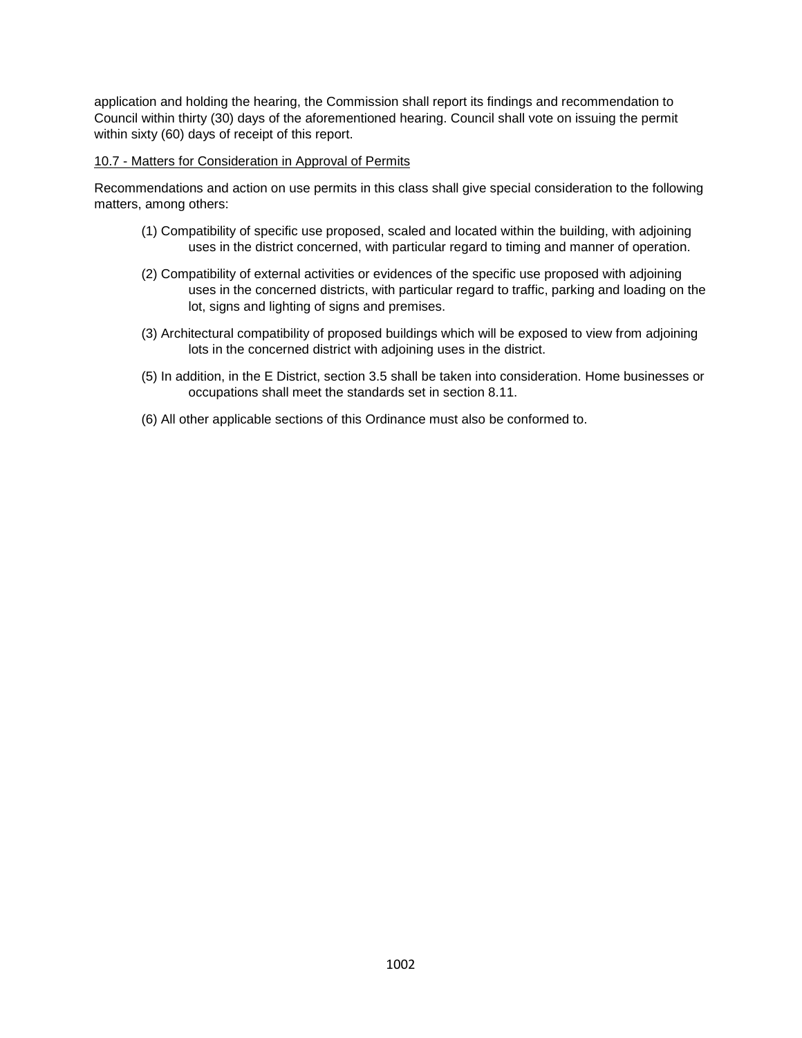application and holding the hearing, the Commission shall report its findings and recommendation to Council within thirty (30) days of the aforementioned hearing. Council shall vote on issuing the permit within sixty (60) days of receipt of this report.

10.7 - Matters for Consideration in Approval of Permits

Recommendations and action on use permits in this class shall give special consideration to the following matters, among others:

(1) Compatibility of specific use proposed, scaled and located within the building, with adjoining uses in the district concerned, with particular regard to timing and manner of operation.

(2) Compatibility of external activities or evidences of the specific use proposed with adjoining uses in the concerned districts, with particular regard to traffic, parking and loading on the lot, signs and lighting of signs and premises.

(3) Architectural compatibility of proposed buildings which will be exposed to view from adjoining lots in the concerned district with adjoining uses in the district.

(5) In addition, in the E District, section 3.5 shall be taken into consideration. Home businesses or occupations shall meet the standards set in section 8.11.

(6) All other applicable sections of this Ordinance must also be conformed to.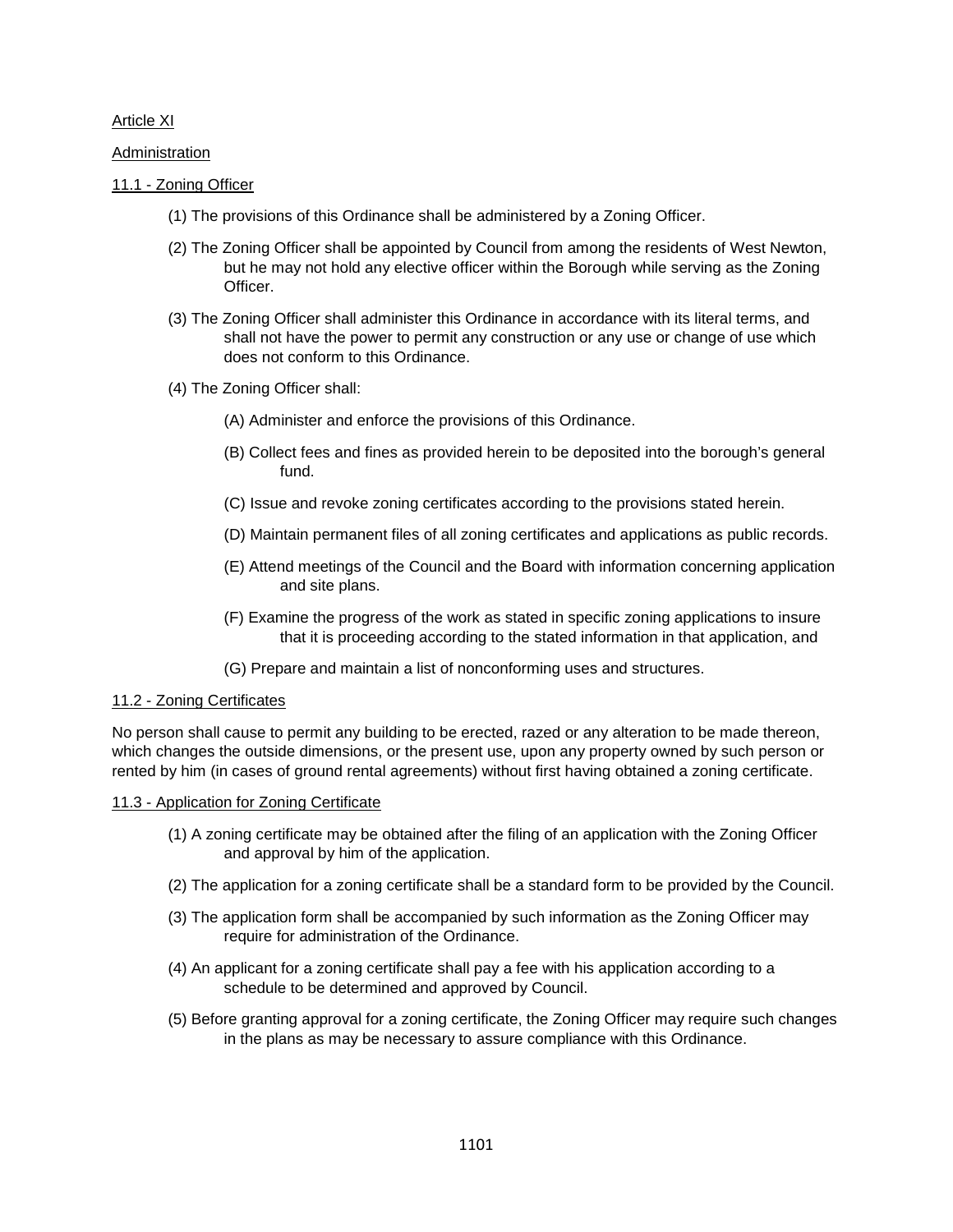Article XI

Administration

11.1 - Zoning Officer

(1) The provisions of this Ordinance shall be administered by a Zoning Officer.

(2) The Zoning Officer shall be appointed by Council from among the residents of West Newton, but he may not hold any elective officer within the Borough while serving as the Zoning Officer.

(3) The Zoning Officer shall administer this Ordinance in accordance with its literal terms, and shall not have the power to permit any construction or any use or change of use which does not conform to this Ordinance.

(4) The Zoning Officer shall:

(A) Administer and enforce the provisions of this Ordinance.

(B) Collect fees and fines as provided herein to be deposited into the borough's general fund.

(C) Issue and revoke zoning certificates according to the provisions stated herein.

(D) Maintain permanent files of all zoning certificates and applications as public records.

(E) Attend meetings of the Council and the Board with information concerning application and site plans.

(F) Examine the progress of the work as stated in specific zoning applications to insure that it is proceeding according to the stated information in that application, and

(G) Prepare and maintain a list of nonconforming uses and structures.

11.2 - Zoning Certificates

No person shall cause to permit any building to be erected, razed or any alteration to be made thereon, which changes the outside dimensions, or the present use, upon any property owned by such person or rented by him (in cases of ground rental agreements) without first having obtained a zoning certificate.

11.3 - Application for Zoning Certificate

(1) A zoning certificate may be obtained after the filing of an application with the Zoning Officer and approval by him of the application.

(2) The application for a zoning certificate shall be a standard form to be provided by the Council.

(3) The application form shall be accompanied by such information as the Zoning Officer may require for administration of the Ordinance.

(4) An applicant for a zoning certificate shall pay a fee with his application according to a schedule to be determined and approved by Council.

(5) Before granting approval for a zoning certificate, the Zoning Officer may require such changes in the plans as may be necessary to assure compliance with this Ordinance.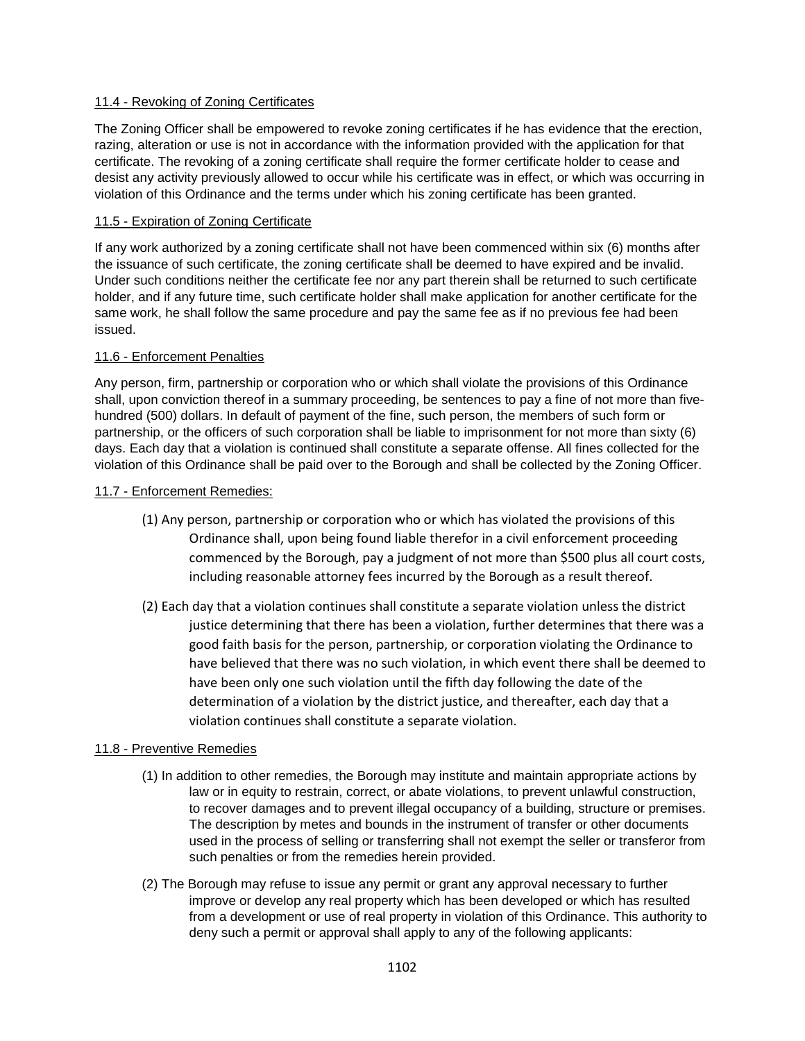11.4 - Revoking of Zoning Certificates

The Zoning Officer shall be empowered to revoke zoning certificates if he has evidence that the erection, razing, alteration or use is not in accordance with the information provided with the application for that certificate. The revoking of a zoning certificate shall require the former certificate holder to cease and desist any activity previously allowed to occur while his certificate was in effect, or which was occurring in violation of this Ordinance and the terms under which his zoning certificate has been granted.

11.5 - Expiration of Zoning Certificate

If any work authorized by a zoning certificate shall not have been commenced within six (6) months after the issuance of such certificate, the zoning certificate shall be deemed to have expired and be invalid. Under such conditions neither the certificate fee nor any part therein shall be returned to such certificate holder, and if any future time, such certificate holder shall make application for another certificate for the same work, he shall follow the same procedure and pay the same fee as if no previous fee had been issued.

11.6 - Enforcement Penalties

Any person, firm, partnership or corporation who or which shall violate the provisions of this Ordinance shall, upon conviction thereof in a summary proceeding, be sentences to pay a fine of not more than five-hundred (500) dollars. In default of payment of the fine, such person, the members of such form or partnership, or the officers of such corporation shall be liable to imprisonment for not more than sixty (6) days. Each day that a violation is continued shall constitute a separate offense. All fines collected for the violation of this Ordinance shall be paid over to the Borough and shall be collected by the Zoning Officer.

11.7 - Enforcement Remedies:

(1) Any person, partnership or corporation who or which has violated the provisions of this Ordinance shall, upon being found liable therefor in a civil enforcement proceeding commenced by the Borough, pay a judgment of not more than $500 plus all court costs, including reasonable attorney fees incurred by the Borough as a result thereof.

(2) Each day that a violation continues shall constitute a separate violation unless the district justice determining that there has been a violation, further determines that there was a good faith basis for the person, partnership, or corporation violating the Ordinance to have believed that there was no such violation, in which event there shall be deemed to have been only one such violation until the fifth day following the date of the determination of a violation by the district justice, and thereafter, each day that a violation continues shall constitute a separate violation.

11.8 - Preventive Remedies

(1) In addition to other remedies, the Borough may institute and maintain appropriate actions by law or in equity to restrain, correct, or abate violations, to prevent unlawful construction, to recover damages and to prevent illegal occupancy of a building, structure or premises. The description by metes and bounds in the instrument of transfer or other documents used in the process of selling or transferring shall not exempt the seller or transferor from such penalties or from the remedies herein provided.

(2) The Borough may refuse to issue any permit or grant any approval necessary to further improve or develop any real property which has been developed or which has resulted from a development or use of real property in violation of this Ordinance. This authority to deny such a permit or approval shall apply to any of the following applicants: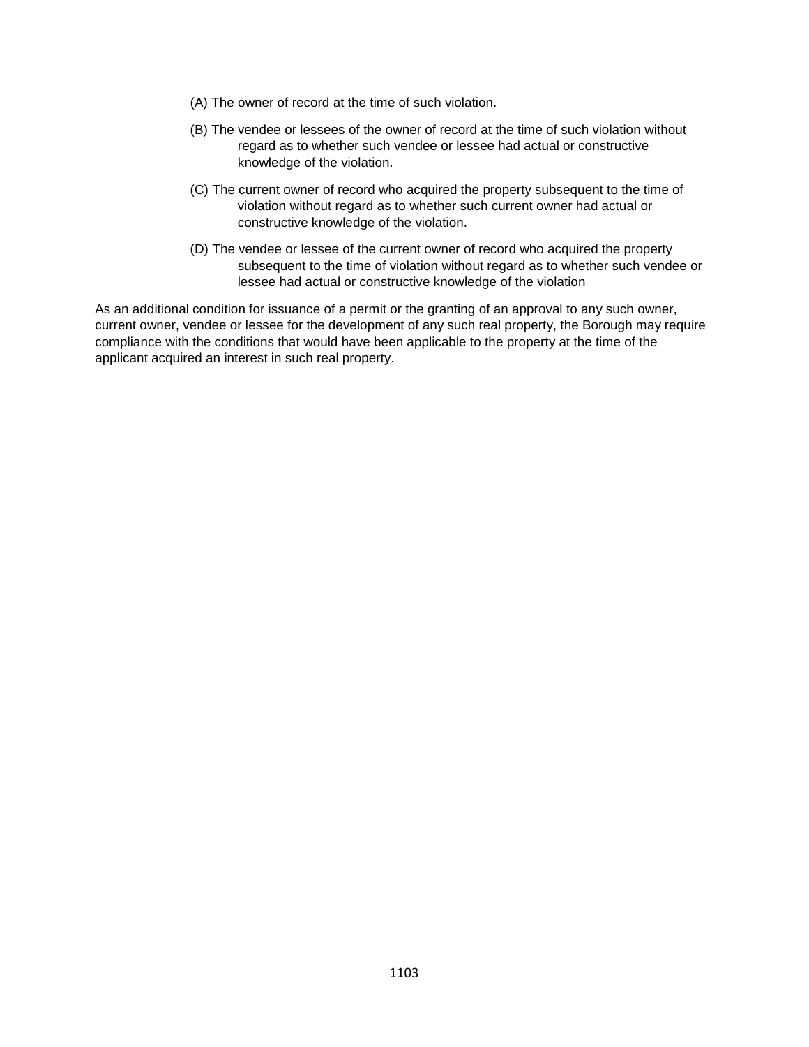(A) The owner of record at the time of such violation.

(B) The vendee or lessees of the owner of record at the time of such violation without regard as to whether such vendee or lessee had actual or constructive knowledge of the violation.

(C) The current owner of record who acquired the property subsequent to the time of violation without regard as to whether such current owner had actual or constructive knowledge of the violation.

(D) The vendee or lessee of the current owner of record who acquired the property subsequent to the time of violation without regard as to whether such vendee or lessee had actual or constructive knowledge of the violation

As an additional condition for issuance of a permit or the granting of an approval to any such owner, current owner, vendee or lessee for the development of any such real property, the Borough may require compliance with the conditions that would have been applicable to the property at the time of the applicant acquired an interest in such real property.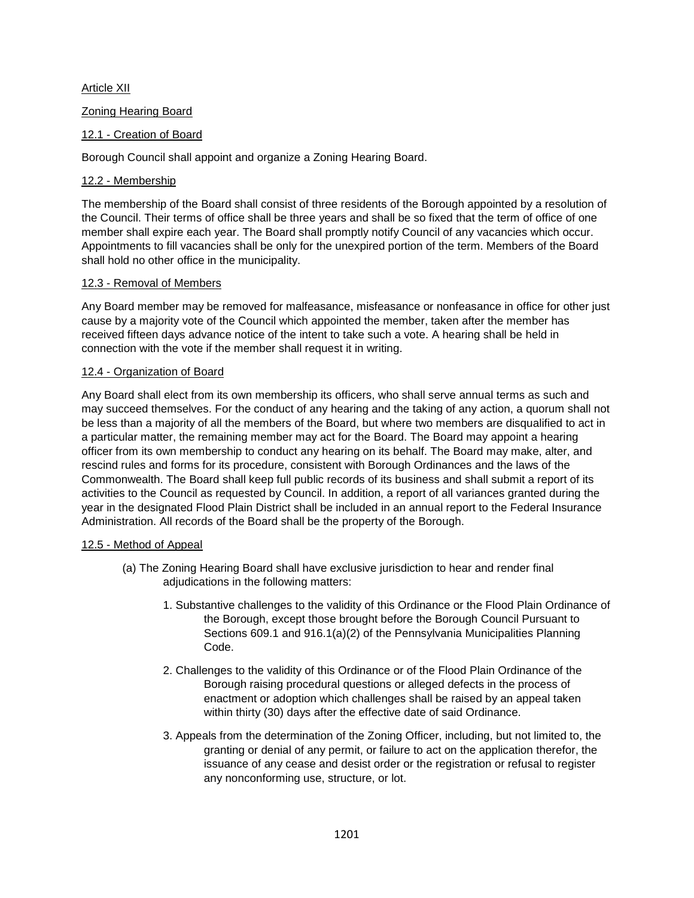# Article XII

## Zoning Hearing Board

### 12.1 - Creation of Board

Borough Council shall appoint and organize a Zoning Hearing Board.

### 12.2 - Membership

The membership of the Board shall consist of three residents of the Borough appointed by a resolution of the Council. Their terms of office shall be three years and shall be so fixed that the term of office of one member shall expire each year. The Board shall promptly notify Council of any vacancies which occur. Appointments to fill vacancies shall be only for the unexpired portion of the term. Members of the Board shall hold no other office in the municipality.

### 12.3 - Removal of Members

Any Board member may be removed for malfeasance, misfeasance or nonfeasance in office for other just cause by a majority vote of the Council which appointed the member, taken after the member has received fifteen days advance notice of the intent to take such a vote. A hearing shall be held in connection with the vote if the member shall request it in writing.

### 12.4 - Organization of Board

Any Board shall elect from its own membership its officers, who shall serve annual terms as such and may succeed themselves. For the conduct of any hearing and the taking of any action, a quorum shall not be less than a majority of all the members of the Board, but where two members are disqualified to act in a particular matter, the remaining member may act for the Board. The Board may appoint a hearing officer from its own membership to conduct any hearing on its behalf. The Board may make, alter, and rescind rules and forms for its procedure, consistent with Borough Ordinances and the laws of the Commonwealth. The Board shall keep full public records of its business and shall submit a report of its activities to the Council as requested by Council. In addition, a report of all variances granted during the year in the designated Flood Plain District shall be included in an annual report to the Federal Insurance Administration. All records of the Board shall be the property of the Borough.

### 12.5 - Method of Appeal

(a) The Zoning Hearing Board shall have exclusive jurisdiction to hear and render final adjudications in the following matters:

1. Substantive challenges to the validity of this Ordinance or the Flood Plain Ordinance of the Borough, except those brought before the Borough Council Pursuant to Sections 609.1 and 916.1(a)(2) of the Pennsylvania Municipalities Planning Code.
2. Challenges to the validity of this Ordinance or of the Flood Plain Ordinance of the Borough raising procedural questions or alleged defects in the process of enactment or adoption which challenges shall be raised by an appeal taken within thirty (30) days after the effective date of said Ordinance.
3. Appeals from the determination of the Zoning Officer, including, but not limited to, the granting or denial of any permit, or failure to act on the application therefor, the issuance of any cease and desist order or the registration or refusal to register any nonconforming use, structure, or lot.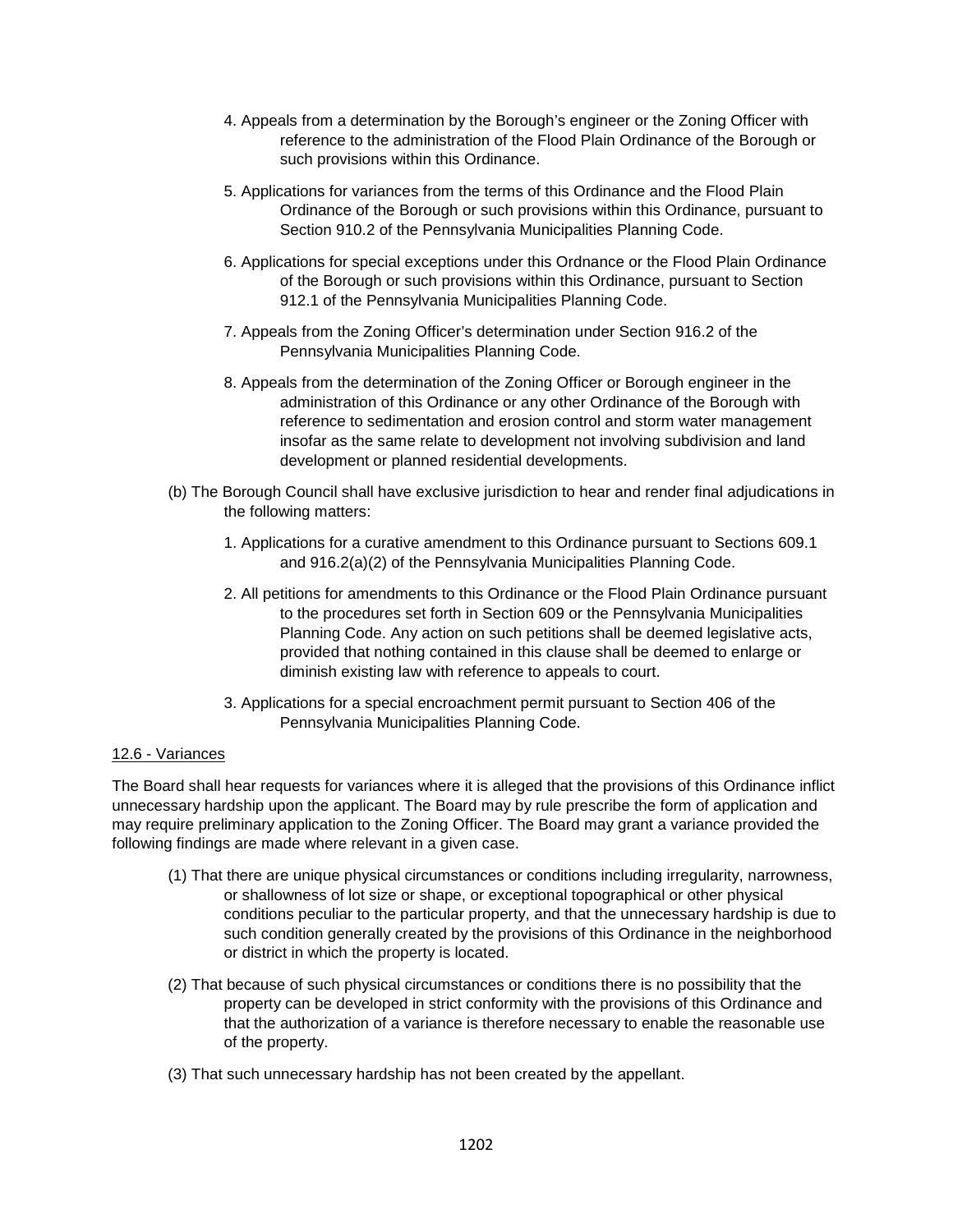4. Appeals from a determination by the Borough's engineer or the Zoning Officer with reference to the administration of the Flood Plain Ordinance of the Borough or such provisions within this Ordinance.

5. Applications for variances from the terms of this Ordinance and the Flood Plain Ordinance of the Borough or such provisions within this Ordinance, pursuant to Section 910.2 of the Pennsylvania Municipalities Planning Code.

6. Applications for special exceptions under this Ordnance or the Flood Plain Ordinance of the Borough or such provisions within this Ordinance, pursuant to Section 912.1 of the Pennsylvania Municipalities Planning Code.

7. Appeals from the Zoning Officer's determination under Section 916.2 of the Pennsylvania Municipalities Planning Code.

8. Appeals from the determination of the Zoning Officer or Borough engineer in the administration of this Ordinance or any other Ordinance of the Borough with reference to sedimentation and erosion control and storm water management insofar as the same relate to development not involving subdivision and land development or planned residential developments.

(b) The Borough Council shall have exclusive jurisdiction to hear and render final adjudications in the following matters:

1. Applications for a curative amendment to this Ordinance pursuant to Sections 609.1 and 916.2(a)(2) of the Pennsylvania Municipalities Planning Code.

2. All petitions for amendments to this Ordinance or the Flood Plain Ordinance pursuant to the procedures set forth in Section 609 or the Pennsylvania Municipalities Planning Code. Any action on such petitions shall be deemed legislative acts, provided that nothing contained in this clause shall be deemed to enlarge or diminish existing law with reference to appeals to court.

3. Applications for a special encroachment permit pursuant to Section 406 of the Pennsylvania Municipalities Planning Code.

<u>12.6 - Variances</u>

The Board shall hear requests for variances where it is alleged that the provisions of this Ordinance inflict unnecessary hardship upon the applicant. The Board may by rule prescribe the form of application and may require preliminary application to the Zoning Officer. The Board may grant a variance provided the following findings are made where relevant in a given case.

(1) That there are unique physical circumstances or conditions including irregularity, narrowness, or shallowness of lot size or shape, or exceptional topographical or other physical conditions peculiar to the particular property, and that the unnecessary hardship is due to such condition generally created by the provisions of this Ordinance in the neighborhood or district in which the property is located.

(2) That because of such physical circumstances or conditions there is no possibility that the property can be developed in strict conformity with the provisions of this Ordinance and that the authorization of a variance is therefore necessary to enable the reasonable use of the property.

(3) That such unnecessary hardship has not been created by the appellant.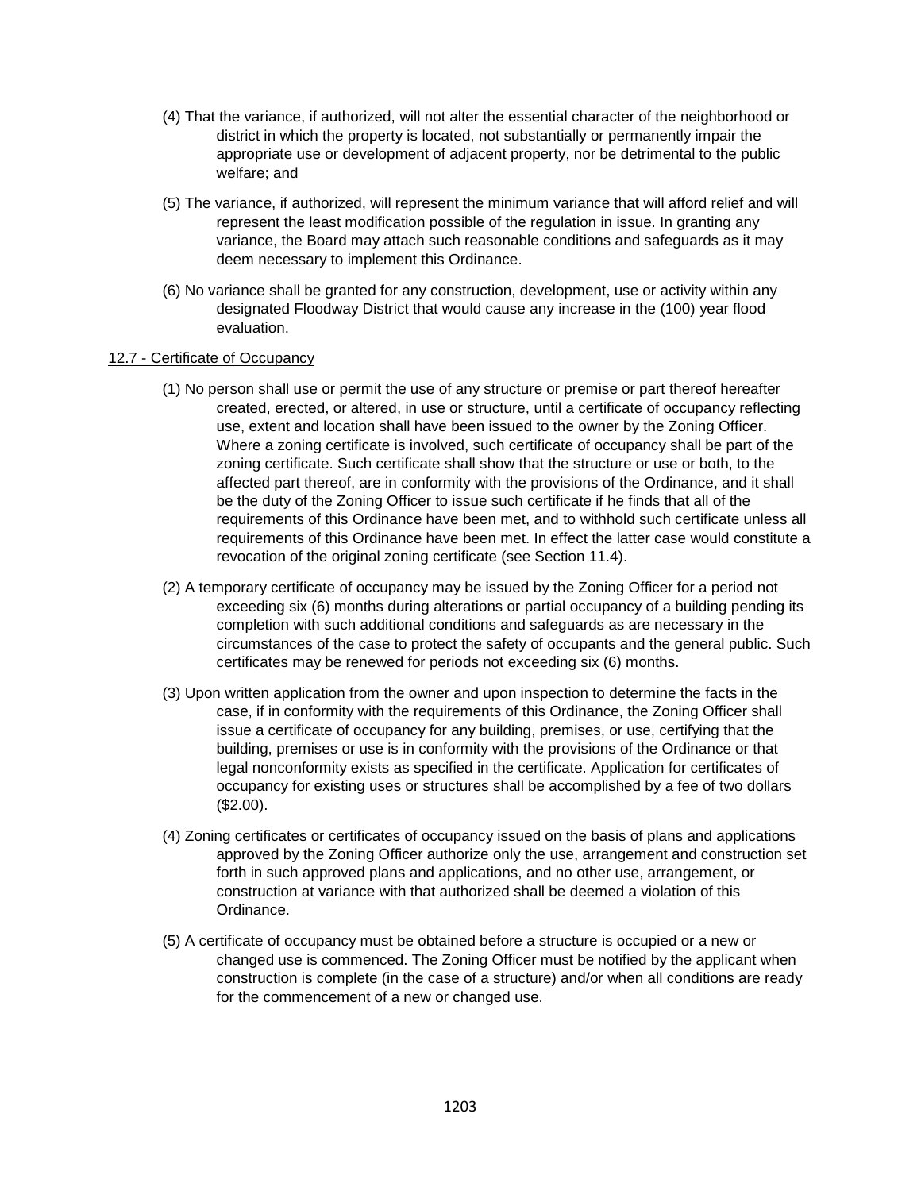(4) That the variance, if authorized, will not alter the essential character of the neighborhood or district in which the property is located, not substantially or permanently impair the appropriate use or development of adjacent property, nor be detrimental to the public welfare; and

(5) The variance, if authorized, will represent the minimum variance that will afford relief and will represent the least modification possible of the regulation in issue. In granting any variance, the Board may attach such reasonable conditions and safeguards as it may deem necessary to implement this Ordinance.

(6) No variance shall be granted for any construction, development, use or activity within any designated Floodway District that would cause any increase in the (100) year flood evaluation.

## 12.7 - Certificate of Occupancy

(1) No person shall use or permit the use of any structure or premise or part thereof hereafter created, erected, or altered, in use or structure, until a certificate of occupancy reflecting use, extent and location shall have been issued to the owner by the Zoning Officer. Where a zoning certificate is involved, such certificate of occupancy shall be part of the zoning certificate. Such certificate shall show that the structure or use or both, to the affected part thereof, are in conformity with the provisions of the Ordinance, and it shall be the duty of the Zoning Officer to issue such certificate if he finds that all of the requirements of this Ordinance have been met, and to withhold such certificate unless all requirements of this Ordinance have been met. In effect the latter case would constitute a revocation of the original zoning certificate (see Section 11.4).

(2) A temporary certificate of occupancy may be issued by the Zoning Officer for a period not exceeding six (6) months during alterations or partial occupancy of a building pending its completion with such additional conditions and safeguards as are necessary in the circumstances of the case to protect the safety of occupants and the general public. Such certificates may be renewed for periods not exceeding six (6) months.

(3) Upon written application from the owner and upon inspection to determine the facts in the case, if in conformity with the requirements of this Ordinance, the Zoning Officer shall issue a certificate of occupancy for any building, premises, or use, certifying that the building, premises or use is in conformity with the provisions of the Ordinance or that legal nonconformity exists as specified in the certificate. Application for certificates of occupancy for existing uses or structures shall be accomplished by a fee of two dollars ($2.00).

(4) Zoning certificates or certificates of occupancy issued on the basis of plans and applications approved by the Zoning Officer authorize only the use, arrangement and construction set forth in such approved plans and applications, and no other use, arrangement, or construction at variance with that authorized shall be deemed a violation of this Ordinance.

(5) A certificate of occupancy must be obtained before a structure is occupied or a new or changed use is commenced. The Zoning Officer must be notified by the applicant when construction is complete (in the case of a structure) and/or when all conditions are ready for the commencement of a new or changed use.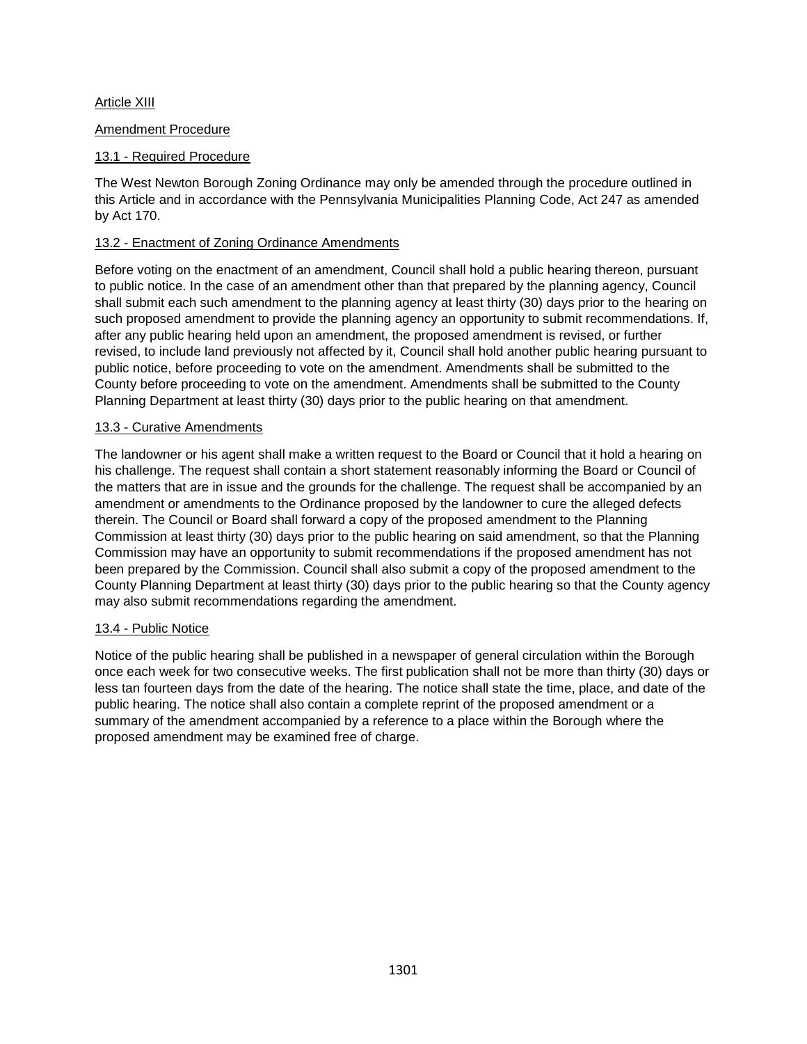## Article XIII

## Amendment Procedure

### 13.1 - Required Procedure

The West Newton Borough Zoning Ordinance may only be amended through the procedure outlined in this Article and in accordance with the Pennsylvania Municipalities Planning Code, Act 247 as amended by Act 170.

### 13.2 - Enactment of Zoning Ordinance Amendments

Before voting on the enactment of an amendment, Council shall hold a public hearing thereon, pursuant to public notice. In the case of an amendment other than that prepared by the planning agency, Council shall submit each such amendment to the planning agency at least thirty (30) days prior to the hearing on such proposed amendment to provide the planning agency an opportunity to submit recommendations. If, after any public hearing held upon an amendment, the proposed amendment is revised, or further revised, to include land previously not affected by it, Council shall hold another public hearing pursuant to public notice, before proceeding to vote on the amendment. Amendments shall be submitted to the County before proceeding to vote on the amendment. Amendments shall be submitted to the County Planning Department at least thirty (30) days prior to the public hearing on that amendment.

### 13.3 - Curative Amendments

The landowner or his agent shall make a written request to the Board or Council that it hold a hearing on his challenge. The request shall contain a short statement reasonably informing the Board or Council of the matters that are in issue and the grounds for the challenge. The request shall be accompanied by an amendment or amendments to the Ordinance proposed by the landowner to cure the alleged defects therein. The Council or Board shall forward a copy of the proposed amendment to the Planning Commission at least thirty (30) days prior to the public hearing on said amendment, so that the Planning Commission may have an opportunity to submit recommendations if the proposed amendment has not been prepared by the Commission. Council shall also submit a copy of the proposed amendment to the County Planning Department at least thirty (30) days prior to the public hearing so that the County agency may also submit recommendations regarding the amendment.

### 13.4 - Public Notice

Notice of the public hearing shall be published in a newspaper of general circulation within the Borough once each week for two consecutive weeks. The first publication shall not be more than thirty (30) days or less tan fourteen days from the date of the hearing. The notice shall state the time, place, and date of the public hearing. The notice shall also contain a complete reprint of the proposed amendment or a summary of the amendment accompanied by a reference to a place within the Borough where the proposed amendment may be examined free of charge.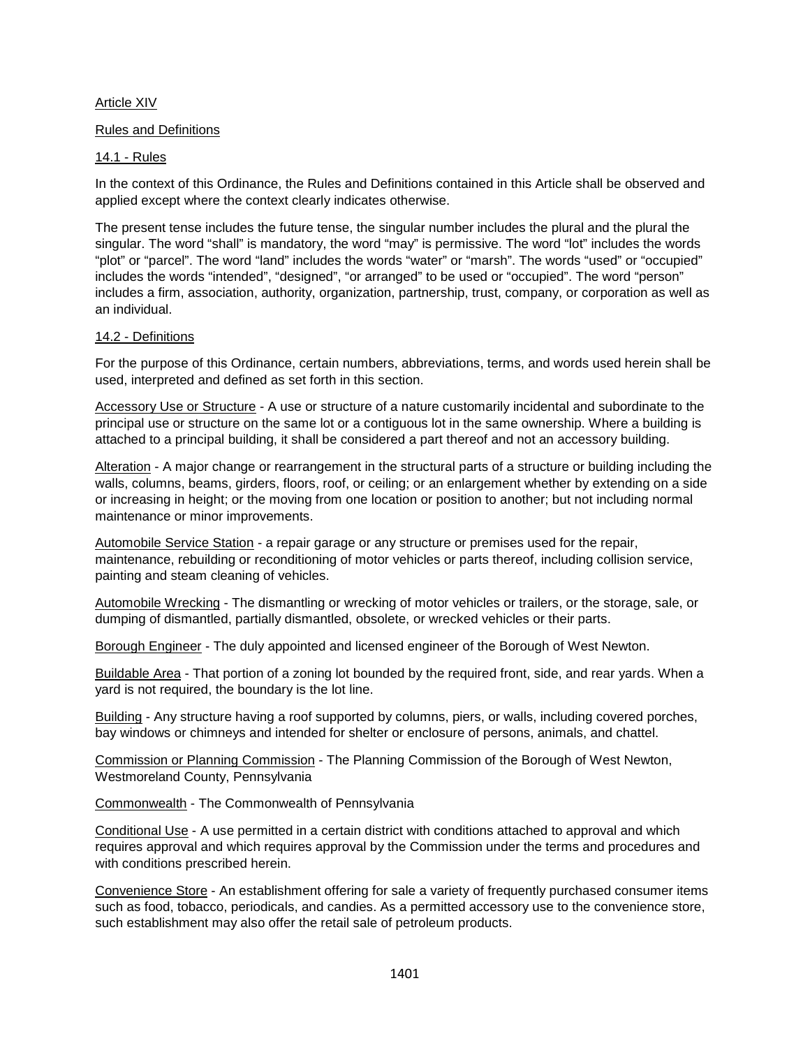Article XIV

Rules and Definitions

14.1 - Rules

In the context of this Ordinance, the Rules and Definitions contained in this Article shall be observed and applied except where the context clearly indicates otherwise.

The present tense includes the future tense, the singular number includes the plural and the plural the singular. The word "shall" is mandatory, the word "may" is permissive. The word "lot" includes the words "plot" or "parcel". The word "land" includes the words "water" or "marsh". The words "used" or "occupied" includes the words "intended", "designed", "or arranged" to be used or "occupied". The word "person" includes a firm, association, authority, organization, partnership, trust, company, or corporation as well as an individual.

14.2 - Definitions

For the purpose of this Ordinance, certain numbers, abbreviations, terms, and words used herein shall be used, interpreted and defined as set forth in this section.

Accessory Use or Structure - A use or structure of a nature customarily incidental and subordinate to the principal use or structure on the same lot or a contiguous lot in the same ownership. Where a building is attached to a principal building, it shall be considered a part thereof and not an accessory building.

Alteration - A major change or rearrangement in the structural parts of a structure or building including the walls, columns, beams, girders, floors, roof, or ceiling; or an enlargement whether by extending on a side or increasing in height; or the moving from one location or position to another; but not including normal maintenance or minor improvements.

Automobile Service Station - a repair garage or any structure or premises used for the repair, maintenance, rebuilding or reconditioning of motor vehicles or parts thereof, including collision service, painting and steam cleaning of vehicles.

Automobile Wrecking - The dismantling or wrecking of motor vehicles or trailers, or the storage, sale, or dumping of dismantled, partially dismantled, obsolete, or wrecked vehicles or their parts.

Borough Engineer - The duly appointed and licensed engineer of the Borough of West Newton.

Buildable Area - That portion of a zoning lot bounded by the required front, side, and rear yards. When a yard is not required, the boundary is the lot line.

Building - Any structure having a roof supported by columns, piers, or walls, including covered porches, bay windows or chimneys and intended for shelter or enclosure of persons, animals, and chattel.

Commission or Planning Commission - The Planning Commission of the Borough of West Newton, Westmoreland County, Pennsylvania

Commonwealth - The Commonwealth of Pennsylvania

Conditional Use - A use permitted in a certain district with conditions attached to approval and which requires approval and which requires approval by the Commission under the terms and procedures and with conditions prescribed herein.

Convenience Store - An establishment offering for sale a variety of frequently purchased consumer items such as food, tobacco, periodicals, and candies. As a permitted accessory use to the convenience store, such establishment may also offer the retail sale of petroleum products.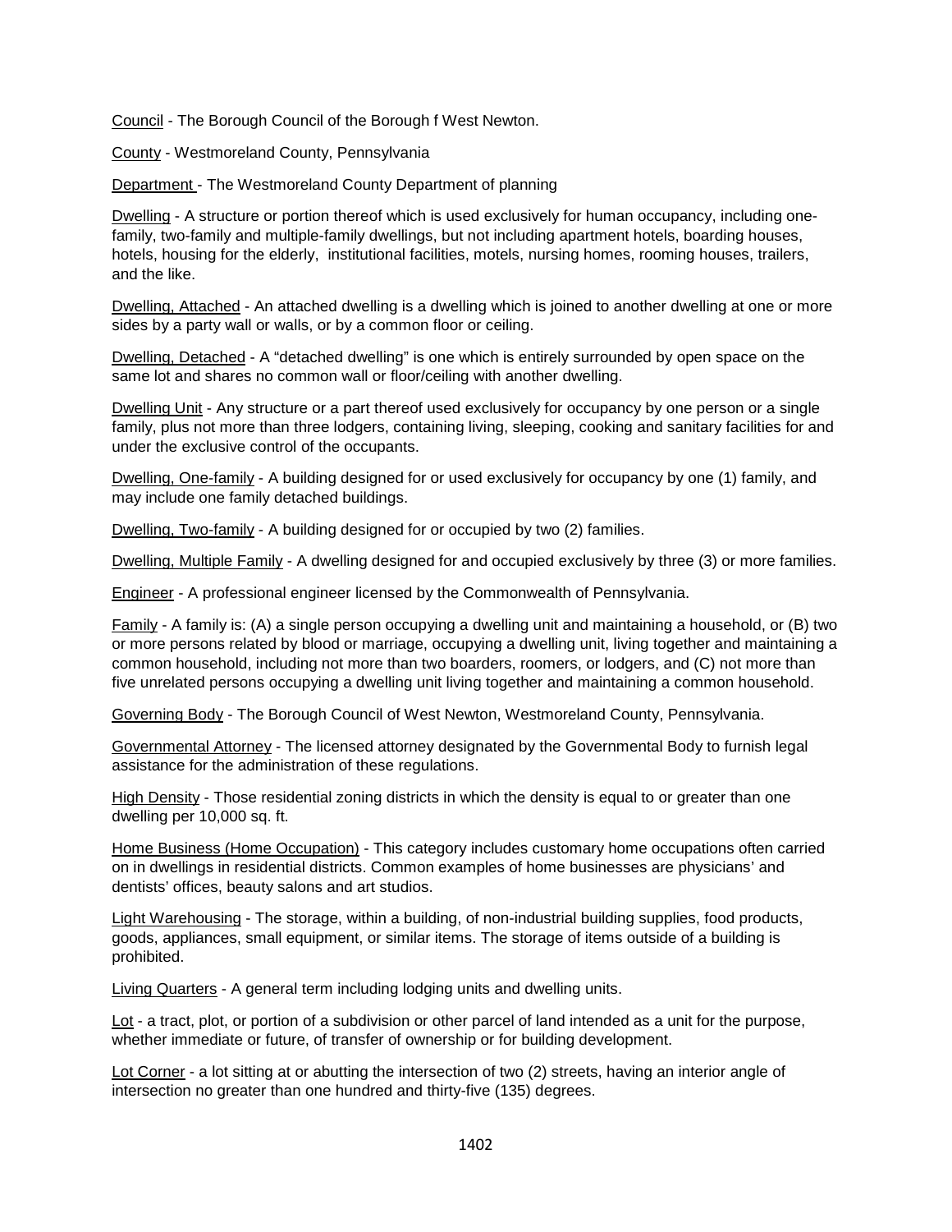Council - The Borough Council of the Borough f West Newton.

County - Westmoreland County, Pennsylvania

Department - The Westmoreland County Department of planning

Dwelling - A structure or portion thereof which is used exclusively for human occupancy, including one-family, two-family and multiple-family dwellings, but not including apartment hotels, boarding houses, hotels, housing for the elderly, institutional facilities, motels, nursing homes, rooming houses, trailers, and the like.

Dwelling, Attached - An attached dwelling is a dwelling which is joined to another dwelling at one or more sides by a party wall or walls, or by a common floor or ceiling.

Dwelling, Detached - A "detached dwelling" is one which is entirely surrounded by open space on the same lot and shares no common wall or floor/ceiling with another dwelling.

Dwelling Unit - Any structure or a part thereof used exclusively for occupancy by one person or a single family, plus not more than three lodgers, containing living, sleeping, cooking and sanitary facilities for and under the exclusive control of the occupants.

Dwelling, One-family - A building designed for or used exclusively for occupancy by one (1) family, and may include one family detached buildings.

Dwelling, Two-family - A building designed for or occupied by two (2) families.

Dwelling, Multiple Family - A dwelling designed for and occupied exclusively by three (3) or more families.

Engineer - A professional engineer licensed by the Commonwealth of Pennsylvania.

Family - A family is: (A) a single person occupying a dwelling unit and maintaining a household, or (B) two or more persons related by blood or marriage, occupying a dwelling unit, living together and maintaining a common household, including not more than two boarders, roomers, or lodgers, and (C) not more than five unrelated persons occupying a dwelling unit living together and maintaining a common household.

Governing Body - The Borough Council of West Newton, Westmoreland County, Pennsylvania.

Governmental Attorney - The licensed attorney designated by the Governmental Body to furnish legal assistance for the administration of these regulations.

High Density - Those residential zoning districts in which the density is equal to or greater than one dwelling per 10,000 sq. ft.

Home Business (Home Occupation) - This category includes customary home occupations often carried on in dwellings in residential districts. Common examples of home businesses are physicians' and dentists' offices, beauty salons and art studios.

Light Warehousing - The storage, within a building, of non-industrial building supplies, food products, goods, appliances, small equipment, or similar items. The storage of items outside of a building is prohibited.

Living Quarters - A general term including lodging units and dwelling units.

Lot - a tract, plot, or portion of a subdivision or other parcel of land intended as a unit for the purpose, whether immediate or future, of transfer of ownership or for building development.

Lot Corner - a lot sitting at or abutting the intersection of two (2) streets, having an interior angle of intersection no greater than one hundred and thirty-five (135) degrees.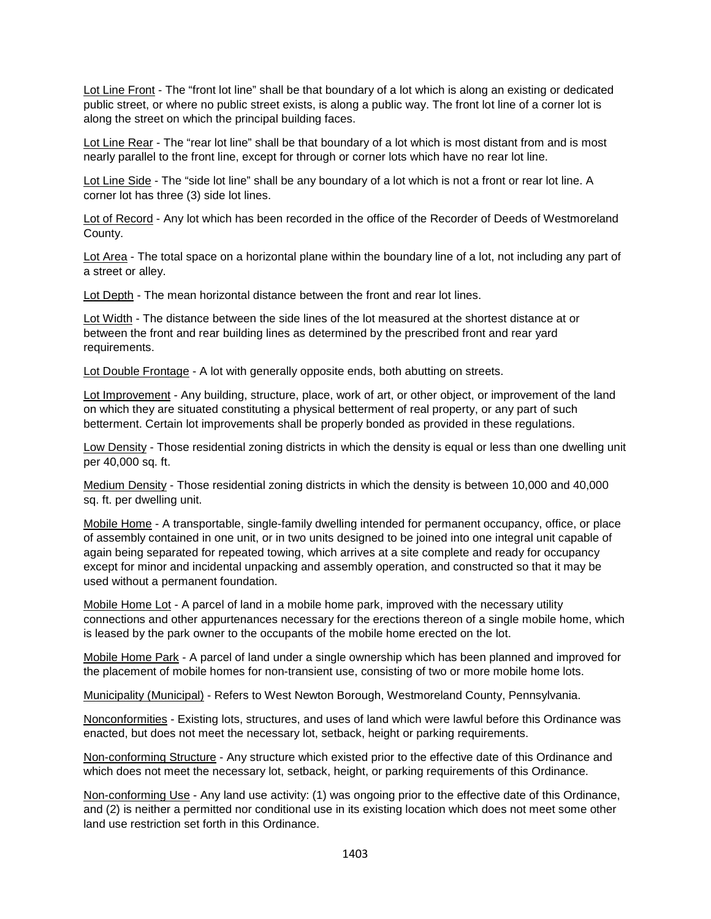Lot Line Front - The "front lot line" shall be that boundary of a lot which is along an existing or dedicated public street, or where no public street exists, is along a public way. The front lot line of a corner lot is along the street on which the principal building faces.

Lot Line Rear - The "rear lot line" shall be that boundary of a lot which is most distant from and is most nearly parallel to the front line, except for through or corner lots which have no rear lot line.

Lot Line Side - The "side lot line" shall be any boundary of a lot which is not a front or rear lot line. A corner lot has three (3) side lot lines.

Lot of Record - Any lot which has been recorded in the office of the Recorder of Deeds of Westmoreland County.

Lot Area - The total space on a horizontal plane within the boundary line of a lot, not including any part of a street or alley.

Lot Depth - The mean horizontal distance between the front and rear lot lines.

Lot Width - The distance between the side lines of the lot measured at the shortest distance at or between the front and rear building lines as determined by the prescribed front and rear yard requirements.

Lot Double Frontage - A lot with generally opposite ends, both abutting on streets.

Lot Improvement - Any building, structure, place, work of art, or other object, or improvement of the land on which they are situated constituting a physical betterment of real property, or any part of such betterment. Certain lot improvements shall be properly bonded as provided in these regulations.

Low Density - Those residential zoning districts in which the density is equal or less than one dwelling unit per 40,000 sq. ft.

Medium Density - Those residential zoning districts in which the density is between 10,000 and 40,000 sq. ft. per dwelling unit.

Mobile Home - A transportable, single-family dwelling intended for permanent occupancy, office, or place of assembly contained in one unit, or in two units designed to be joined into one integral unit capable of again being separated for repeated towing, which arrives at a site complete and ready for occupancy except for minor and incidental unpacking and assembly operation, and constructed so that it may be used without a permanent foundation.

Mobile Home Lot - A parcel of land in a mobile home park, improved with the necessary utility connections and other appurtenances necessary for the erections thereon of a single mobile home, which is leased by the park owner to the occupants of the mobile home erected on the lot.

Mobile Home Park - A parcel of land under a single ownership which has been planned and improved for the placement of mobile homes for non-transient use, consisting of two or more mobile home lots.

Municipality (Municipal) - Refers to West Newton Borough, Westmoreland County, Pennsylvania.

Nonconformities - Existing lots, structures, and uses of land which were lawful before this Ordinance was enacted, but does not meet the necessary lot, setback, height or parking requirements.

Non-conforming Structure - Any structure which existed prior to the effective date of this Ordinance and which does not meet the necessary lot, setback, height, or parking requirements of this Ordinance.

Non-conforming Use - Any land use activity: (1) was ongoing prior to the effective date of this Ordinance, and (2) is neither a permitted nor conditional use in its existing location which does not meet some other land use restriction set forth in this Ordinance.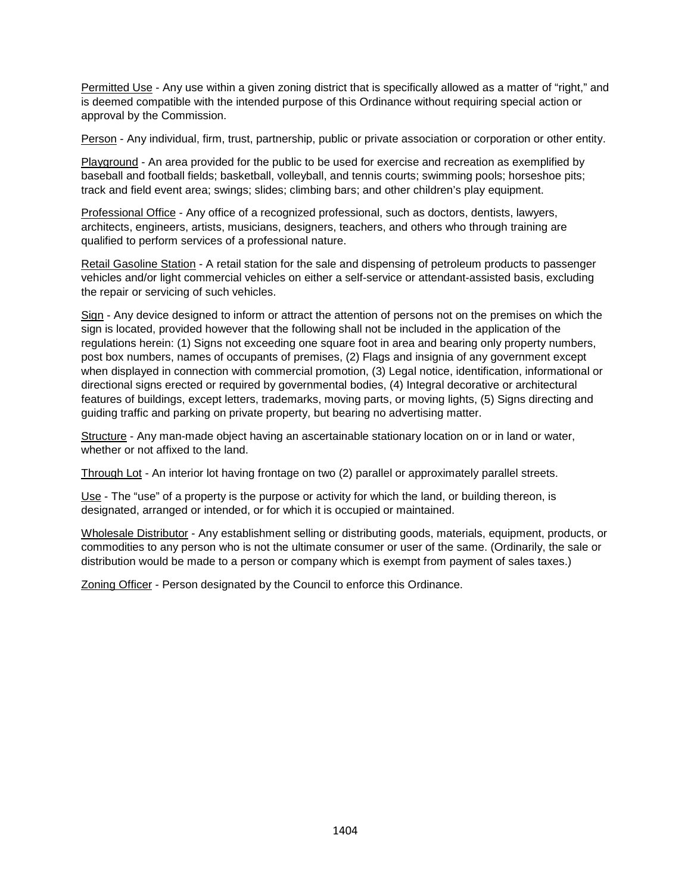Permitted Use - Any use within a given zoning district that is specifically allowed as a matter of "right," and is deemed compatible with the intended purpose of this Ordinance without requiring special action or approval by the Commission.

Person - Any individual, firm, trust, partnership, public or private association or corporation or other entity.

Playground - An area provided for the public to be used for exercise and recreation as exemplified by baseball and football fields; basketball, volleyball, and tennis courts; swimming pools; horseshoe pits; track and field event area; swings; slides; climbing bars; and other children's play equipment.

Professional Office - Any office of a recognized professional, such as doctors, dentists, lawyers, architects, engineers, artists, musicians, designers, teachers, and others who through training are qualified to perform services of a professional nature.

Retail Gasoline Station - A retail station for the sale and dispensing of petroleum products to passenger vehicles and/or light commercial vehicles on either a self-service or attendant-assisted basis, excluding the repair or servicing of such vehicles.

Sign - Any device designed to inform or attract the attention of persons not on the premises on which the sign is located, provided however that the following shall not be included in the application of the regulations herein: (1) Signs not exceeding one square foot in area and bearing only property numbers, post box numbers, names of occupants of premises, (2) Flags and insignia of any government except when displayed in connection with commercial promotion, (3) Legal notice, identification, informational or directional signs erected or required by governmental bodies, (4) Integral decorative or architectural features of buildings, except letters, trademarks, moving parts, or moving lights, (5) Signs directing and guiding traffic and parking on private property, but bearing no advertising matter.

Structure - Any man-made object having an ascertainable stationary location on or in land or water, whether or not affixed to the land.

Through Lot - An interior lot having frontage on two (2) parallel or approximately parallel streets.

Use - The "use" of a property is the purpose or activity for which the land, or building thereon, is designated, arranged or intended, or for which it is occupied or maintained.

Wholesale Distributor - Any establishment selling or distributing goods, materials, equipment, products, or commodities to any person who is not the ultimate consumer or user of the same. (Ordinarily, the sale or distribution would be made to a person or company which is exempt from payment of sales taxes.)

Zoning Officer - Person designated by the Council to enforce this Ordinance.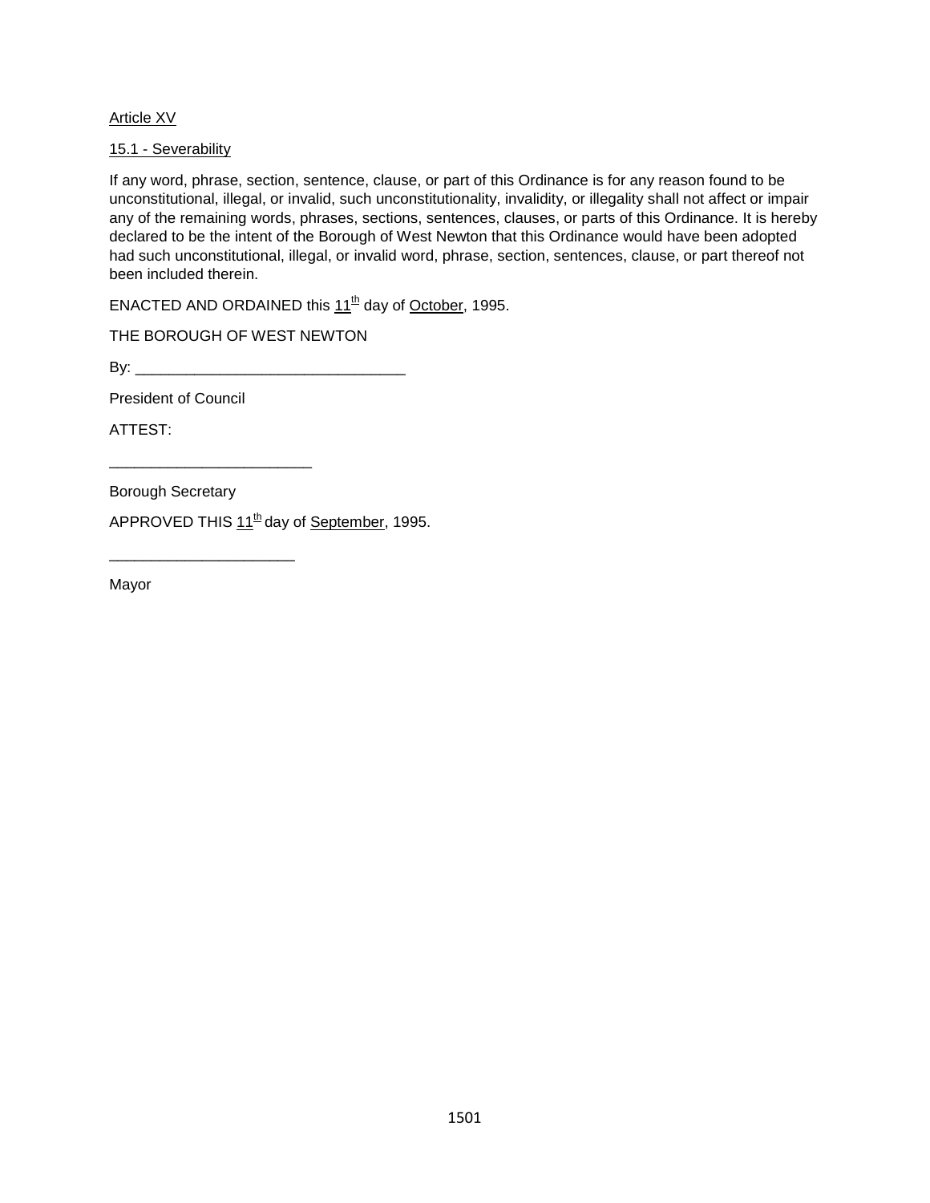Article XV

15.1 - Severability

If any word, phrase, section, sentence, clause, or part of this Ordinance is for any reason found to be unconstitutional, illegal, or invalid, such unconstitutionality, invalidity, or illegality shall not affect or impair any of the remaining words, phrases, sections, sentences, clauses, or parts of this Ordinance. It is hereby declared to be the intent of the Borough of West Newton that this Ordinance would have been adopted had such unconstitutional, illegal, or invalid word, phrase, section, sentences, clause, or part thereof not been included therein.

ENACTED AND ORDAINED this 11th day of October, 1995.

THE BOROUGH OF WEST NEWTON

By: ________________________________

President of Council

ATTEST:

________________________

Borough Secretary

APPROVED THIS 11th day of September, 1995.

______________________

Mayor